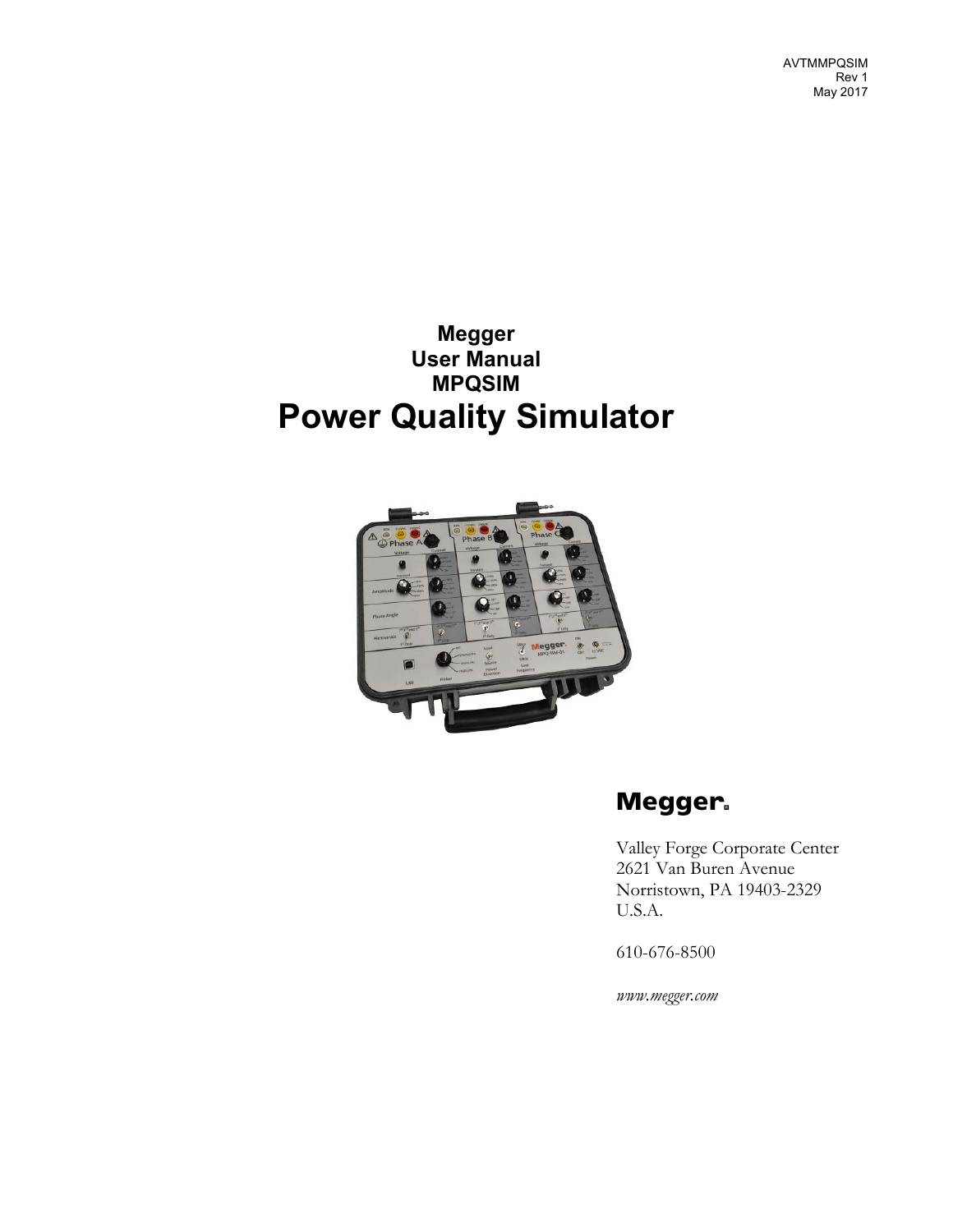AVTMMPQSIM
Rev 1
May 2017

**Megger**
**User Manual**
**MPQSIM**

# Power Quality Simulator

**Megger**

Valley Forge Corporate Center
2621 Van Buren Avenue
Norristown, PA 19403-2329
U.S.A.

610-676-8500

*www.megger.com*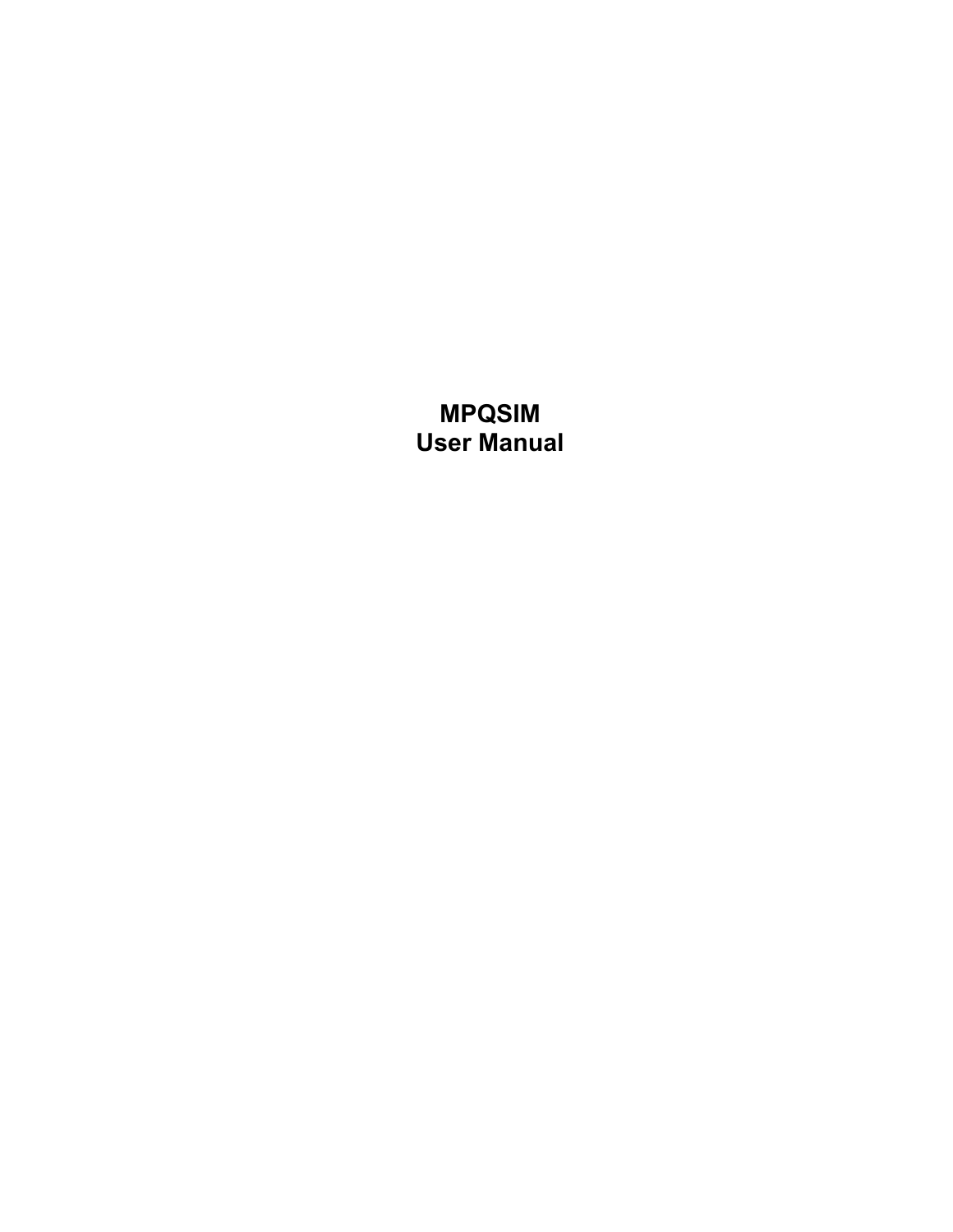# MPQSIM
# User Manual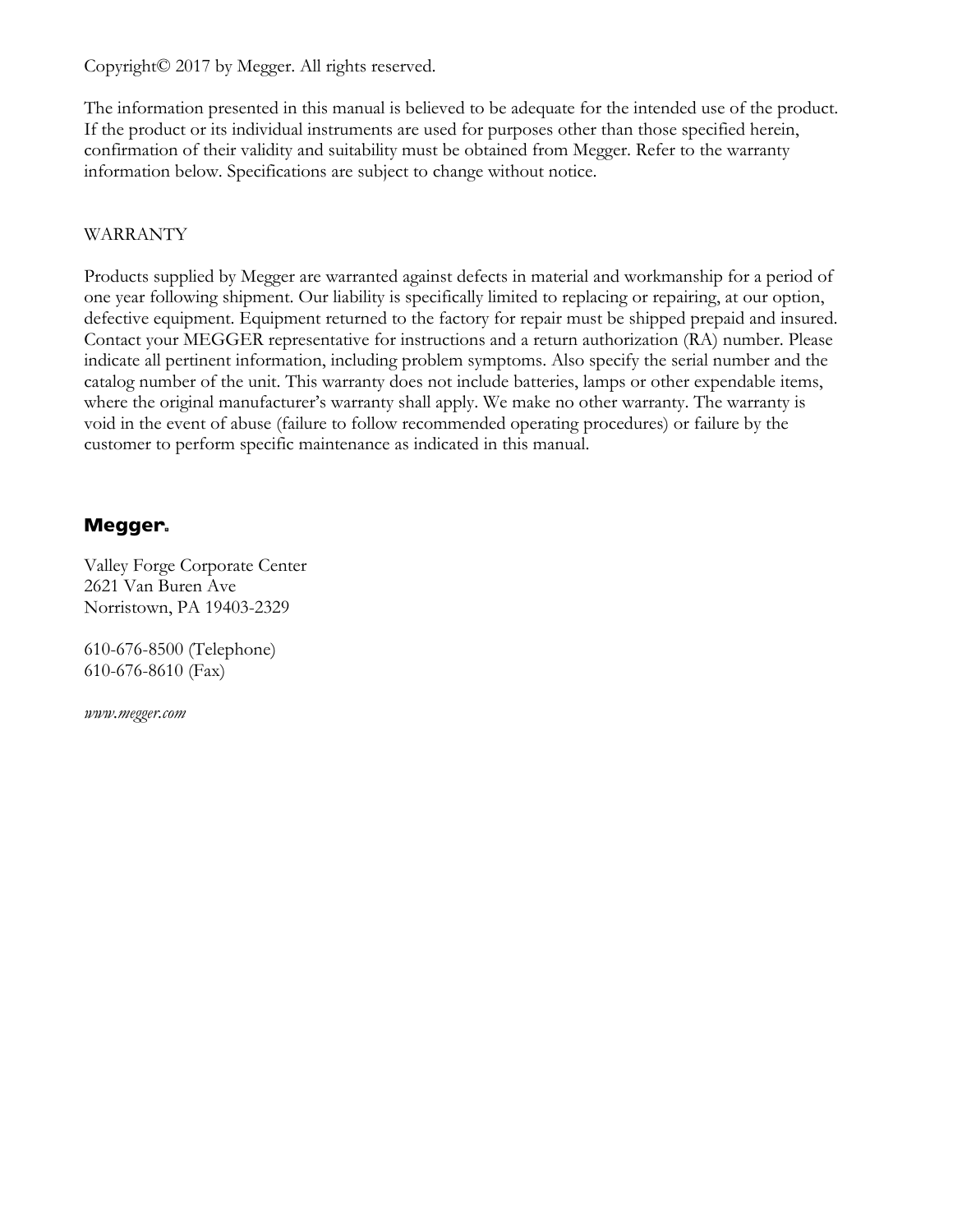Copyright© 2017 by Megger. All rights reserved.

The information presented in this manual is believed to be adequate for the intended use of the product. If the product or its individual instruments are used for purposes other than those specified herein, confirmation of their validity and suitability must be obtained from Megger. Refer to the warranty information below. Specifications are subject to change without notice.

WARRANTY

Products supplied by Megger are warranted against defects in material and workmanship for a period of one year following shipment. Our liability is specifically limited to replacing or repairing, at our option, defective equipment. Equipment returned to the factory for repair must be shipped prepaid and insured. Contact your MEGGER representative for instructions and a return authorization (RA) number. Please indicate all pertinent information, including problem symptoms. Also specify the serial number and the catalog number of the unit. This warranty does not include batteries, lamps or other expendable items, where the original manufacturer's warranty shall apply. We make no other warranty. The warranty is void in the event of abuse (failure to follow recommended operating procedures) or failure by the customer to perform specific maintenance as indicated in this manual.

**Megger.**

Valley Forge Corporate Center
2621 Van Buren Ave
Norristown, PA 19403-2329

610-676-8500 (Telephone)
610-676-8610 (Fax)

*www.megger.com*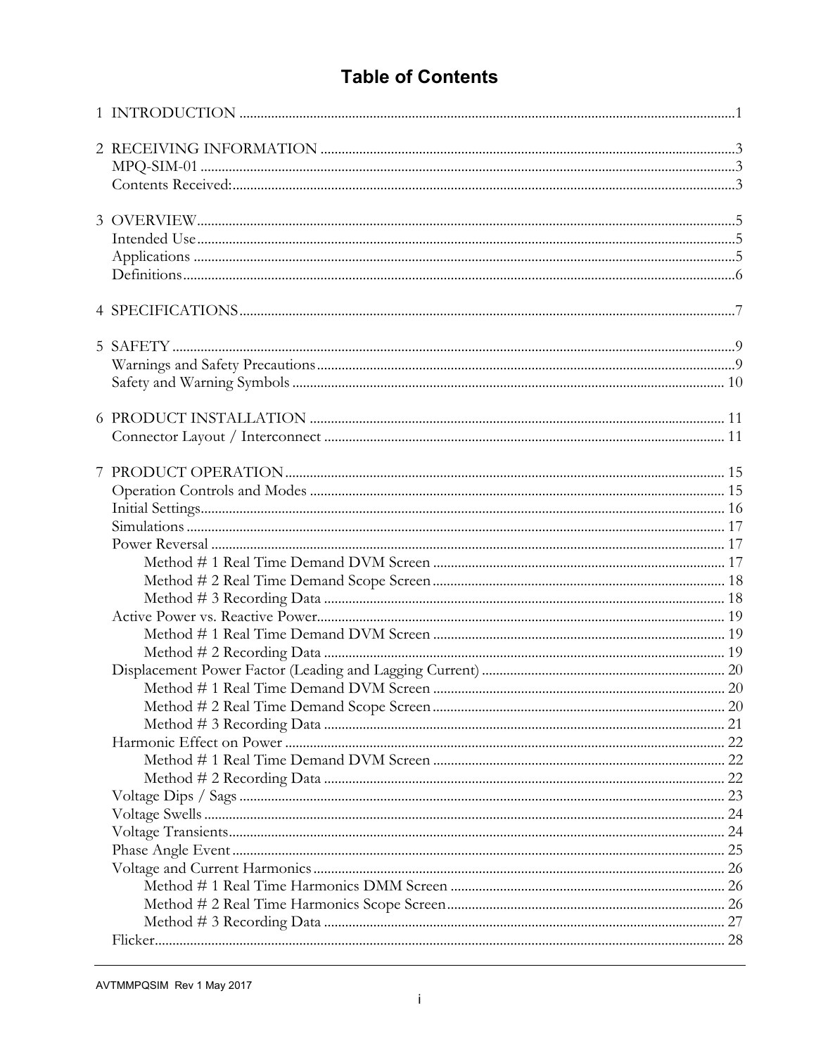# Table of Contents

1 INTRODUCTION .......................................................................................................................1

2 RECEIVING INFORMATION .................................................................................................3
   MPQ-SIM-01 .........................................................................................................................3
   Contents Received: ................................................................................................................3

3 OVERVIEW ...........................................................................................................................5
   Intended Use .........................................................................................................................5
   Applications ..........................................................................................................................5
   Definitions .............................................................................................................................6

4 SPECIFICATIONS ..................................................................................................................7

5 SAFETY ..................................................................................................................................9
   Warnings and Safety Precautions ..........................................................................................9
   Safety and Warning Symbols ...............................................................................................10

6 PRODUCT INSTALLATION .................................................................................................11
   Connector Layout / Interconnect .........................................................................................11

7 PRODUCT OPERATION .......................................................................................................15
   Operation Controls and Modes ............................................................................................15
   Initial Settings .......................................................................................................................16
   Simulations ...........................................................................................................................17
   Power Reversal .....................................................................................................................17
      Method # 1 Real Time Demand DVM Screen ...............................................................17
      Method # 2 Real Time Demand Scope Screen ...............................................................18
      Method # 3 Recording Data ...........................................................................................18
   Active Power vs. Reactive Power ..........................................................................................19
      Method # 1 Real Time Demand DVM Screen ...............................................................19
      Method # 2 Recording Data ...........................................................................................19
   Displacement Power Factor (Leading and Lagging Current) ...............................................20
      Method # 1 Real Time Demand DVM Screen ...............................................................20
      Method # 2 Real Time Demand Scope Screen ...............................................................20
      Method # 3 Recording Data ...........................................................................................21
   Harmonic Effect on Power ....................................................................................................22
      Method # 1 Real Time Demand DVM Screen ...............................................................22
      Method # 2 Recording Data ...........................................................................................22
   Voltage Dips / Sags ...............................................................................................................23
   Voltage Swells .......................................................................................................................24
   Voltage Transients .................................................................................................................24
   Phase Angle Event ................................................................................................................25
   Voltage and Current Harmonics ...........................................................................................26
      Method # 1 Real Time Harmonics DMM Screen ..........................................................26
      Method # 2 Real Time Harmonics Scope Screen ...........................................................26
      Method # 3 Recording Data ...........................................................................................27
   Flicker ...................................................................................................................................28

AVTMMPQSIM Rev 1 May 2017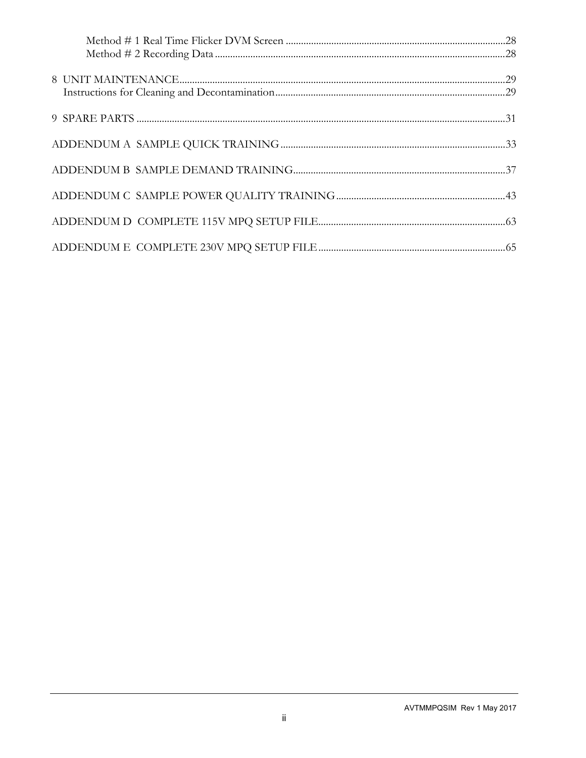Method # 1 Real Time Flicker DVM Screen ....................................................................................28
Method # 2 Recording Data ................................................................................................................28

8 UNIT MAINTENANCE.................................................................................................................................29
Instructions for Cleaning and Decontamination..........................................................................................29

9 SPARE PARTS ..................................................................................................................................................31

ADDENDUM A SAMPLE QUICK TRAINING ........................................................................................33

ADDENDUM B SAMPLE DEMAND TRAINING....................................................................................37

ADDENDUM C SAMPLE POWER QUALITY TRAINING ..................................................................43

ADDENDUM D COMPLETE 115V MPQ SETUP FILE..........................................................................63

ADDENDUM E COMPLETE 230V MPQ SETUP FILE ..........................................................................65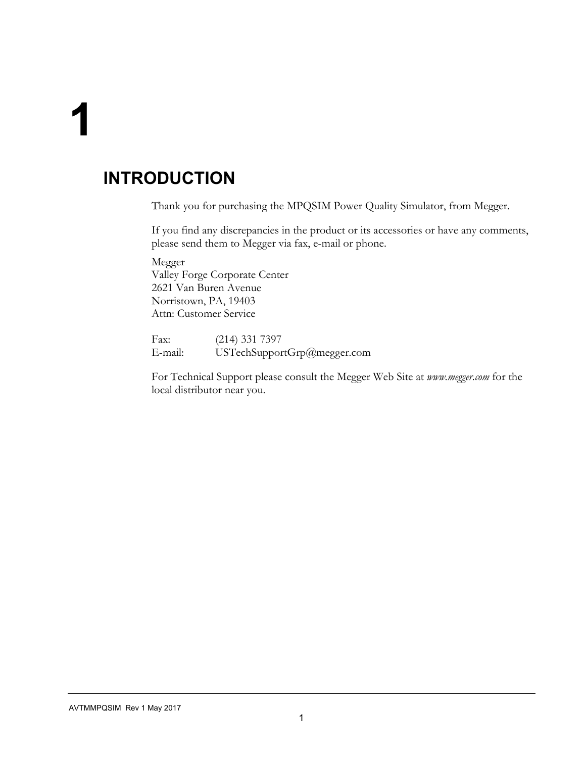# 1

## INTRODUCTION

Thank you for purchasing the MPQSIM Power Quality Simulator, from Megger.

If you find any discrepancies in the product or its accessories or have any comments, please send them to Megger via fax, e-mail or phone.

Megger
Valley Forge Corporate Center
2621 Van Buren Avenue
Norristown, PA, 19403
Attn: Customer Service

Fax: (214) 331 7397
E-mail: USTechSupportGrp@megger.com

For Technical Support please consult the Megger Web Site at *www.megger.com* for the local distributor near you.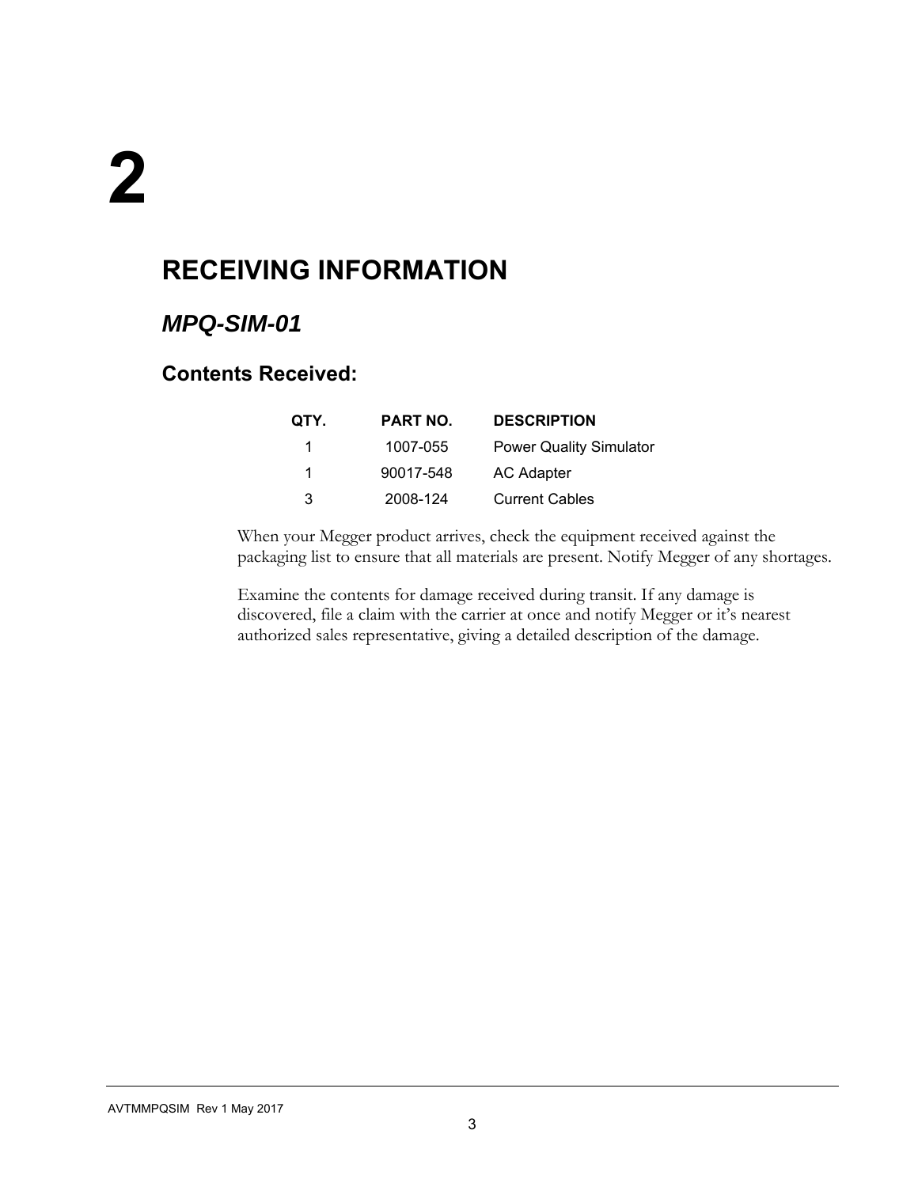# 2

# RECEIVING INFORMATION

## *MPQ-SIM-01*

### Contents Received:

| QTY. | PART NO. | DESCRIPTION |
|---|---|---|
| 1 | 1007-055 | Power Quality Simulator |
| 1 | 90017-548 | AC Adapter |
| 3 | 2008-124 | Current Cables |

When your Megger product arrives, check the equipment received against the packaging list to ensure that all materials are present. Notify Megger of any shortages.

Examine the contents for damage received during transit. If any damage is discovered, file a claim with the carrier at once and notify Megger or it's nearest authorized sales representative, giving a detailed description of the damage.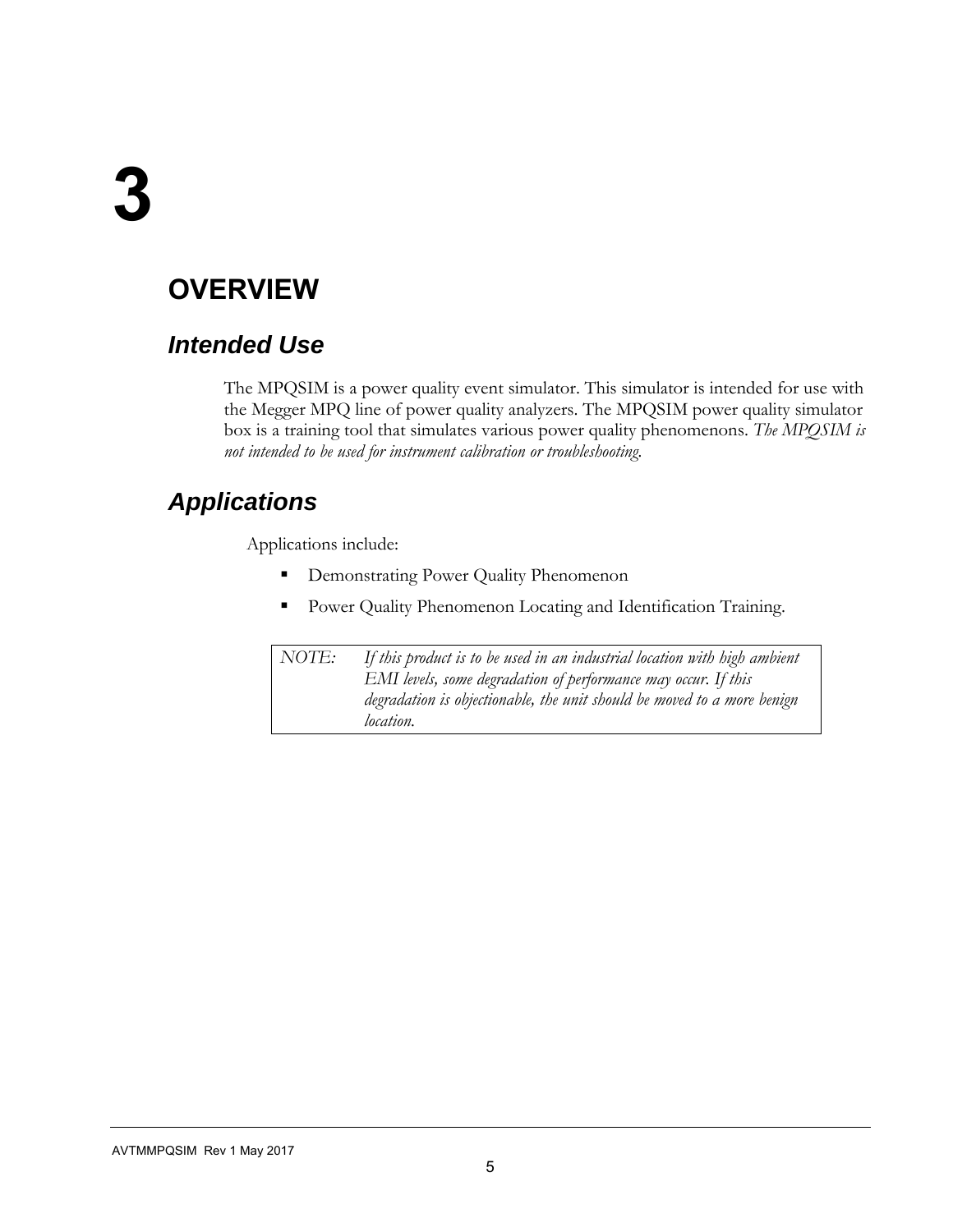# 3

# OVERVIEW

## *Intended Use*

The MPQSIM is a power quality event simulator. This simulator is intended for use with the Megger MPQ line of power quality analyzers. The MPQSIM power quality simulator box is a training tool that simulates various power quality phenomenons. *The MPQSIM is not intended to be used for instrument calibration or troubleshooting.*

## *Applications*

Applications include:

- Demonstrating Power Quality Phenomenon
- Power Quality Phenomenon Locating and Identification Training.

> *NOTE: If this product is to be used in an industrial location with high ambient EMI levels, some degradation of performance may occur. If this degradation is objectionable, the unit should be moved to a more benign location.*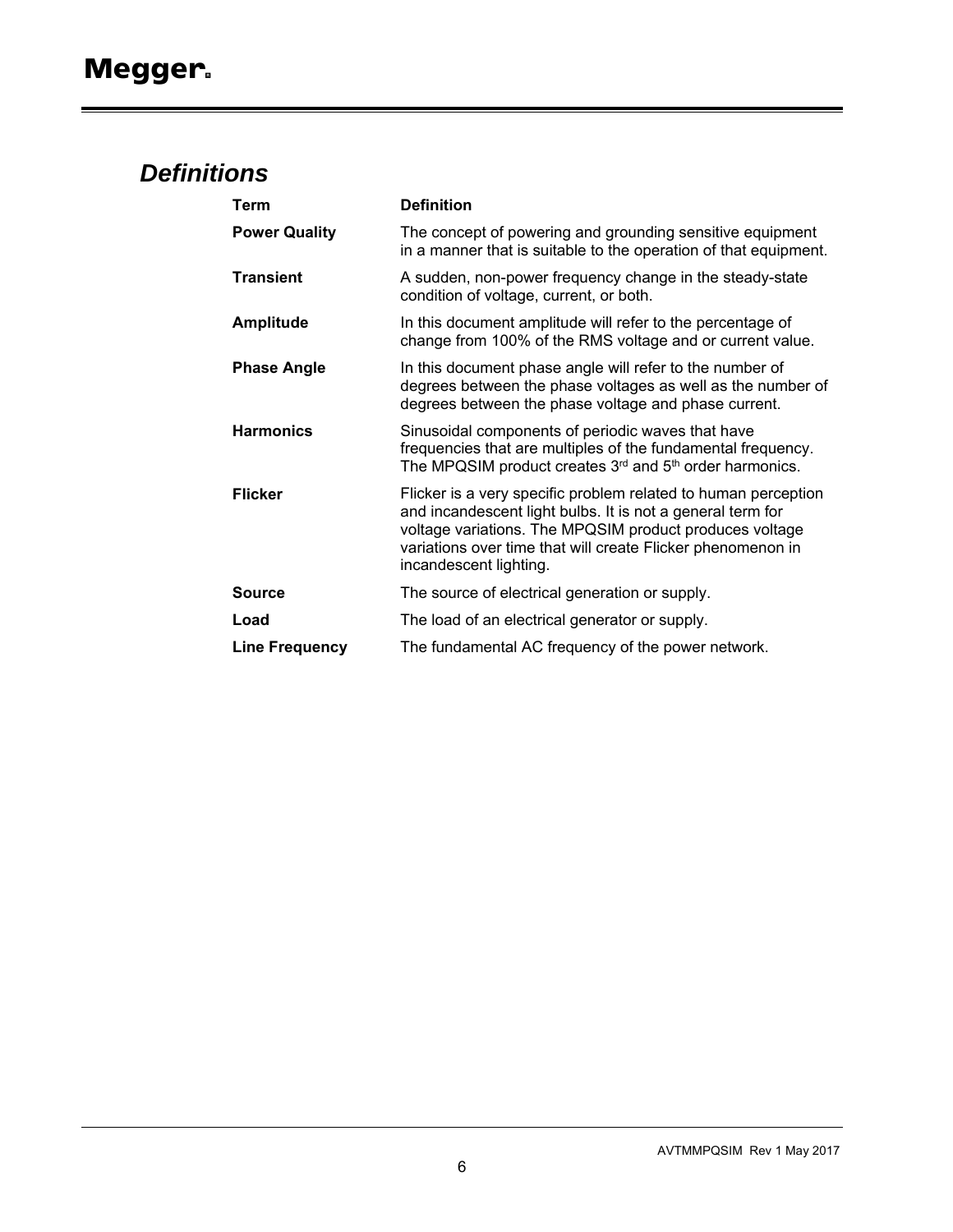## *Definitions*

| Term | Definition |
|---|---|
| **Power Quality** | The concept of powering and grounding sensitive equipment in a manner that is suitable to the operation of that equipment. |
| **Transient** | A sudden, non-power frequency change in the steady-state condition of voltage, current, or both. |
| **Amplitude** | In this document amplitude will refer to the percentage of change from 100% of the RMS voltage and or current value. |
| **Phase Angle** | In this document phase angle will refer to the number of degrees between the phase voltages as well as the number of degrees between the phase voltage and phase current. |
| **Harmonics** | Sinusoidal components of periodic waves that have frequencies that are multiples of the fundamental frequency. The MPQSIM product creates 3rd and 5th order harmonics. |
| **Flicker** | Flicker is a very specific problem related to human perception and incandescent light bulbs. It is not a general term for voltage variations. The MPQSIM product produces voltage variations over time that will create Flicker phenomenon in incandescent lighting. |
| **Source** | The source of electrical generation or supply. |
| **Load** | The load of an electrical generator or supply. |
| **Line Frequency** | The fundamental AC frequency of the power network. |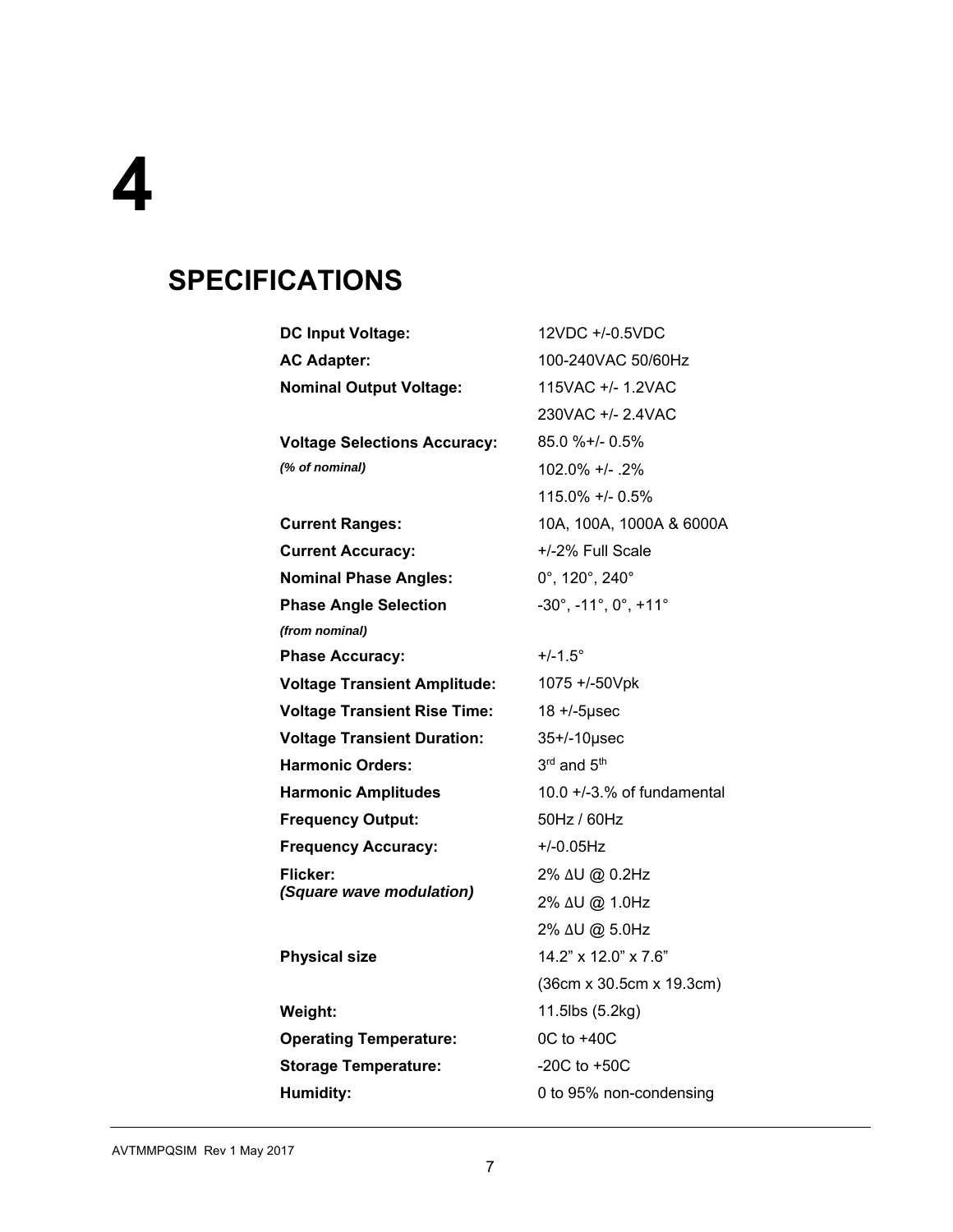# 4

## SPECIFICATIONS

| | |
|---|---|
| **DC Input Voltage:** | 12VDC +/-0.5VDC |
| **AC Adapter:** | 100-240VAC 50/60Hz |
| **Nominal Output Voltage:** | 115VAC +/- 1.2VAC |
| | 230VAC +/- 2.4VAC |
| **Voltage Selections Accuracy:** | 85.0 %+/- 0.5% |
| ***(% of nominal)*** | 102.0% +/- .2% |
| | 115.0% +/- 0.5% |
| **Current Ranges:** | 10A, 100A, 1000A & 6000A |
| **Current Accuracy:** | +/-2% Full Scale |
| **Nominal Phase Angles:** | 0°, 120°, 240° |
| **Phase Angle Selection** | -30°, -11°, 0°, +11° |
| ***(from nominal)*** | |
| **Phase Accuracy:** | +/-1.5° |
| **Voltage Transient Amplitude:** | 1075 +/-50Vpk |
| **Voltage Transient Rise Time:** | 18 +/-5µsec |
| **Voltage Transient Duration:** | 35+/-10µsec |
| **Harmonic Orders:** | 3rd and 5th |
| **Harmonic Amplitudes** | 10.0 +/-3.% of fundamental |
| **Frequency Output:** | 50Hz / 60Hz |
| **Frequency Accuracy:** | +/-0.05Hz |
| **Flicker:** ***(Square wave modulation)*** | 2% ΔU @ 0.2Hz |
| | 2% ΔU @ 1.0Hz |
| | 2% ΔU @ 5.0Hz |
| **Physical size** | 14.2" x 12.0" x 7.6" |
| | (36cm x 30.5cm x 19.3cm) |
| **Weight:** | 11.5lbs (5.2kg) |
| **Operating Temperature:** | 0C to +40C |
| **Storage Temperature:** | -20C to +50C |
| **Humidity:** | 0 to 95% non-condensing |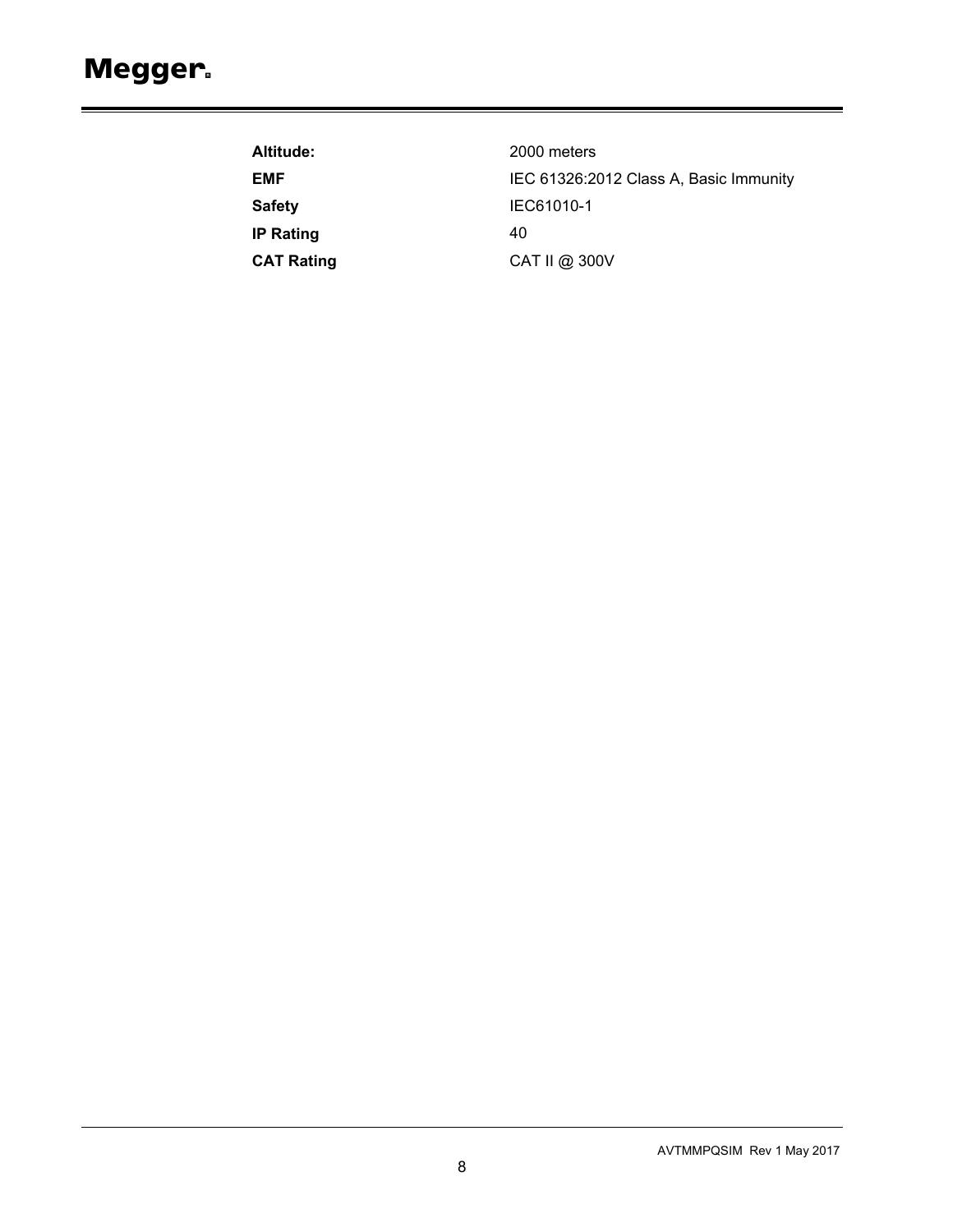**Altitude:** 2000 meters

**EMF** IEC 61326:2012 Class A, Basic Immunity

**Safety** IEC61010-1

**IP Rating** 40

**CAT Rating** CAT II @ 300V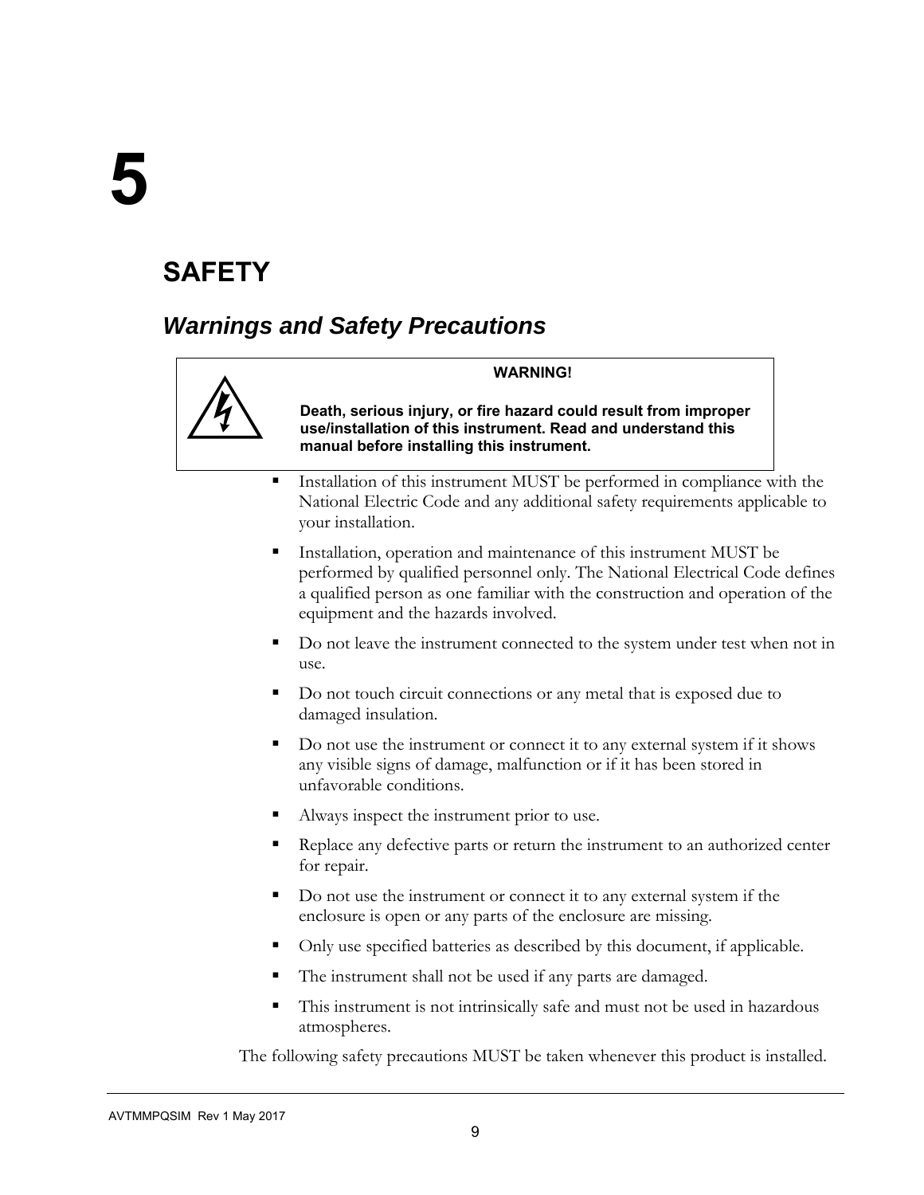# 5

# SAFETY

## *Warnings and Safety Precautions*

> **WARNING!**
>
> **Death, serious injury, or fire hazard could result from improper use/installation of this instrument. Read and understand this manual before installing this instrument.**

- Installation of this instrument MUST be performed in compliance with the National Electric Code and any additional safety requirements applicable to your installation.
- Installation, operation and maintenance of this instrument MUST be performed by qualified personnel only. The National Electrical Code defines a qualified person as one familiar with the construction and operation of the equipment and the hazards involved.
- Do not leave the instrument connected to the system under test when not in use.
- Do not touch circuit connections or any metal that is exposed due to damaged insulation.
- Do not use the instrument or connect it to any external system if it shows any visible signs of damage, malfunction or if it has been stored in unfavorable conditions.
- Always inspect the instrument prior to use.
- Replace any defective parts or return the instrument to an authorized center for repair.
- Do not use the instrument or connect it to any external system if the enclosure is open or any parts of the enclosure are missing.
- Only use specified batteries as described by this document, if applicable.
- The instrument shall not be used if any parts are damaged.
- This instrument is not intrinsically safe and must not be used in hazardous atmospheres.

The following safety precautions MUST be taken whenever this product is installed.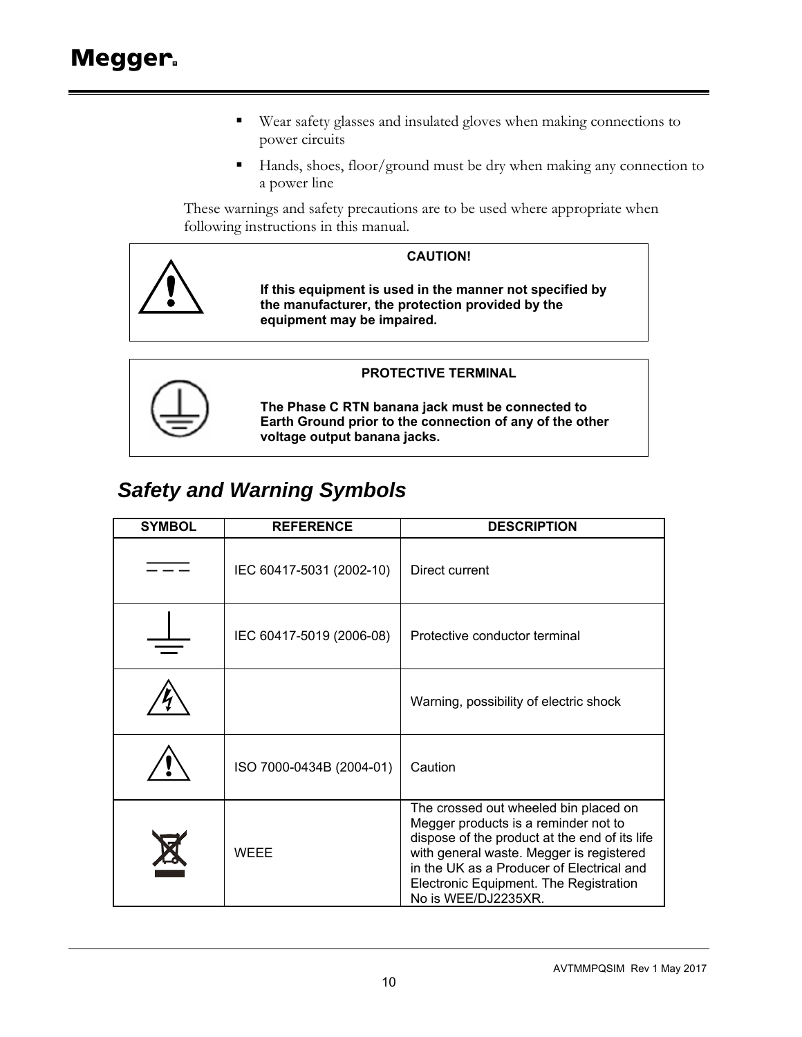- Wear safety glasses and insulated gloves when making connections to power circuits
- Hands, shoes, floor/ground must be dry when making any connection to a power line

These warnings and safety precautions are to be used where appropriate when following instructions in this manual.

**CAUTION!**

**If this equipment is used in the manner not specified by the manufacturer, the protection provided by the equipment may be impaired.**

**PROTECTIVE TERMINAL**

**The Phase C RTN banana jack must be connected to Earth Ground prior to the connection of any of the other voltage output banana jacks.**

## *Safety and Warning Symbols*

| SYMBOL | REFERENCE | DESCRIPTION |
|---|---|---|
| | IEC 60417-5031 (2002-10) | Direct current |
| | IEC 60417-5019 (2006-08) | Protective conductor terminal |
| | | Warning, possibility of electric shock |
| | ISO 7000-0434B (2004-01) | Caution |
| | WEEE | The crossed out wheeled bin placed on Megger products is a reminder not to dispose of the product at the end of its life with general waste. Megger is registered in the UK as a Producer of Electrical and Electronic Equipment. The Registration No is WEE/DJ2235XR. |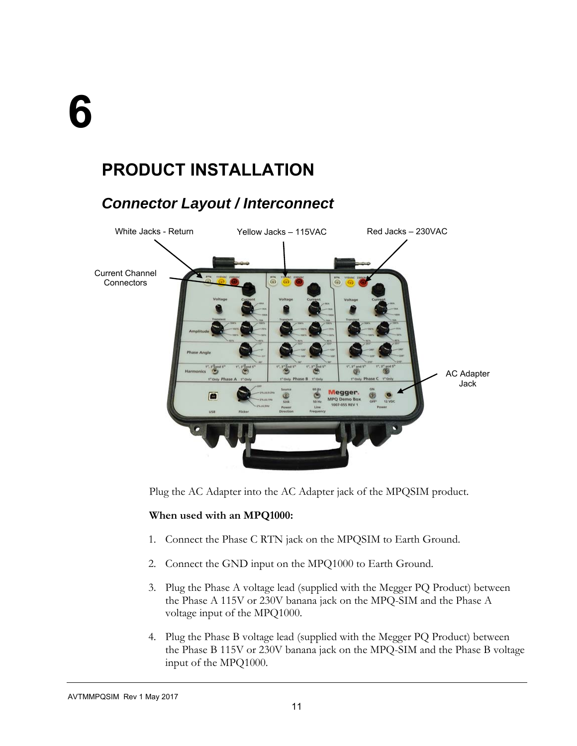# 6

## PRODUCT INSTALLATION

### *Connector Layout / Interconnect*

White Jacks - Return

Yellow Jacks – 115VAC

Red Jacks – 230VAC

Current Channel Connectors

AC Adapter Jack

Plug the AC Adapter into the AC Adapter jack of the MPQSIM product.

**When used with an MPQ1000:**

1. Connect the Phase C RTN jack on the MPQSIM to Earth Ground.
2. Connect the GND input on the MPQ1000 to Earth Ground.
3. Plug the Phase A voltage lead (supplied with the Megger PQ Product) between the Phase A 115V or 230V banana jack on the MPQ-SIM and the Phase A voltage input of the MPQ1000.
4. Plug the Phase B voltage lead (supplied with the Megger PQ Product) between the Phase B 115V or 230V banana jack on the MPQ-SIM and the Phase B voltage input of the MPQ1000.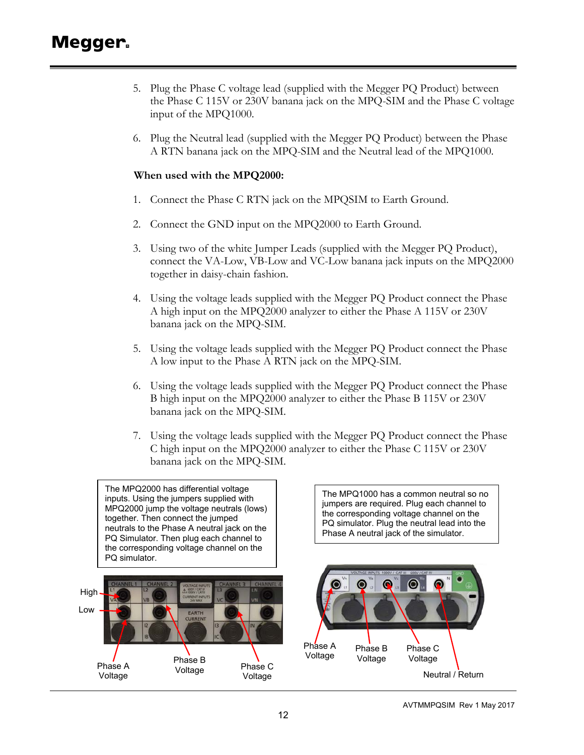5. Plug the Phase C voltage lead (supplied with the Megger PQ Product) between the Phase C 115V or 230V banana jack on the MPQ-SIM and the Phase C voltage input of the MPQ1000.

6. Plug the Neutral lead (supplied with the Megger PQ Product) between the Phase A RTN banana jack on the MPQ-SIM and the Neutral lead of the MPQ1000.

**When used with the MPQ2000:**

1. Connect the Phase C RTN jack on the MPQSIM to Earth Ground.

2. Connect the GND input on the MPQ2000 to Earth Ground.

3. Using two of the white Jumper Leads (supplied with the Megger PQ Product), connect the VA-Low, VB-Low and VC-Low banana jack inputs on the MPQ2000 together in daisy-chain fashion.

4. Using the voltage leads supplied with the Megger PQ Product connect the Phase A high input on the MPQ2000 analyzer to either the Phase A 115V or 230V banana jack on the MPQ-SIM.

5. Using the voltage leads supplied with the Megger PQ Product connect the Phase A low input to the Phase A RTN jack on the MPQ-SIM.

6. Using the voltage leads supplied with the Megger PQ Product connect the Phase B high input on the MPQ2000 analyzer to either the Phase B 115V or 230V banana jack on the MPQ-SIM.

7. Using the voltage leads supplied with the Megger PQ Product connect the Phase C high input on the MPQ2000 analyzer to either the Phase C 115V or 230V banana jack on the MPQ-SIM.

The MPQ2000 has differential voltage inputs. Using the jumpers supplied with MPQ2000 jump the voltage neutrals (lows) together. Then connect the jumped neutrals to the Phase A neutral jack on the PQ Simulator. Then plug each channel to the corresponding voltage channel on the PQ simulator.

The MPQ1000 has a common neutral so no jumpers are required. Plug each channel to the corresponding voltage channel on the PQ simulator. Plug the neutral lead into the Phase A neutral jack of the simulator.

High

Low

Phase A Voltage

Phase B Voltage

Phase C Voltage

Phase A Voltage

Phase B Voltage

Phase C Voltage

Neutral / Return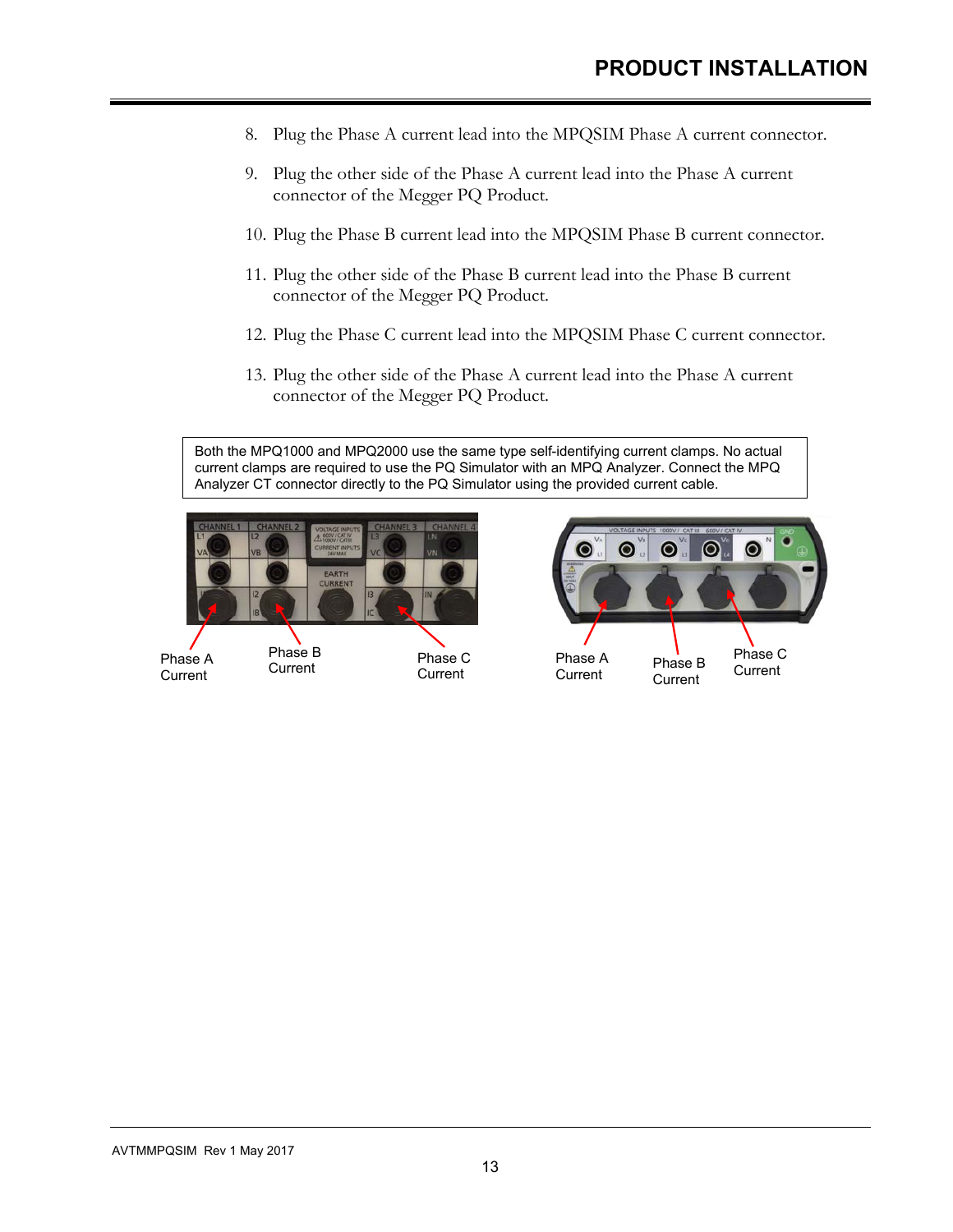8. Plug the Phase A current lead into the MPQSIM Phase A current connector.

9. Plug the other side of the Phase A current lead into the Phase A current connector of the Megger PQ Product.

10. Plug the Phase B current lead into the MPQSIM Phase B current connector.

11. Plug the other side of the Phase B current lead into the Phase B current connector of the Megger PQ Product.

12. Plug the Phase C current lead into the MPQSIM Phase C current connector.

13. Plug the other side of the Phase A current lead into the Phase A current connector of the Megger PQ Product.

> Both the MPQ1000 and MPQ2000 use the same type self-identifying current clamps. No actual current clamps are required to use the PQ Simulator with an MPQ Analyzer. Connect the MPQ Analyzer CT connector directly to the PQ Simulator using the provided current cable.

Phase A Current | Phase B Current | Phase C Current

Phase A Current | Phase B Current | Phase C Current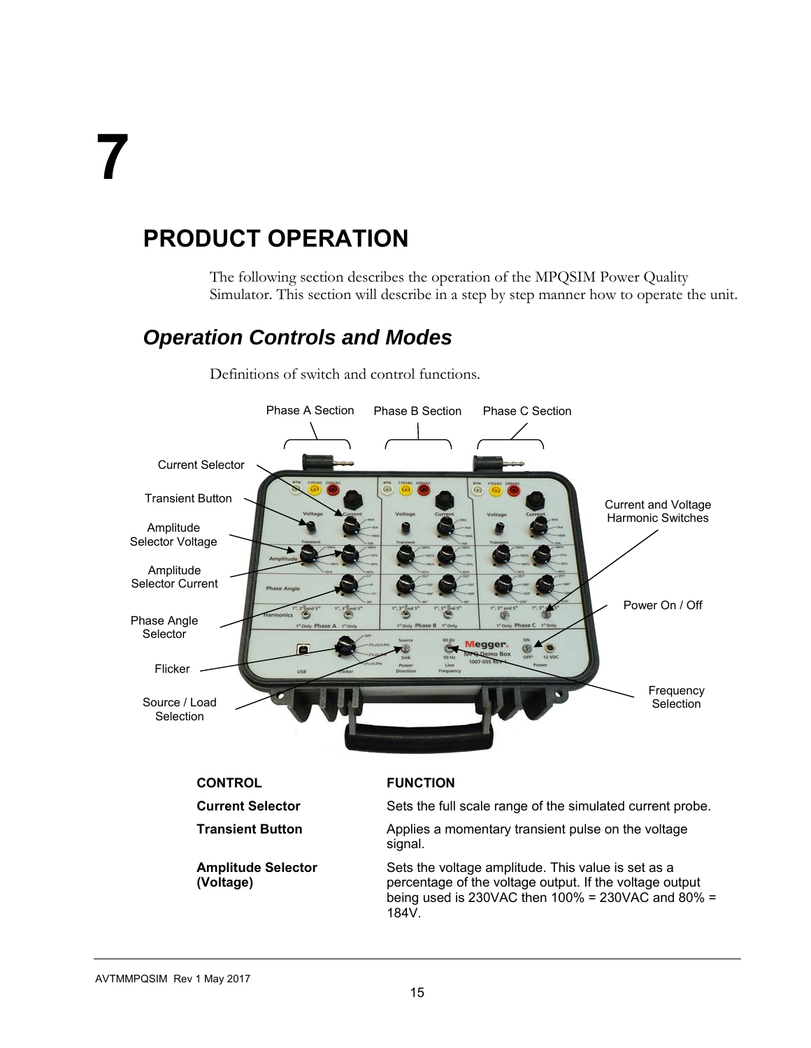# 7

# PRODUCT OPERATION

The following section describes the operation of the MPQSIM Power Quality Simulator. This section will describe in a step by step manner how to operate the unit.

## *Operation Controls and Modes*

Definitions of switch and control functions.

| CONTROL | FUNCTION |
|---|---|
| **Current Selector** | Sets the full scale range of the simulated current probe. |
| **Transient Button** | Applies a momentary transient pulse on the voltage signal. |
| **Amplitude Selector (Voltage)** | Sets the voltage amplitude. This value is set as a percentage of the voltage output. If the voltage output being used is 230VAC then 100% = 230VAC and 80% = 184V. |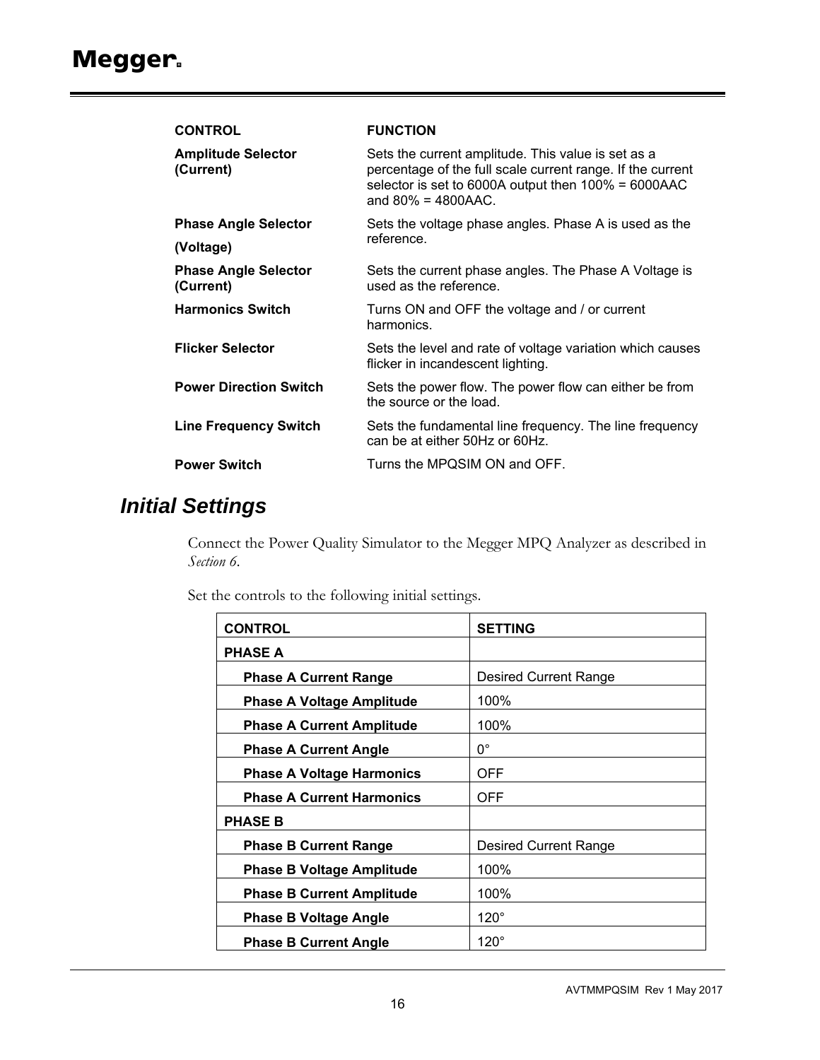| CONTROL | FUNCTION |
| --- | --- |
| **Amplitude Selector (Current)** | Sets the current amplitude. This value is set as a percentage of the full scale current range. If the current selector is set to 6000A output then 100% = 6000AAC and 80% = 4800AAC. |
| **Phase Angle Selector (Voltage)** | Sets the voltage phase angles. Phase A is used as the reference. |
| **Phase Angle Selector (Current)** | Sets the current phase angles. The Phase A Voltage is used as the reference. |
| **Harmonics Switch** | Turns ON and OFF the voltage and / or current harmonics. |
| **Flicker Selector** | Sets the level and rate of voltage variation which causes flicker in incandescent lighting. |
| **Power Direction Switch** | Sets the power flow. The power flow can either be from the source or the load. |
| **Line Frequency Switch** | Sets the fundamental line frequency. The line frequency can be at either 50Hz or 60Hz. |
| **Power Switch** | Turns the MPQSIM ON and OFF. |

## *Initial Settings*

Connect the Power Quality Simulator to the Megger MPQ Analyzer as described in *Section 6*.

Set the controls to the following initial settings.

| CONTROL | SETTING |
| --- | --- |
| **PHASE A** | |
| **Phase A Current Range** | Desired Current Range |
| **Phase A Voltage Amplitude** | 100% |
| **Phase A Current Amplitude** | 100% |
| **Phase A Current Angle** | 0° |
| **Phase A Voltage Harmonics** | OFF |
| **Phase A Current Harmonics** | OFF |
| **PHASE B** | |
| **Phase B Current Range** | Desired Current Range |
| **Phase B Voltage Amplitude** | 100% |
| **Phase B Current Amplitude** | 100% |
| **Phase B Voltage Angle** | 120° |
| **Phase B Current Angle** | 120° |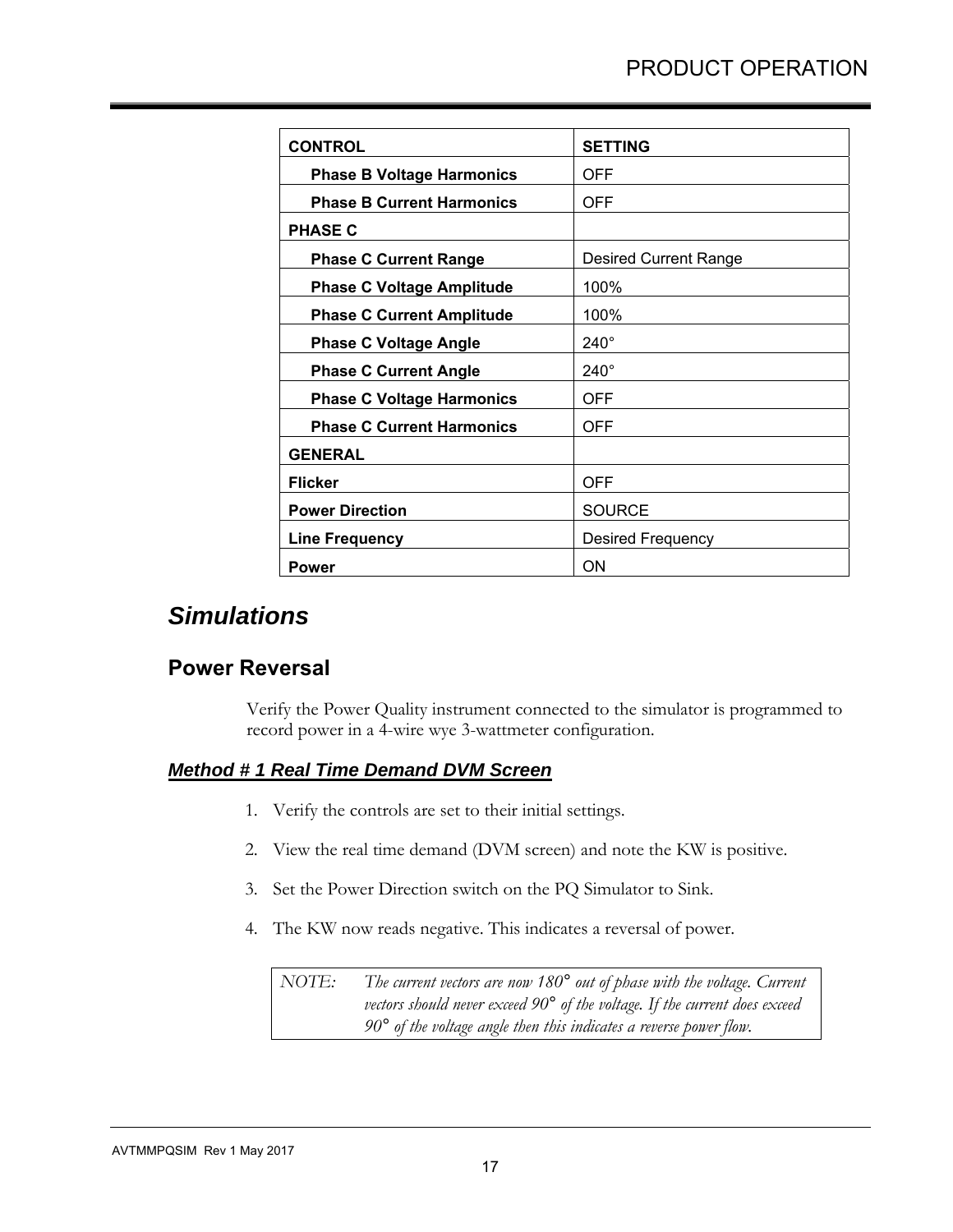| CONTROL | SETTING |
|---|---|
| **Phase B Voltage Harmonics** | OFF |
| **Phase B Current Harmonics** | OFF |
| **PHASE C** | |
| **Phase C Current Range** | Desired Current Range |
| **Phase C Voltage Amplitude** | 100% |
| **Phase C Current Amplitude** | 100% |
| **Phase C Voltage Angle** | 240° |
| **Phase C Current Angle** | 240° |
| **Phase C Voltage Harmonics** | OFF |
| **Phase C Current Harmonics** | OFF |
| **GENERAL** | |
| **Flicker** | OFF |
| **Power Direction** | SOURCE |
| **Line Frequency** | Desired Frequency |
| **Power** | ON |

# *Simulations*

## Power Reversal

Verify the Power Quality instrument connected to the simulator is programmed to record power in a 4-wire wye 3-wattmeter configuration.

### ***Method # 1 Real Time Demand DVM Screen***

1. Verify the controls are set to their initial settings.
2. View the real time demand (DVM screen) and note the KW is positive.
3. Set the Power Direction switch on the PQ Simulator to Sink.
4. The KW now reads negative. This indicates a reversal of power.

> *NOTE:* *The current vectors are now 180° out of phase with the voltage. Current vectors should never exceed 90° of the voltage. If the current does exceed 90° of the voltage angle then this indicates a reverse power flow.*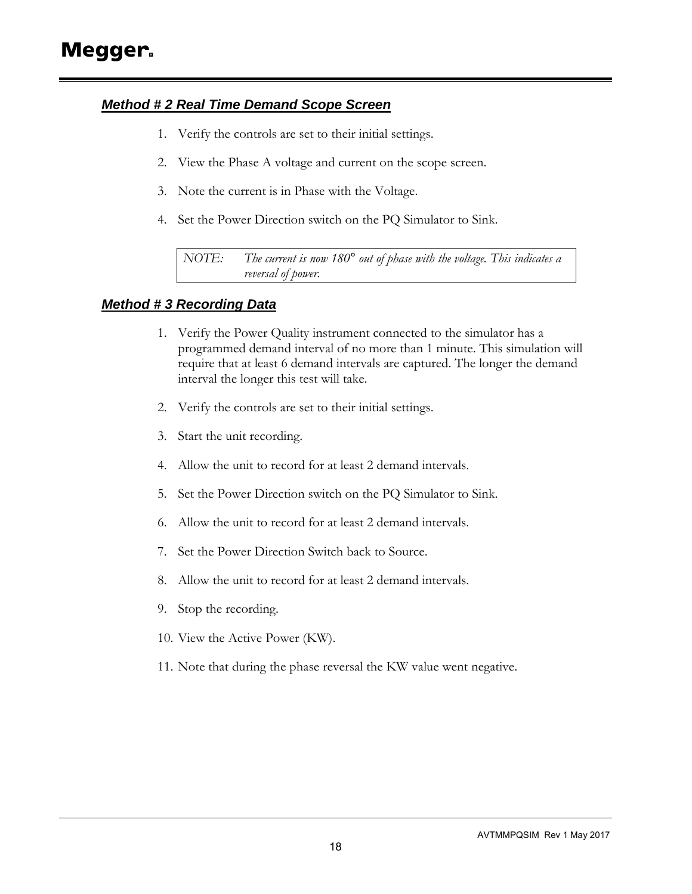### ***Method # 2 Real Time Demand Scope Screen***

1. Verify the controls are set to their initial settings.
2. View the Phase A voltage and current on the scope screen.
3. Note the current is in Phase with the Voltage.
4. Set the Power Direction switch on the PQ Simulator to Sink.

> *NOTE: The current is now 180° out of phase with the voltage. This indicates a reversal of power.*

### ***Method # 3 Recording Data***

1. Verify the Power Quality instrument connected to the simulator has a programmed demand interval of no more than 1 minute. This simulation will require that at least 6 demand intervals are captured. The longer the demand interval the longer this test will take.
2. Verify the controls are set to their initial settings.
3. Start the unit recording.
4. Allow the unit to record for at least 2 demand intervals.
5. Set the Power Direction switch on the PQ Simulator to Sink.
6. Allow the unit to record for at least 2 demand intervals.
7. Set the Power Direction Switch back to Source.
8. Allow the unit to record for at least 2 demand intervals.
9. Stop the recording.
10. View the Active Power (KW).
11. Note that during the phase reversal the KW value went negative.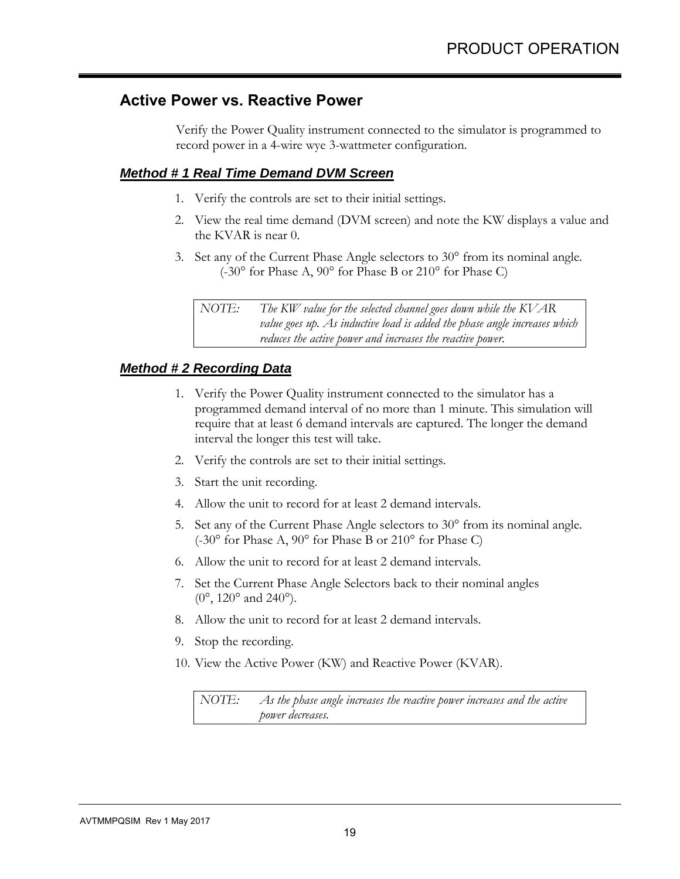## Active Power vs. Reactive Power

Verify the Power Quality instrument connected to the simulator is programmed to record power in a 4-wire wye 3-wattmeter configuration.

### ***Method # 1 Real Time Demand DVM Screen***

1. Verify the controls are set to their initial settings.
2. View the real time demand (DVM screen) and note the KW displays a value and the KVAR is near 0.
3. Set any of the Current Phase Angle selectors to 30° from its nominal angle. (-30° for Phase A, 90° for Phase B or 210° for Phase C)

| NOTE: | *The KW value for the selected channel goes down while the KVAR value goes up. As inductive load is added the phase angle increases which reduces the active power and increases the reactive power.* |
|---|---|

### ***Method # 2 Recording Data***

1. Verify the Power Quality instrument connected to the simulator has a programmed demand interval of no more than 1 minute. This simulation will require that at least 6 demand intervals are captured. The longer the demand interval the longer this test will take.
2. Verify the controls are set to their initial settings.
3. Start the unit recording.
4. Allow the unit to record for at least 2 demand intervals.
5. Set any of the Current Phase Angle selectors to 30° from its nominal angle. (-30° for Phase A, 90° for Phase B or 210° for Phase C)
6. Allow the unit to record for at least 2 demand intervals.
7. Set the Current Phase Angle Selectors back to their nominal angles (0°, 120° and 240°).
8. Allow the unit to record for at least 2 demand intervals.
9. Stop the recording.
10. View the Active Power (KW) and Reactive Power (KVAR).

| NOTE: | *As the phase angle increases the reactive power increases and the active power decreases.* |
|---|---|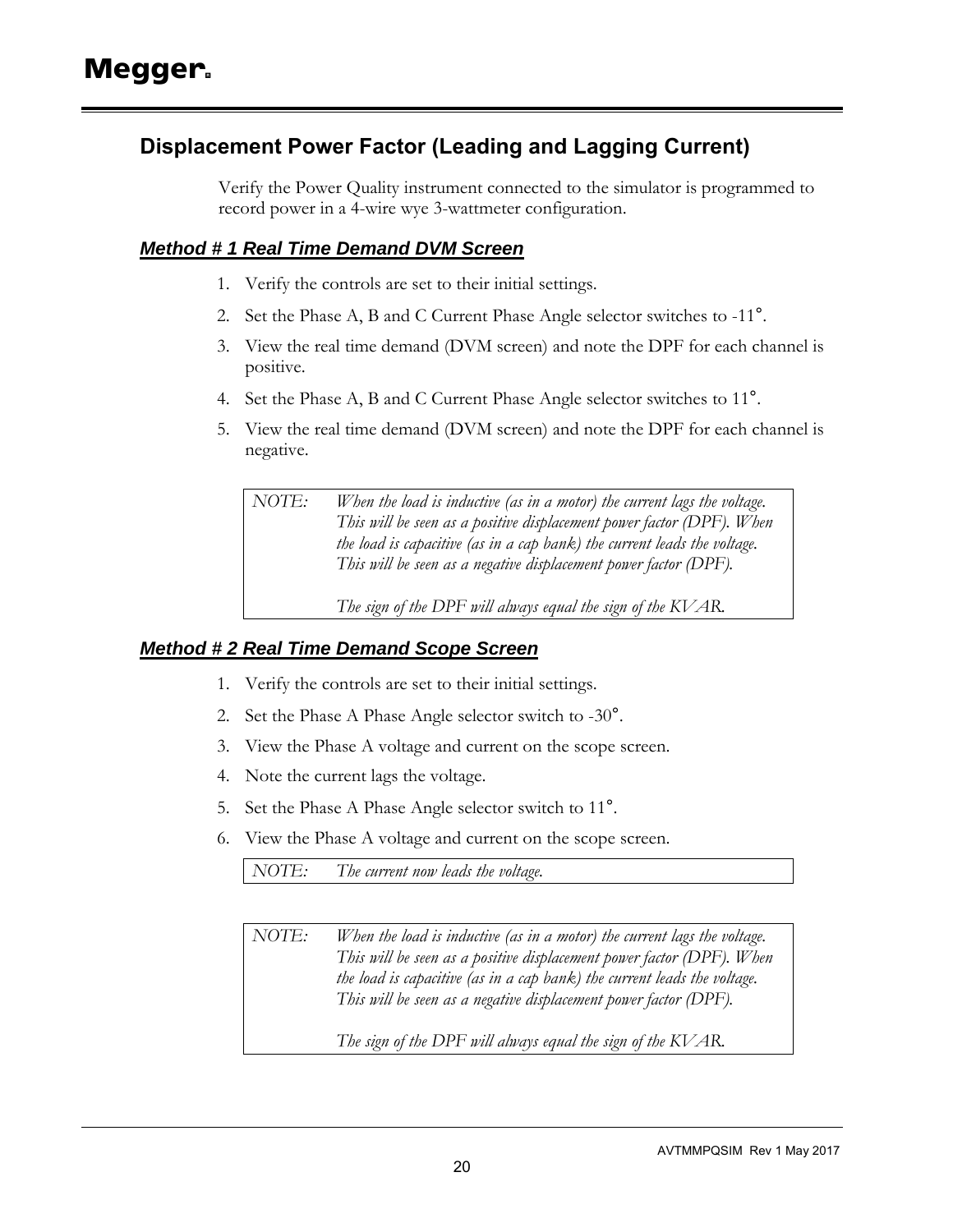## Displacement Power Factor (Leading and Lagging Current)

Verify the Power Quality instrument connected to the simulator is programmed to record power in a 4-wire wye 3-wattmeter configuration.

### *Method # 1 Real Time Demand DVM Screen*

1. Verify the controls are set to their initial settings.
2. Set the Phase A, B and C Current Phase Angle selector switches to -11°.
3. View the real time demand (DVM screen) and note the DPF for each channel is positive.
4. Set the Phase A, B and C Current Phase Angle selector switches to 11°.
5. View the real time demand (DVM screen) and note the DPF for each channel is negative.

| NOTE: | *When the load is inductive (as in a motor) the current lags the voltage. This will be seen as a positive displacement power factor (DPF). When the load is capacitive (as in a cap bank) the current leads the voltage. This will be seen as a negative displacement power factor (DPF).*<br><br>*The sign of the DPF will always equal the sign of the KVAR.* |
|---|---|

### *Method # 2 Real Time Demand Scope Screen*

1. Verify the controls are set to their initial settings.
2. Set the Phase A Phase Angle selector switch to -30°.
3. View the Phase A voltage and current on the scope screen.
4. Note the current lags the voltage.
5. Set the Phase A Phase Angle selector switch to 11°.
6. View the Phase A voltage and current on the scope screen.

| NOTE: | *The current now leads the voltage.* |
|---|---|

| NOTE: | *When the load is inductive (as in a motor) the current lags the voltage. This will be seen as a positive displacement power factor (DPF). When the load is capacitive (as in a cap bank) the current leads the voltage. This will be seen as a negative displacement power factor (DPF).*<br><br>*The sign of the DPF will always equal the sign of the KVAR.* |
|---|---|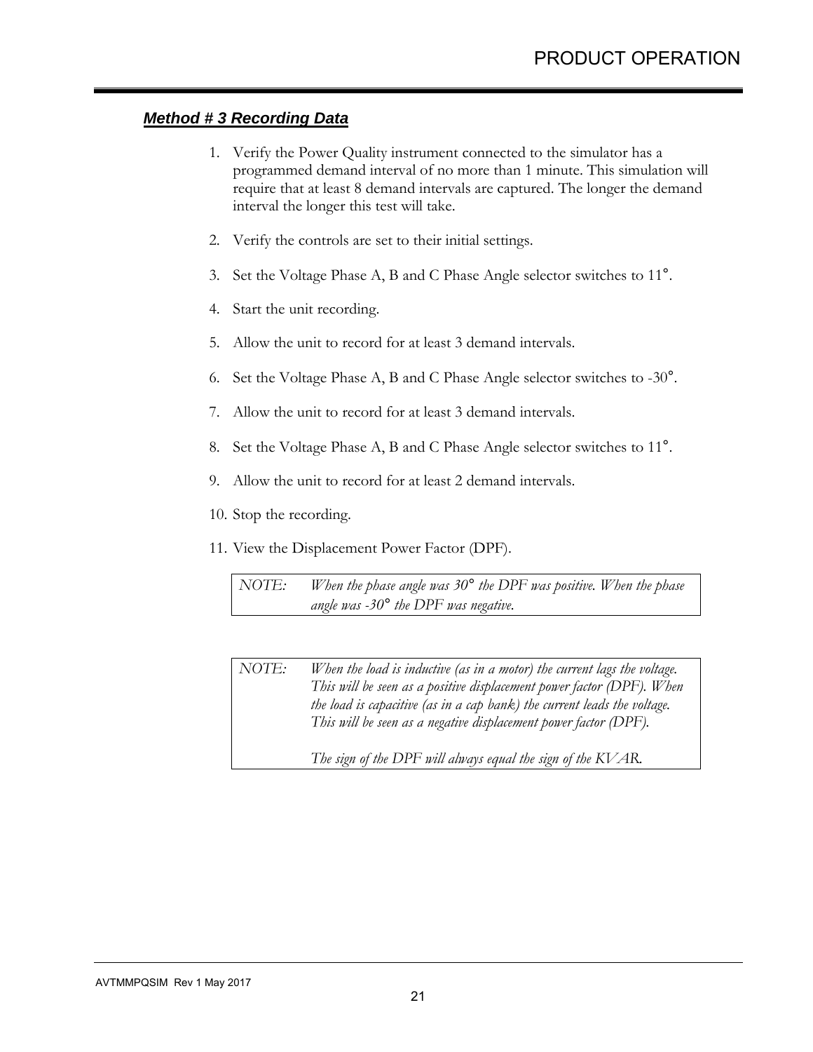### ***Method # 3 Recording Data***

1. Verify the Power Quality instrument connected to the simulator has a programmed demand interval of no more than 1 minute. This simulation will require that at least 8 demand intervals are captured. The longer the demand interval the longer this test will take.

2. Verify the controls are set to their initial settings.

3. Set the Voltage Phase A, B and C Phase Angle selector switches to 11°.

4. Start the unit recording.

5. Allow the unit to record for at least 3 demand intervals.

6. Set the Voltage Phase A, B and C Phase Angle selector switches to -30°.

7. Allow the unit to record for at least 3 demand intervals.

8. Set the Voltage Phase A, B and C Phase Angle selector switches to 11°.

9. Allow the unit to record for at least 2 demand intervals.

10. Stop the recording.

11. View the Displacement Power Factor (DPF).

| NOTE: | *When the phase angle was 30° the DPF was positive. When the phase angle was -30° the DPF was negative.* |
|---|---|

| NOTE: | *When the load is inductive (as in a motor) the current lags the voltage. This will be seen as a positive displacement power factor (DPF). When the load is capacitive (as in a cap bank) the current leads the voltage. This will be seen as a negative displacement power factor (DPF).*<br><br>*The sign of the DPF will always equal the sign of the KVAR.* |
|---|---|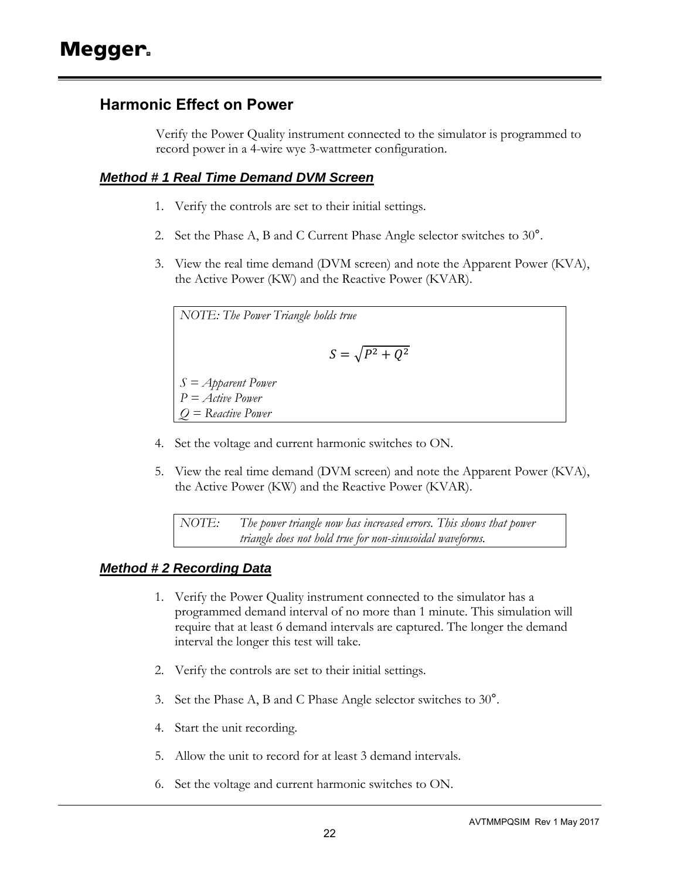## Harmonic Effect on Power

Verify the Power Quality instrument connected to the simulator is programmed to record power in a 4-wire wye 3-wattmeter configuration.

### ***Method # 1 Real Time Demand DVM Screen***

1. Verify the controls are set to their initial settings.
2. Set the Phase A, B and C Current Phase Angle selector switches to 30°.
3. View the real time demand (DVM screen) and note the Apparent Power (KVA), the Active Power (KW) and the Reactive Power (KVAR).

> *NOTE: The Power Triangle holds true*
>
> $$S = \sqrt{P^2 + Q^2}$$
>
> *S = Apparent Power*
> *P = Active Power*
> *Q = Reactive Power*

4. Set the voltage and current harmonic switches to ON.
5. View the real time demand (DVM screen) and note the Apparent Power (KVA), the Active Power (KW) and the Reactive Power (KVAR).

> *NOTE: The power triangle now has increased errors. This shows that power triangle does not hold true for non-sinusoidal waveforms.*

### ***Method # 2 Recording Data***

1. Verify the Power Quality instrument connected to the simulator has a programmed demand interval of no more than 1 minute. This simulation will require that at least 6 demand intervals are captured. The longer the demand interval the longer this test will take.
2. Verify the controls are set to their initial settings.
3. Set the Phase A, B and C Phase Angle selector switches to 30°.
4. Start the unit recording.
5. Allow the unit to record for at least 3 demand intervals.
6. Set the voltage and current harmonic switches to ON.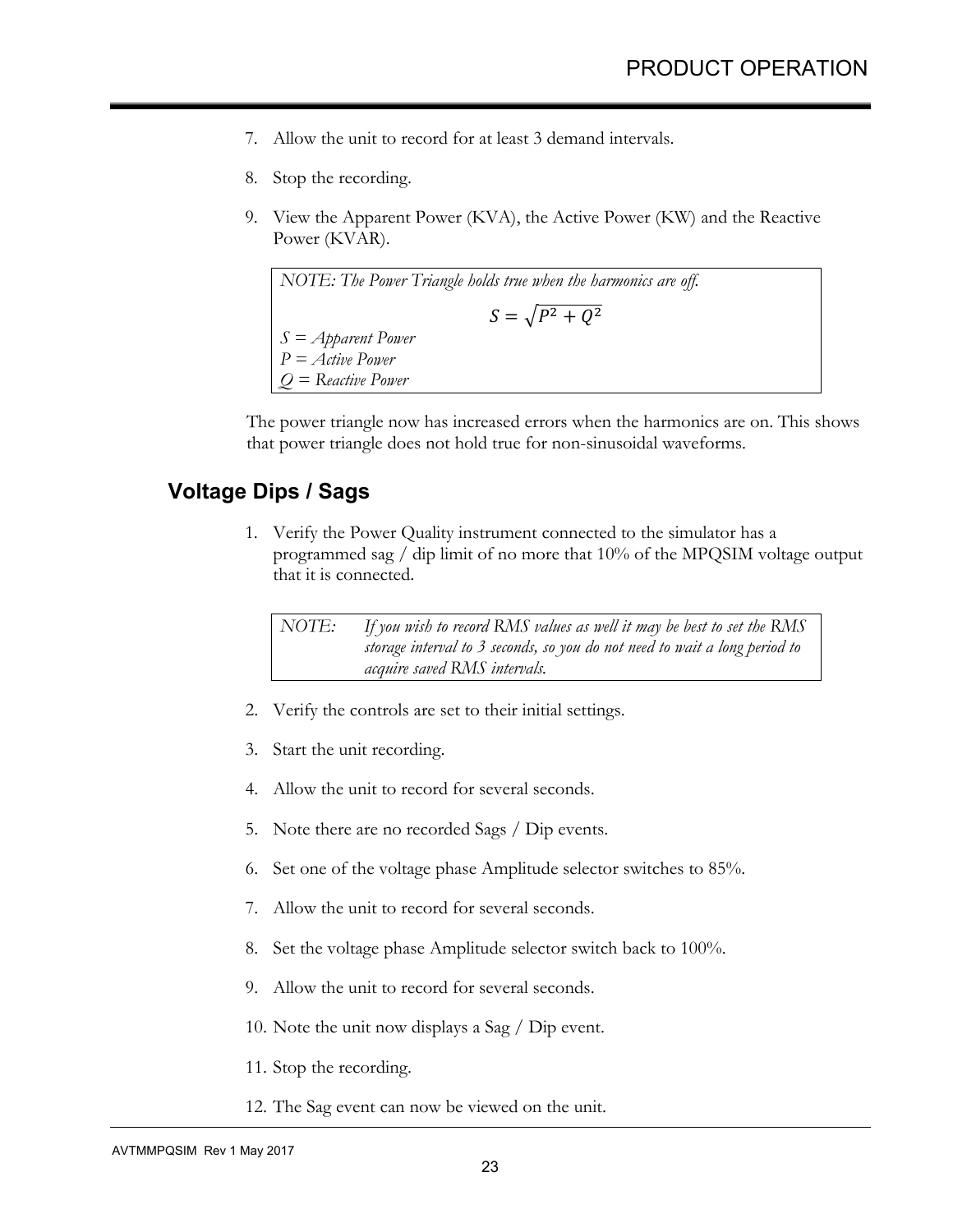7. Allow the unit to record for at least 3 demand intervals.

8. Stop the recording.

9. View the Apparent Power (KVA), the Active Power (KW) and the Reactive Power (KVAR).

> *NOTE: The Power Triangle holds true when the harmonics are off.*
>
> $$S = \sqrt{P^2 + Q^2}$$
>
> *S = Apparent Power*
> *P = Active Power*
> *Q = Reactive Power*

The power triangle now has increased errors when the harmonics are on. This shows that power triangle does not hold true for non-sinusoidal waveforms.

## Voltage Dips / Sags

1. Verify the Power Quality instrument connected to the simulator has a programmed sag / dip limit of no more that 10% of the MPQSIM voltage output that it is connected.

> *NOTE: If you wish to record RMS values as well it may be best to set the RMS storage interval to 3 seconds, so you do not need to wait a long period to acquire saved RMS intervals.*

2. Verify the controls are set to their initial settings.

3. Start the unit recording.

4. Allow the unit to record for several seconds.

5. Note there are no recorded Sags / Dip events.

6. Set one of the voltage phase Amplitude selector switches to 85%.

7. Allow the unit to record for several seconds.

8. Set the voltage phase Amplitude selector switch back to 100%.

9. Allow the unit to record for several seconds.

10. Note the unit now displays a Sag / Dip event.

11. Stop the recording.

12. The Sag event can now be viewed on the unit.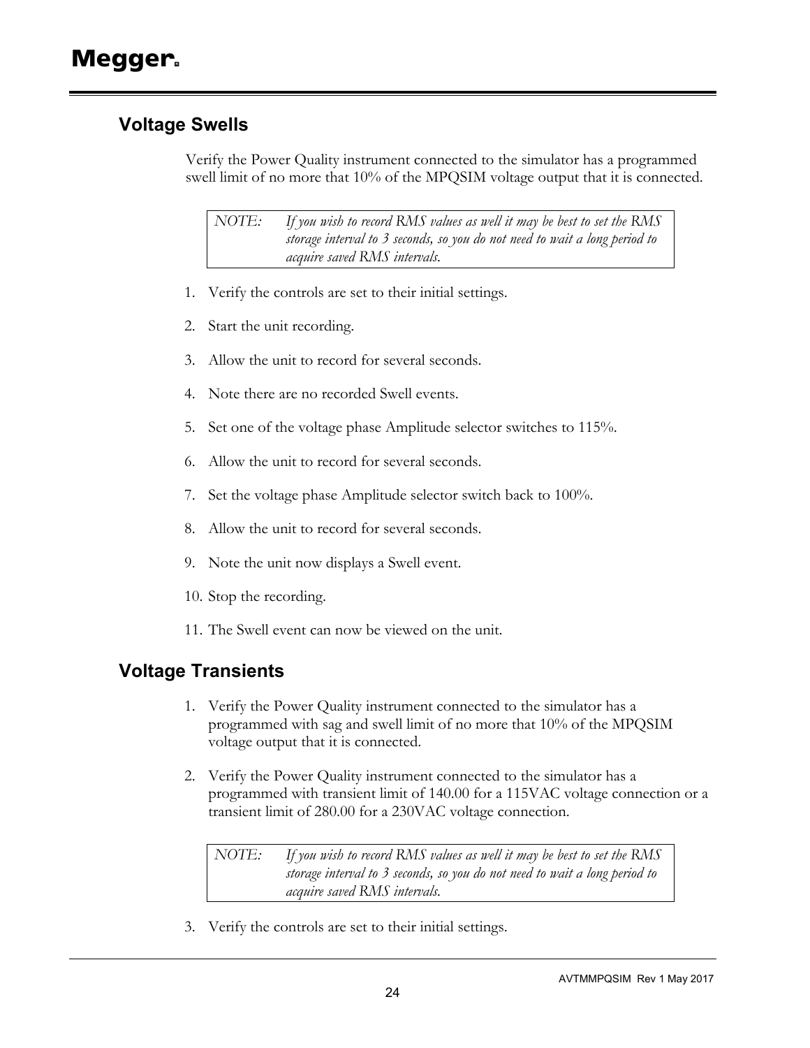## Voltage Swells

Verify the Power Quality instrument connected to the simulator has a programmed swell limit of no more that 10% of the MPQSIM voltage output that it is connected.

> *NOTE: If you wish to record RMS values as well it may be best to set the RMS storage interval to 3 seconds, so you do not need to wait a long period to acquire saved RMS intervals.*

1. Verify the controls are set to their initial settings.
2. Start the unit recording.
3. Allow the unit to record for several seconds.
4. Note there are no recorded Swell events.
5. Set one of the voltage phase Amplitude selector switches to 115%.
6. Allow the unit to record for several seconds.
7. Set the voltage phase Amplitude selector switch back to 100%.
8. Allow the unit to record for several seconds.
9. Note the unit now displays a Swell event.
10. Stop the recording.
11. The Swell event can now be viewed on the unit.

## Voltage Transients

1. Verify the Power Quality instrument connected to the simulator has a programmed with sag and swell limit of no more that 10% of the MPQSIM voltage output that it is connected.
2. Verify the Power Quality instrument connected to the simulator has a programmed with transient limit of 140.00 for a 115VAC voltage connection or a transient limit of 280.00 for a 230VAC voltage connection.

> *NOTE: If you wish to record RMS values as well it may be best to set the RMS storage interval to 3 seconds, so you do not need to wait a long period to acquire saved RMS intervals.*

3. Verify the controls are set to their initial settings.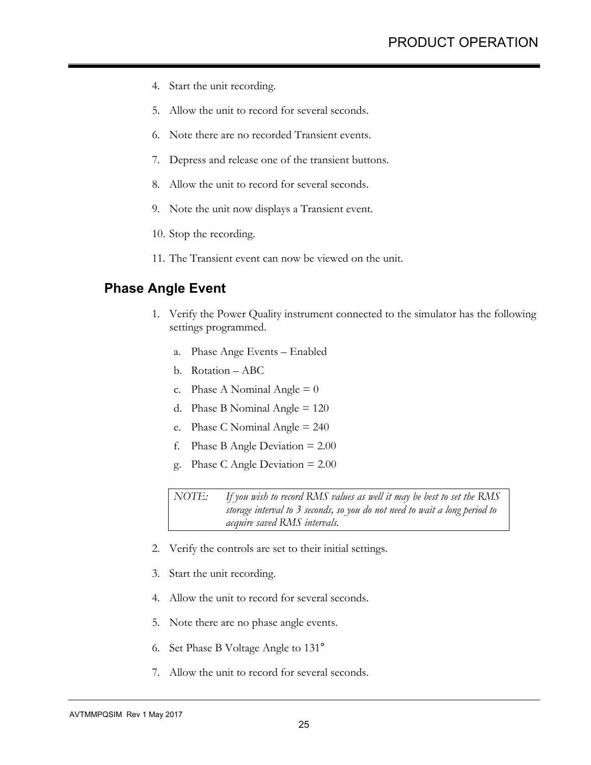4. Start the unit recording.
5. Allow the unit to record for several seconds.
6. Note there are no recorded Transient events.
7. Depress and release one of the transient buttons.
8. Allow the unit to record for several seconds.
9. Note the unit now displays a Transient event.
10. Stop the recording.
11. The Transient event can now be viewed on the unit.

## Phase Angle Event

1. Verify the Power Quality instrument connected to the simulator has the following settings programmed.
   a. Phase Ange Events – Enabled
   b. Rotation – ABC
   c. Phase A Nominal Angle = 0
   d. Phase B Nominal Angle = 120
   e. Phase C Nominal Angle = 240
   f. Phase B Angle Deviation = 2.00
   g. Phase C Angle Deviation = 2.00

| NOTE: | *If you wish to record RMS values as well it may be best to set the RMS storage interval to 3 seconds, so you do not need to wait a long period to acquire saved RMS intervals.* |
|---|---|

2. Verify the controls are set to their initial settings.
3. Start the unit recording.
4. Allow the unit to record for several seconds.
5. Note there are no phase angle events.
6. Set Phase B Voltage Angle to 131°
7. Allow the unit to record for several seconds.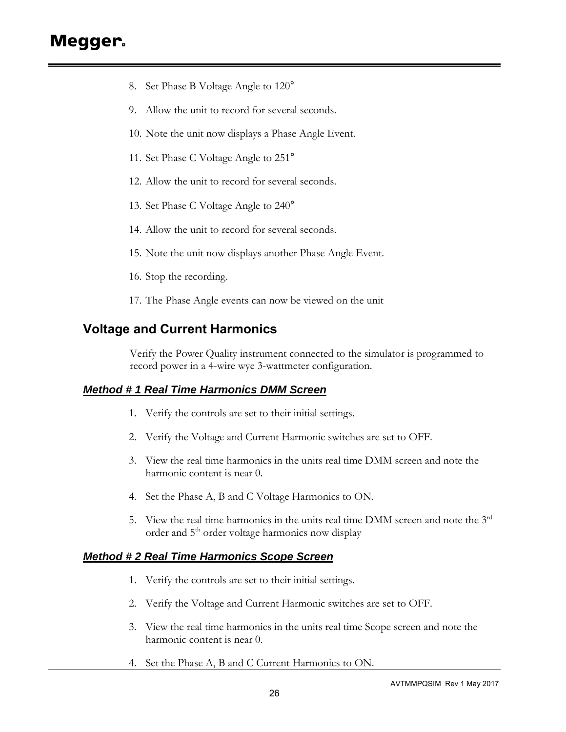8. Set Phase B Voltage Angle to 120°

9. Allow the unit to record for several seconds.

10. Note the unit now displays a Phase Angle Event.

11. Set Phase C Voltage Angle to 251°

12. Allow the unit to record for several seconds.

13. Set Phase C Voltage Angle to 240°

14. Allow the unit to record for several seconds.

15. Note the unit now displays another Phase Angle Event.

16. Stop the recording.

17. The Phase Angle events can now be viewed on the unit

## Voltage and Current Harmonics

Verify the Power Quality instrument connected to the simulator is programmed to record power in a 4-wire wye 3-wattmeter configuration.

### *Method # 1 Real Time Harmonics DMM Screen*

1. Verify the controls are set to their initial settings.

2. Verify the Voltage and Current Harmonic switches are set to OFF.

3. View the real time harmonics in the units real time DMM screen and note the harmonic content is near 0.

4. Set the Phase A, B and C Voltage Harmonics to ON.

5. View the real time harmonics in the units real time DMM screen and note the 3rd order and 5th order voltage harmonics now display

### *Method # 2 Real Time Harmonics Scope Screen*

1. Verify the controls are set to their initial settings.

2. Verify the Voltage and Current Harmonic switches are set to OFF.

3. View the real time harmonics in the units real time Scope screen and note the harmonic content is near 0.

4. Set the Phase A, B and C Current Harmonics to ON.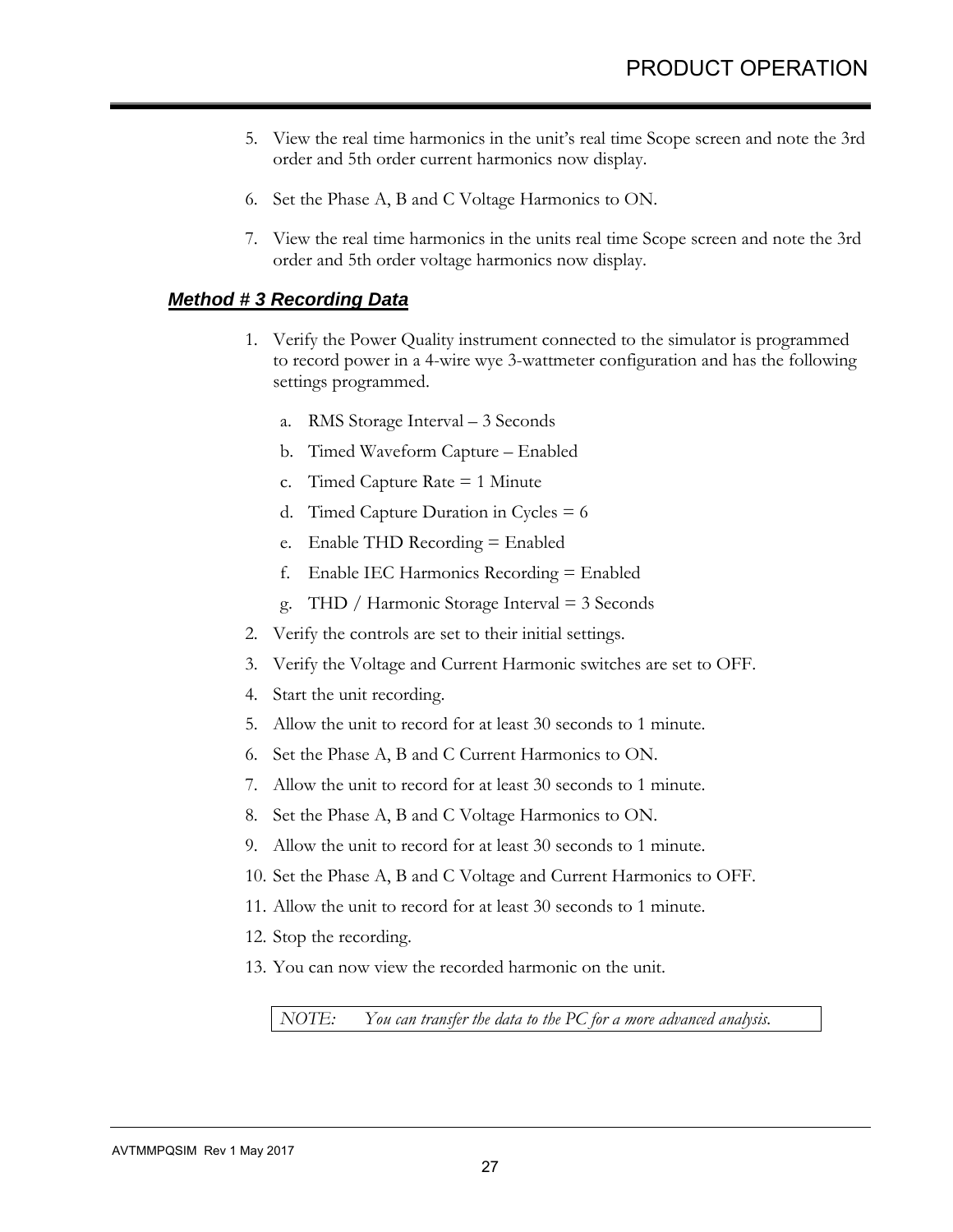5. View the real time harmonics in the unit's real time Scope screen and note the 3rd order and 5th order current harmonics now display.

6. Set the Phase A, B and C Voltage Harmonics to ON.

7. View the real time harmonics in the units real time Scope screen and note the 3rd order and 5th order voltage harmonics now display.

### ***Method # 3 Recording Data***

1. Verify the Power Quality instrument connected to the simulator is programmed to record power in a 4-wire wye 3-wattmeter configuration and has the following settings programmed.

   a. RMS Storage Interval – 3 Seconds

   b. Timed Waveform Capture – Enabled

   c. Timed Capture Rate = 1 Minute

   d. Timed Capture Duration in Cycles = 6

   e. Enable THD Recording = Enabled

   f. Enable IEC Harmonics Recording = Enabled

   g. THD / Harmonic Storage Interval = 3 Seconds

2. Verify the controls are set to their initial settings.
3. Verify the Voltage and Current Harmonic switches are set to OFF.
4. Start the unit recording.
5. Allow the unit to record for at least 30 seconds to 1 minute.
6. Set the Phase A, B and C Current Harmonics to ON.
7. Allow the unit to record for at least 30 seconds to 1 minute.
8. Set the Phase A, B and C Voltage Harmonics to ON.
9. Allow the unit to record for at least 30 seconds to 1 minute.
10. Set the Phase A, B and C Voltage and Current Harmonics to OFF.
11. Allow the unit to record for at least 30 seconds to 1 minute.
12. Stop the recording.
13. You can now view the recorded harmonic on the unit.

*NOTE: You can transfer the data to the PC for a more advanced analysis.*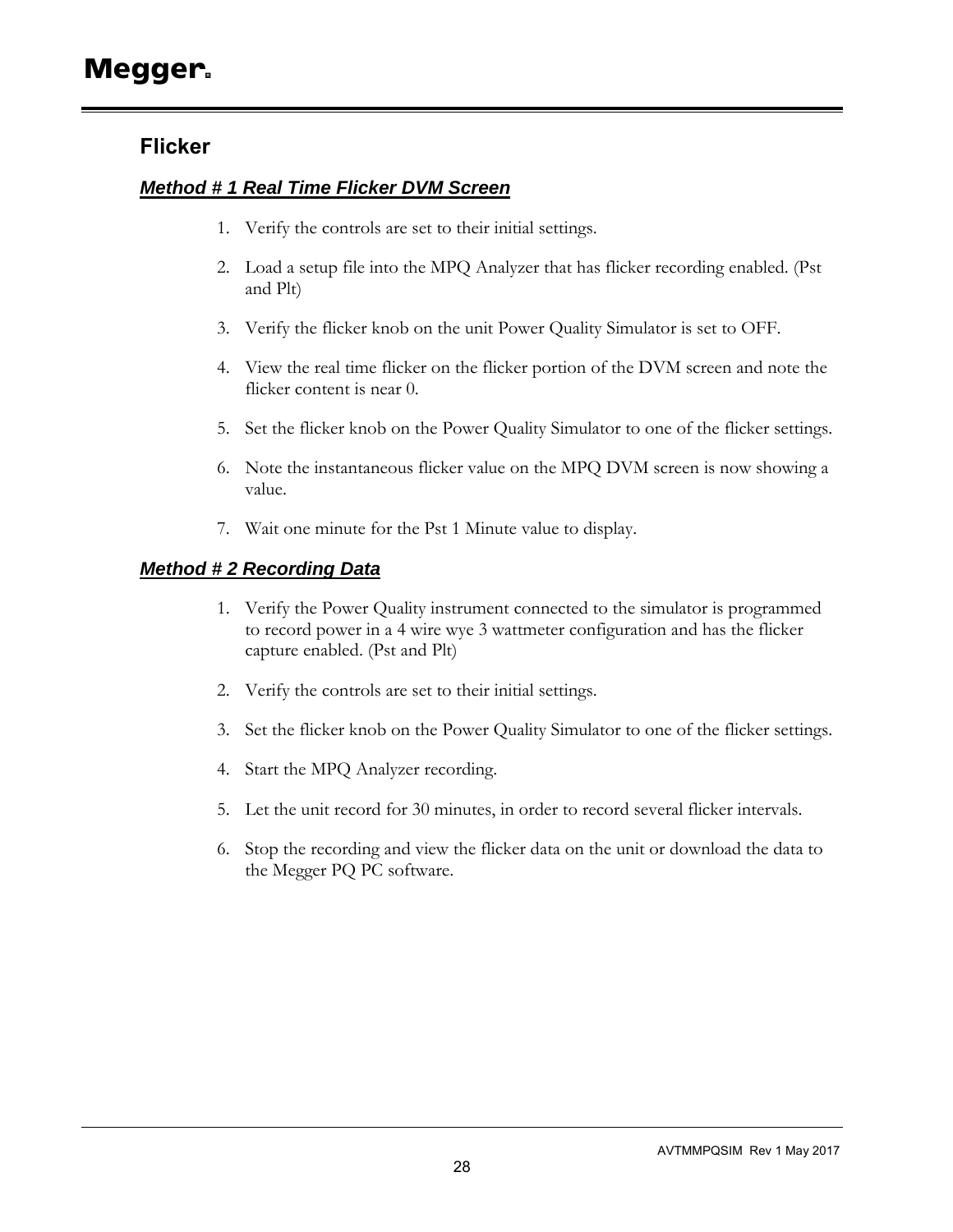## Flicker

### *Method # 1 Real Time Flicker DVM Screen*

1. Verify the controls are set to their initial settings.
2. Load a setup file into the MPQ Analyzer that has flicker recording enabled. (Pst and Plt)
3. Verify the flicker knob on the unit Power Quality Simulator is set to OFF.
4. View the real time flicker on the flicker portion of the DVM screen and note the flicker content is near 0.
5. Set the flicker knob on the Power Quality Simulator to one of the flicker settings.
6. Note the instantaneous flicker value on the MPQ DVM screen is now showing a value.
7. Wait one minute for the Pst 1 Minute value to display.

### *Method # 2 Recording Data*

1. Verify the Power Quality instrument connected to the simulator is programmed to record power in a 4 wire wye 3 wattmeter configuration and has the flicker capture enabled. (Pst and Plt)
2. Verify the controls are set to their initial settings.
3. Set the flicker knob on the Power Quality Simulator to one of the flicker settings.
4. Start the MPQ Analyzer recording.
5. Let the unit record for 30 minutes, in order to record several flicker intervals.
6. Stop the recording and view the flicker data on the unit or download the data to the Megger PQ PC software.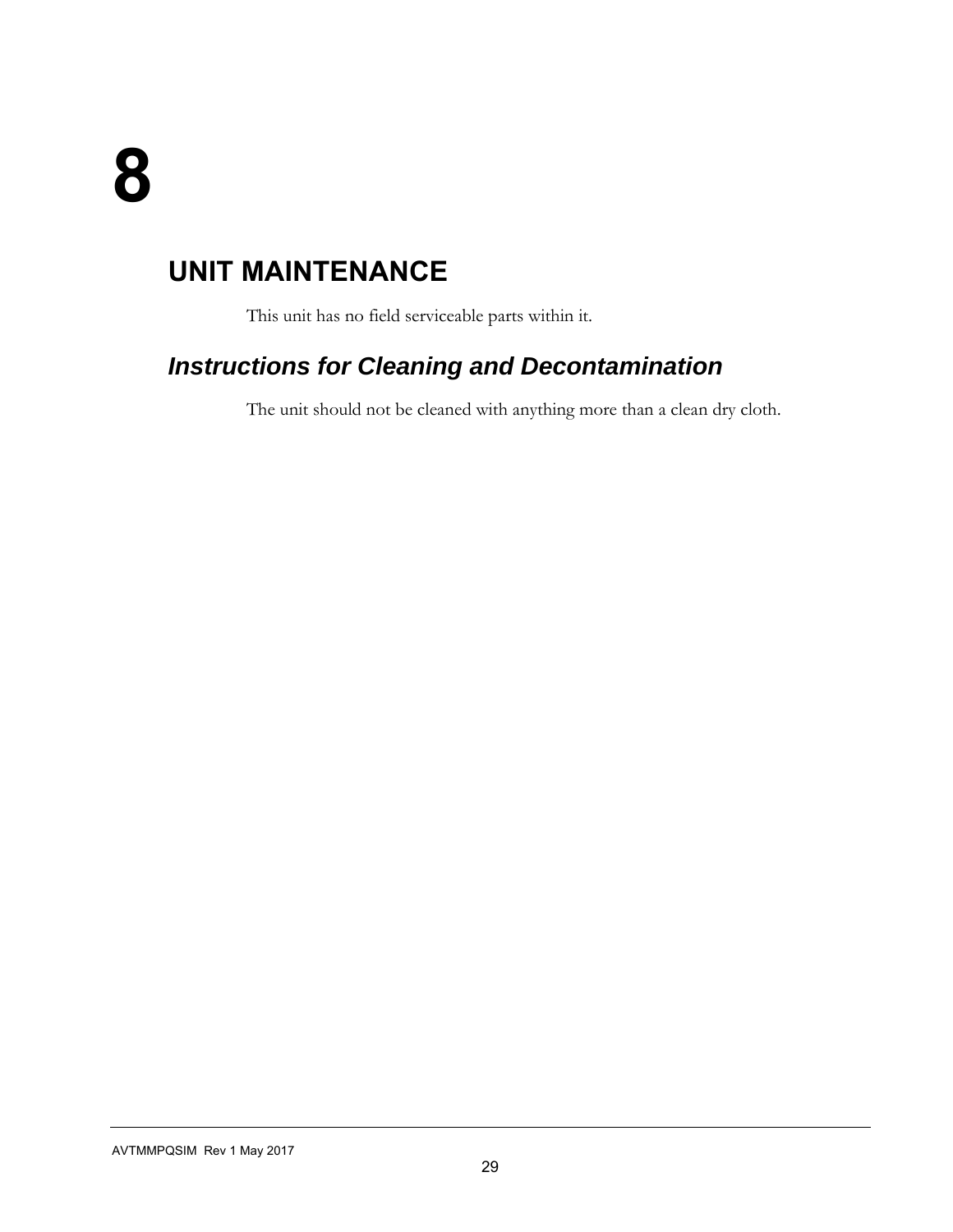# 8

## UNIT MAINTENANCE

This unit has no field serviceable parts within it.

### *Instructions for Cleaning and Decontamination*

The unit should not be cleaned with anything more than a clean dry cloth.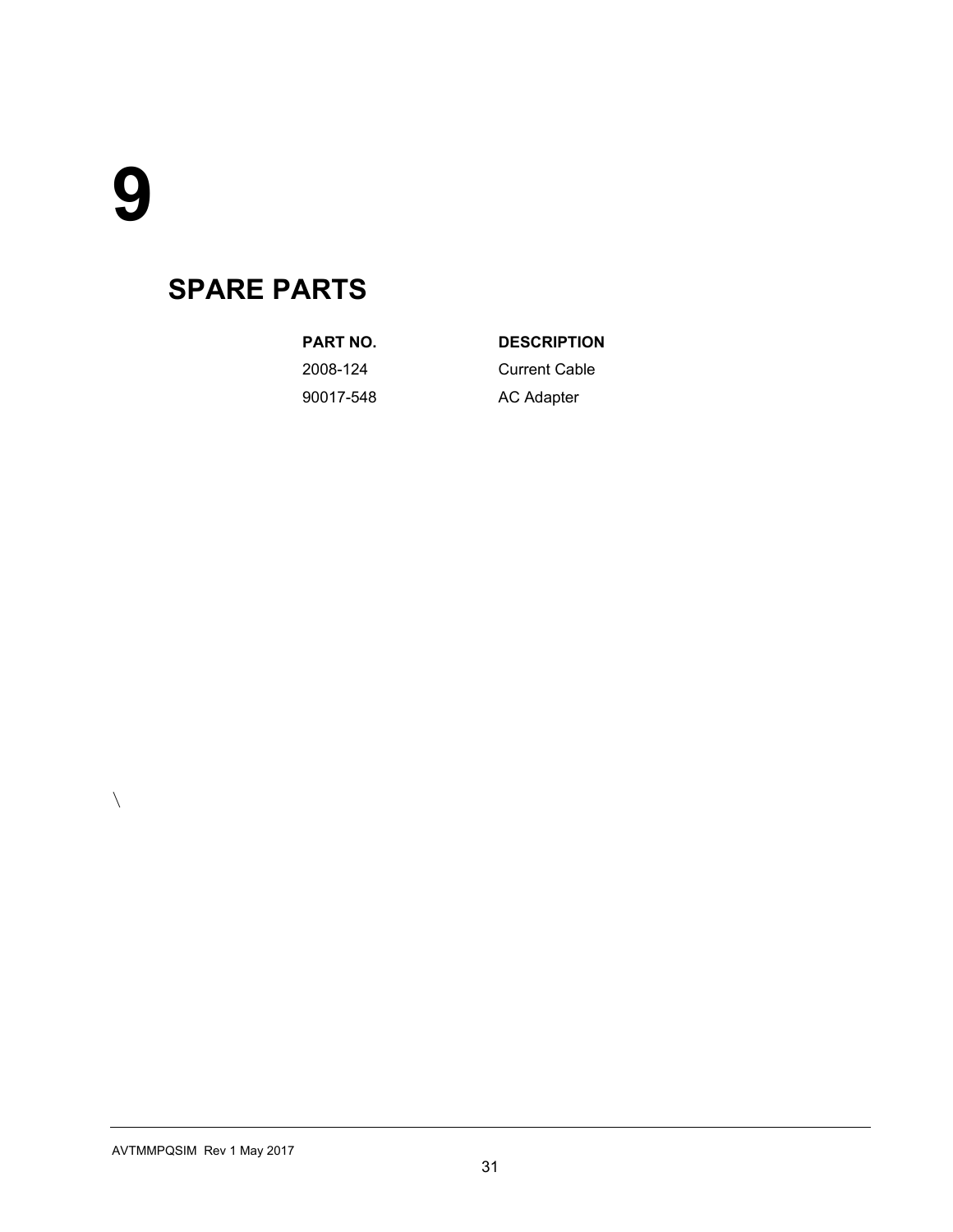# 9

## SPARE PARTS

| PART NO. | DESCRIPTION |
|---|---|
| 2008-124 | Current Cable |
| 90017-548 | AC Adapter |

\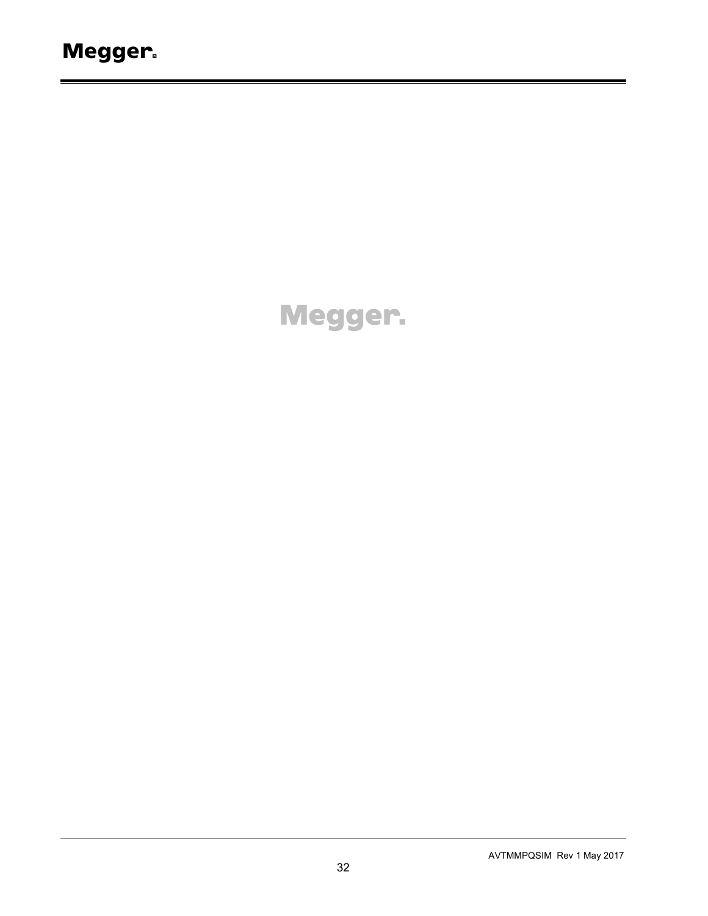Megger.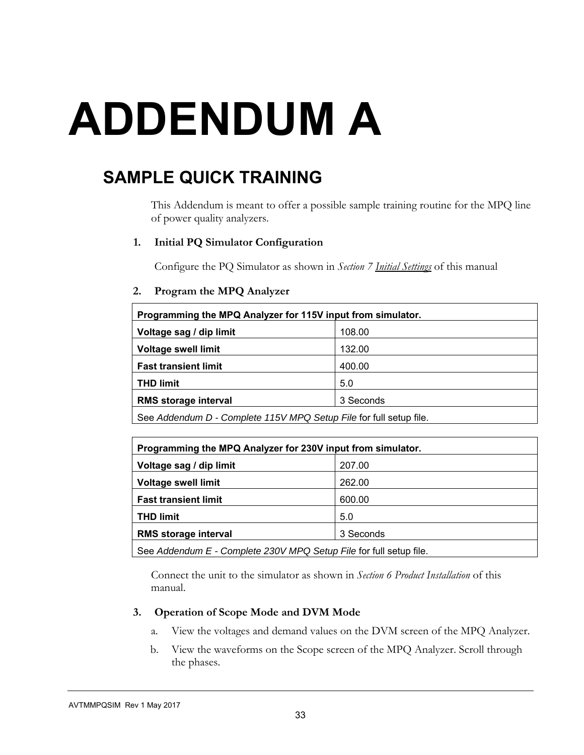# ADDENDUM A

## SAMPLE QUICK TRAINING

This Addendum is meant to offer a possible sample training routine for the MPQ line of power quality analyzers.

### 1. Initial PQ Simulator Configuration

Configure the PQ Simulator as shown in *Section 7 Initial Settings* of this manual

### 2. Program the MPQ Analyzer

| **Programming the MPQ Analyzer for 115V input from simulator.** | |
|---|---|
| **Voltage sag / dip limit** | 108.00 |
| **Voltage swell limit** | 132.00 |
| **Fast transient limit** | 400.00 |
| **THD limit** | 5.0 |
| **RMS storage interval** | 3 Seconds |
| See *Addendum D - Complete 115V MPQ Setup File* for full setup file. | |

| **Programming the MPQ Analyzer for 230V input from simulator.** | |
|---|---|
| **Voltage sag / dip limit** | 207.00 |
| **Voltage swell limit** | 262.00 |
| **Fast transient limit** | 600.00 |
| **THD limit** | 5.0 |
| **RMS storage interval** | 3 Seconds |
| See *Addendum E - Complete 230V MPQ Setup File* for full setup file. | |

Connect the unit to the simulator as shown in *Section 6 Product Installation* of this manual.

### 3. Operation of Scope Mode and DVM Mode

a. View the voltages and demand values on the DVM screen of the MPQ Analyzer.

b. View the waveforms on the Scope screen of the MPQ Analyzer. Scroll through the phases.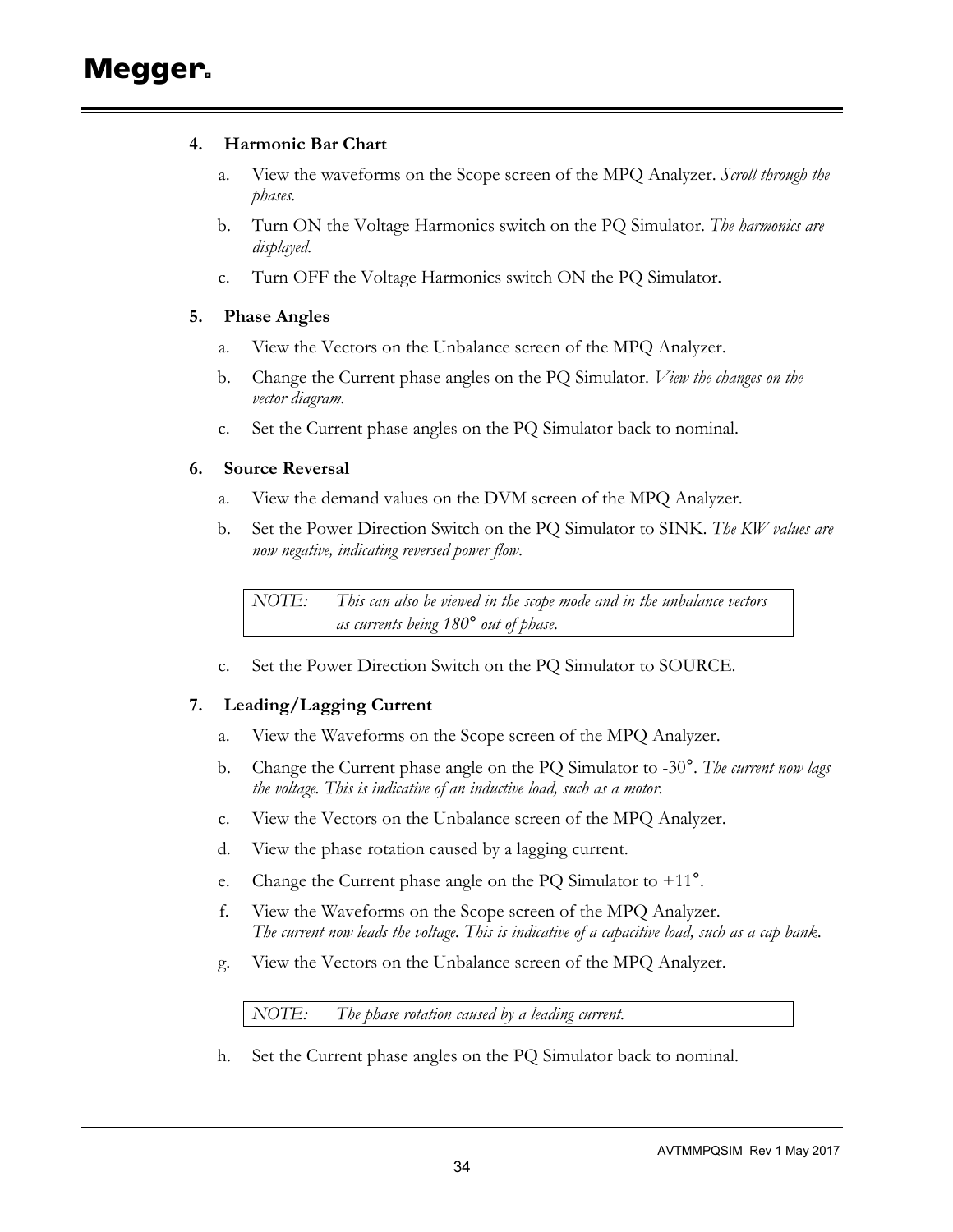4. **Harmonic Bar Chart**

   a. View the waveforms on the Scope screen of the MPQ Analyzer. *Scroll through the phases.*

   b. Turn ON the Voltage Harmonics switch on the PQ Simulator. *The harmonics are displayed.*

   c. Turn OFF the Voltage Harmonics switch ON the PQ Simulator.

5. **Phase Angles**

   a. View the Vectors on the Unbalance screen of the MPQ Analyzer.

   b. Change the Current phase angles on the PQ Simulator. *View the changes on the vector diagram.*

   c. Set the Current phase angles on the PQ Simulator back to nominal.

6. **Source Reversal**

   a. View the demand values on the DVM screen of the MPQ Analyzer.

   b. Set the Power Direction Switch on the PQ Simulator to SINK. *The KW values are now negative, indicating reversed power flow.*

   | NOTE: | *This can also be viewed in the scope mode and in the unbalance vectors as currents being 180° out of phase.* |
   |---|---|

   c. Set the Power Direction Switch on the PQ Simulator to SOURCE.

7. **Leading/Lagging Current**

   a. View the Waveforms on the Scope screen of the MPQ Analyzer.

   b. Change the Current phase angle on the PQ Simulator to -30°. *The current now lags the voltage. This is indicative of an inductive load, such as a motor.*

   c. View the Vectors on the Unbalance screen of the MPQ Analyzer.

   d. View the phase rotation caused by a lagging current.

   e. Change the Current phase angle on the PQ Simulator to +11°.

   f. View the Waveforms on the Scope screen of the MPQ Analyzer.
   *The current now leads the voltage. This is indicative of a capacitive load, such as a cap bank.*

   g. View the Vectors on the Unbalance screen of the MPQ Analyzer.

   | NOTE: | *The phase rotation caused by a leading current.* |
   |---|---|

   h. Set the Current phase angles on the PQ Simulator back to nominal.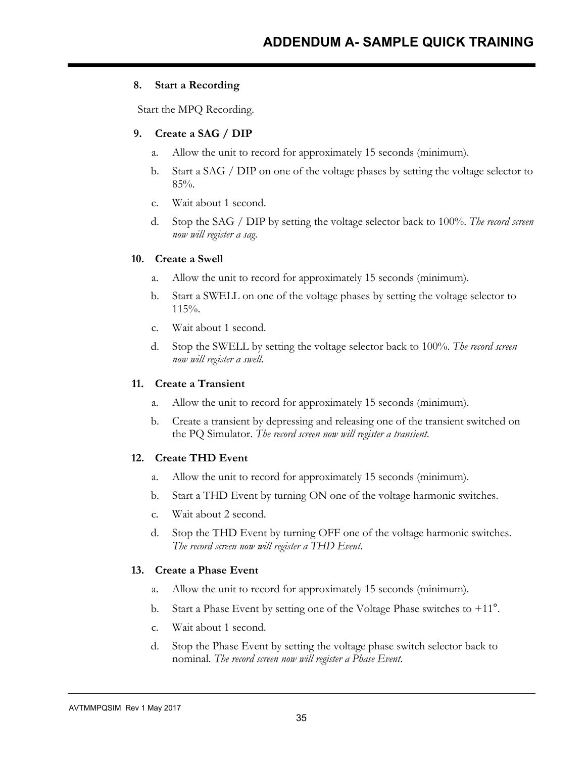# ADDENDUM A- SAMPLE QUICK TRAINING

**8. Start a Recording**

Start the MPQ Recording.

**9. Create a SAG / DIP**

a. Allow the unit to record for approximately 15 seconds (minimum).

b. Start a SAG / DIP on one of the voltage phases by setting the voltage selector to 85%.

c. Wait about 1 second.

d. Stop the SAG / DIP by setting the voltage selector back to 100%. *The record screen now will register a sag.*

**10. Create a Swell**

a. Allow the unit to record for approximately 15 seconds (minimum).

b. Start a SWELL on one of the voltage phases by setting the voltage selector to 115%.

c. Wait about 1 second.

d. Stop the SWELL by setting the voltage selector back to 100%. *The record screen now will register a swell.*

**11. Create a Transient**

a. Allow the unit to record for approximately 15 seconds (minimum).

b. Create a transient by depressing and releasing one of the transient switched on the PQ Simulator. *The record screen now will register a transient.*

**12. Create THD Event**

a. Allow the unit to record for approximately 15 seconds (minimum).

b. Start a THD Event by turning ON one of the voltage harmonic switches.

c. Wait about 2 second.

d. Stop the THD Event by turning OFF one of the voltage harmonic switches. *The record screen now will register a THD Event.*

**13. Create a Phase Event**

a. Allow the unit to record for approximately 15 seconds (minimum).

b. Start a Phase Event by setting one of the Voltage Phase switches to +11°.

c. Wait about 1 second.

d. Stop the Phase Event by setting the voltage phase switch selector back to nominal. *The record screen now will register a Phase Event.*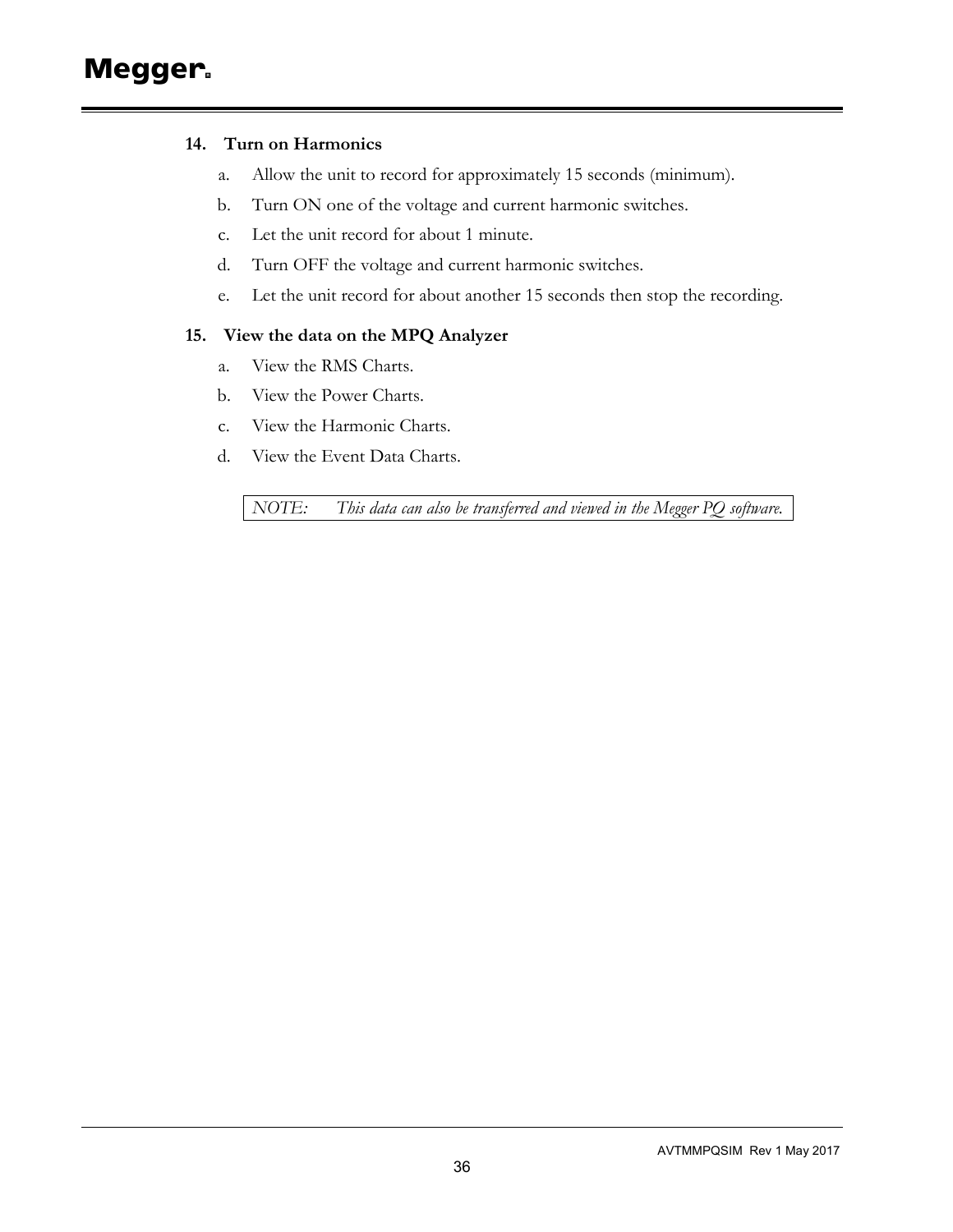**14. Turn on Harmonics**

a. Allow the unit to record for approximately 15 seconds (minimum).

b. Turn ON one of the voltage and current harmonic switches.

c. Let the unit record for about 1 minute.

d. Turn OFF the voltage and current harmonic switches.

e. Let the unit record for about another 15 seconds then stop the recording.

**15. View the data on the MPQ Analyzer**

a. View the RMS Charts.

b. View the Power Charts.

c. View the Harmonic Charts.

d. View the Event Data Charts.

*NOTE: This data can also be transferred and viewed in the Megger PQ software.*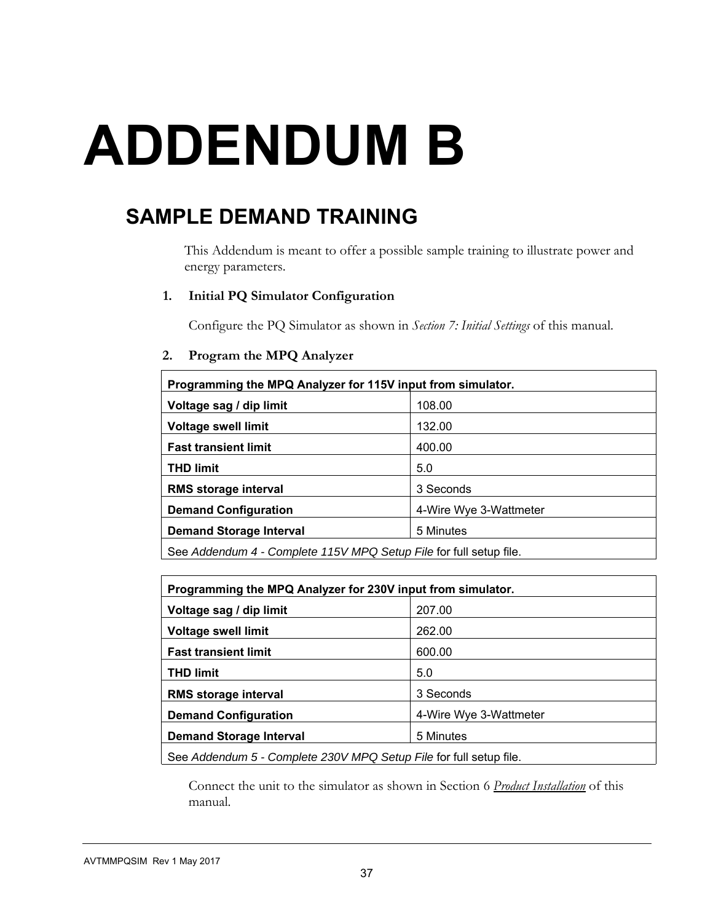# ADDENDUM B

## SAMPLE DEMAND TRAINING

This Addendum is meant to offer a possible sample training to illustrate power and energy parameters.

### 1. Initial PQ Simulator Configuration

Configure the PQ Simulator as shown in *Section 7: Initial Settings* of this manual.

### 2. Program the MPQ Analyzer

| **Programming the MPQ Analyzer for 115V input from simulator.** | |
|---|---|
| **Voltage sag / dip limit** | 108.00 |
| **Voltage swell limit** | 132.00 |
| **Fast transient limit** | 400.00 |
| **THD limit** | 5.0 |
| **RMS storage interval** | 3 Seconds |
| **Demand Configuration** | 4-Wire Wye 3-Wattmeter |
| **Demand Storage Interval** | 5 Minutes |
| See *Addendum 4 - Complete 115V MPQ Setup File* for full setup file. | |

| **Programming the MPQ Analyzer for 230V input from simulator.** | |
|---|---|
| **Voltage sag / dip limit** | 207.00 |
| **Voltage swell limit** | 262.00 |
| **Fast transient limit** | 600.00 |
| **THD limit** | 5.0 |
| **RMS storage interval** | 3 Seconds |
| **Demand Configuration** | 4-Wire Wye 3-Wattmeter |
| **Demand Storage Interval** | 5 Minutes |
| See *Addendum 5 - Complete 230V MPQ Setup File* for full setup file. | |

Connect the unit to the simulator as shown in Section 6 *Product Installation* of this manual.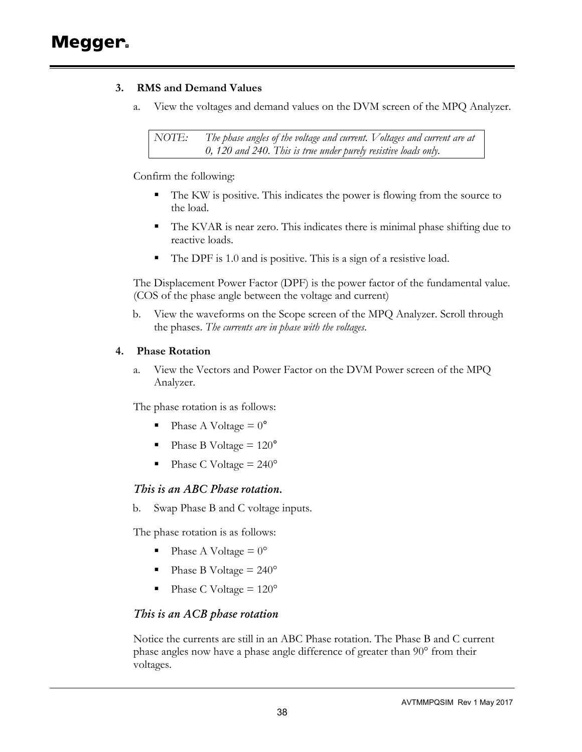### 3. RMS and Demand Values

a. View the voltages and demand values on the DVM screen of the MPQ Analyzer.

> *NOTE: The phase angles of the voltage and current. Voltages and current are at 0, 120 and 240. This is true under purely resistive loads only.*

Confirm the following:

- The KW is positive. This indicates the power is flowing from the source to the load.
- The KVAR is near zero. This indicates there is minimal phase shifting due to reactive loads.
- The DPF is 1.0 and is positive. This is a sign of a resistive load.

The Displacement Power Factor (DPF) is the power factor of the fundamental value. (COS of the phase angle between the voltage and current)

b. View the waveforms on the Scope screen of the MPQ Analyzer. Scroll through the phases. *The currents are in phase with the voltages.*

### 4. Phase Rotation

a. View the Vectors and Power Factor on the DVM Power screen of the MPQ Analyzer.

The phase rotation is as follows:

- Phase A Voltage = 0°
- Phase B Voltage = 120°
- Phase C Voltage = 240°

***This is an ABC Phase rotation.***

b. Swap Phase B and C voltage inputs.

The phase rotation is as follows:

- Phase A Voltage = 0°
- Phase B Voltage = 240°
- Phase C Voltage = 120°

*This is an ACB phase rotation*

Notice the currents are still in an ABC Phase rotation. The Phase B and C current phase angles now have a phase angle difference of greater than 90° from their voltages.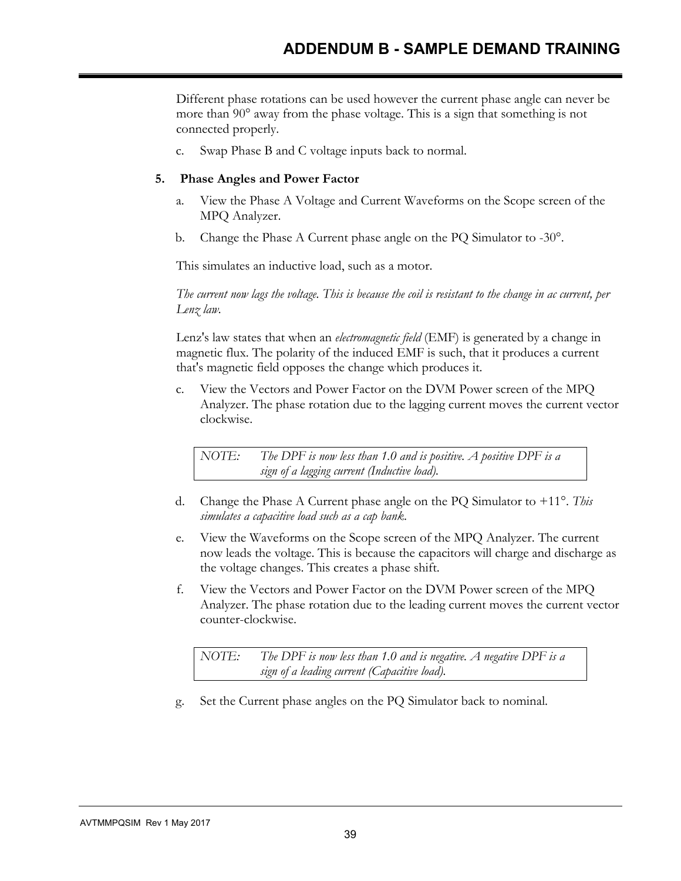Different phase rotations can be used however the current phase angle can never be more than 90° away from the phase voltage. This is a sign that something is not connected properly.

c. Swap Phase B and C voltage inputs back to normal.

**5. Phase Angles and Power Factor**

a. View the Phase A Voltage and Current Waveforms on the Scope screen of the MPQ Analyzer.

b. Change the Phase A Current phase angle on the PQ Simulator to -30°.

This simulates an inductive load, such as a motor.

*The current now lags the voltage. This is because the coil is resistant to the change in ac current, per Lenz law.*

Lenz's law states that when an *electromagnetic field* (EMF) is generated by a change in magnetic flux. The polarity of the induced EMF is such, that it produces a current that's magnetic field opposes the change which produces it.

c. View the Vectors and Power Factor on the DVM Power screen of the MPQ Analyzer. The phase rotation due to the lagging current moves the current vector clockwise.

| NOTE: | *The DPF is now less than 1.0 and is positive. A positive DPF is a sign of a lagging current (Inductive load).* |
|---|---|

d. Change the Phase A Current phase angle on the PQ Simulator to +11°. *This simulates a capacitive load such as a cap bank.*

e. View the Waveforms on the Scope screen of the MPQ Analyzer. The current now leads the voltage. This is because the capacitors will charge and discharge as the voltage changes. This creates a phase shift.

f. View the Vectors and Power Factor on the DVM Power screen of the MPQ Analyzer. The phase rotation due to the leading current moves the current vector counter-clockwise.

| NOTE: | *The DPF is now less than 1.0 and is negative. A negative DPF is a sign of a leading current (Capacitive load).* |
|---|---|

g. Set the Current phase angles on the PQ Simulator back to nominal.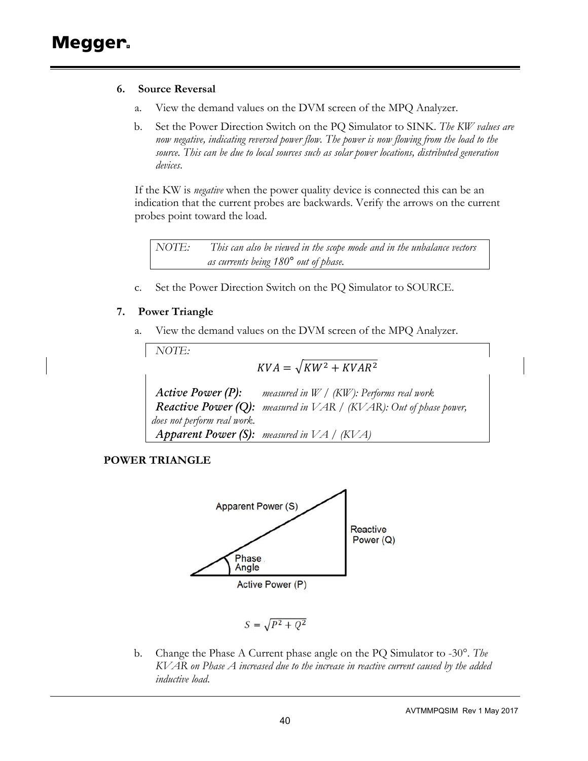## 6. Source Reversal

a. View the demand values on the DVM screen of the MPQ Analyzer.

b. Set the Power Direction Switch on the PQ Simulator to SINK. *The KW values are now negative, indicating reversed power flow. The power is now flowing from the load to the source. This can be due to local sources such as solar power locations, distributed generation devices.*

If the KW is *negative* when the power quality device is connected this can be an indication that the current probes are backwards. Verify the arrows on the current probes point toward the load.

> *NOTE: This can also be viewed in the scope mode and in the unbalance vectors as currents being 180° out of phase.*

c. Set the Power Direction Switch on the PQ Simulator to SOURCE.

## 7. Power Triangle

a. View the demand values on the DVM screen of the MPQ Analyzer.

> *NOTE:*
>
> $$KVA = \sqrt{KW^2 + KVAR^2}$$
>
> ***Active Power (P):*** *measured in W / (KW): Performs real work.*
> ***Reactive Power (Q):*** *measured in VAR / (KVAR): Out of phase power, does not perform real work.*
> ***Apparent Power (S):*** *measured in VA / (KVA)*

**POWER TRIANGLE**

Apparent Power (S)

Reactive Power (Q)

Phase Angle

Active Power (P)

$$S = \sqrt{P^2 + Q^2}$$

b. Change the Phase A Current phase angle on the PQ Simulator to -30°. *The KVAR on Phase A increased due to the increase in reactive current caused by the added inductive load.*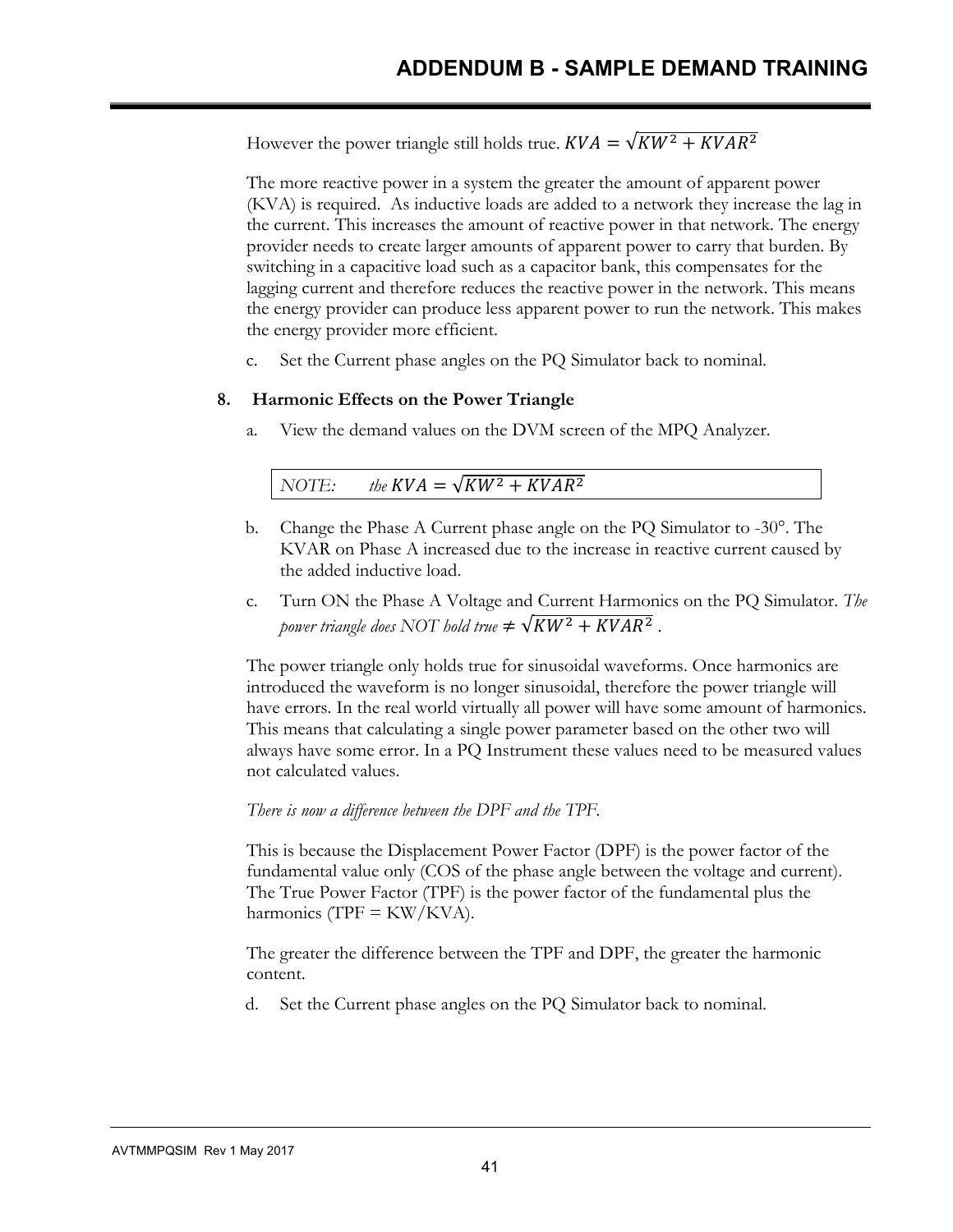However the power triangle still holds true. $KVA = \sqrt{KW^2 + KVAR^2}$

The more reactive power in a system the greater the amount of apparent power (KVA) is required. As inductive loads are added to a network they increase the lag in the current. This increases the amount of reactive power in that network. The energy provider needs to create larger amounts of apparent power to carry that burden. By switching in a capacitive load such as a capacitor bank, this compensates for the lagging current and therefore reduces the reactive power in the network. This means the energy provider can produce less apparent power to run the network. This makes the energy provider more efficient.

c. Set the Current phase angles on the PQ Simulator back to nominal.

## 8. Harmonic Effects on the Power Triangle

a. View the demand values on the DVM screen of the MPQ Analyzer.

| *NOTE:* *the* $KVA = \sqrt{KW^2 + KVAR^2}$ |
| --- |

b. Change the Phase A Current phase angle on the PQ Simulator to -30°. The KVAR on Phase A increased due to the increase in reactive current caused by the added inductive load.

c. Turn ON the Phase A Voltage and Current Harmonics on the PQ Simulator. *The power triangle does NOT hold true* $\neq \sqrt{KW^2 + KVAR^2}$ .

The power triangle only holds true for sinusoidal waveforms. Once harmonics are introduced the waveform is no longer sinusoidal, therefore the power triangle will have errors. In the real world virtually all power will have some amount of harmonics. This means that calculating a single power parameter based on the other two will always have some error. In a PQ Instrument these values need to be measured values not calculated values.

*There is now a difference between the DPF and the TPF.*

This is because the Displacement Power Factor (DPF) is the power factor of the fundamental value only (COS of the phase angle between the voltage and current). The True Power Factor (TPF) is the power factor of the fundamental plus the harmonics (TPF = KW/KVA).

The greater the difference between the TPF and DPF, the greater the harmonic content.

d. Set the Current phase angles on the PQ Simulator back to nominal.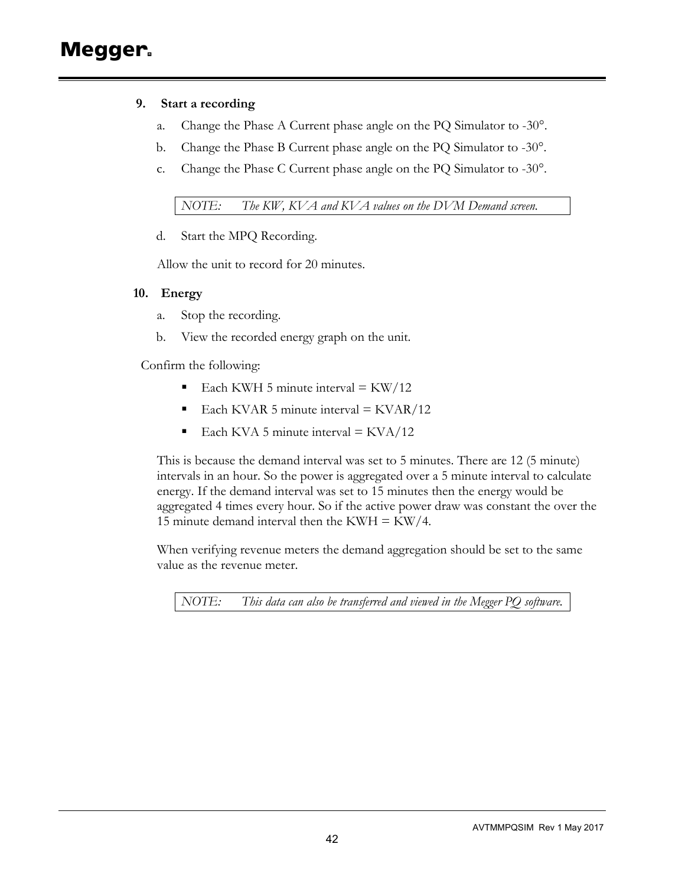**9. Start a recording**

a. Change the Phase A Current phase angle on the PQ Simulator to -30°.

b. Change the Phase B Current phase angle on the PQ Simulator to -30°.

c. Change the Phase C Current phase angle on the PQ Simulator to -30°.

| *NOTE: The KW, KVA and KVA values on the DVM Demand screen.* |
|---|

d. Start the MPQ Recording.

Allow the unit to record for 20 minutes.

**10. Energy**

a. Stop the recording.

b. View the recorded energy graph on the unit.

Confirm the following:

- Each KWH 5 minute interval = KW/12
- Each KVAR 5 minute interval = KVAR/12
- Each KVA 5 minute interval = KVA/12

This is because the demand interval was set to 5 minutes. There are 12 (5 minute) intervals in an hour. So the power is aggregated over a 5 minute interval to calculate energy. If the demand interval was set to 15 minutes then the energy would be aggregated 4 times every hour. So if the active power draw was constant the over the 15 minute demand interval then the KWH = KW/4.

When verifying revenue meters the demand aggregation should be set to the same value as the revenue meter.

| *NOTE: This data can also be transferred and viewed in the Megger PQ software.* |
|---|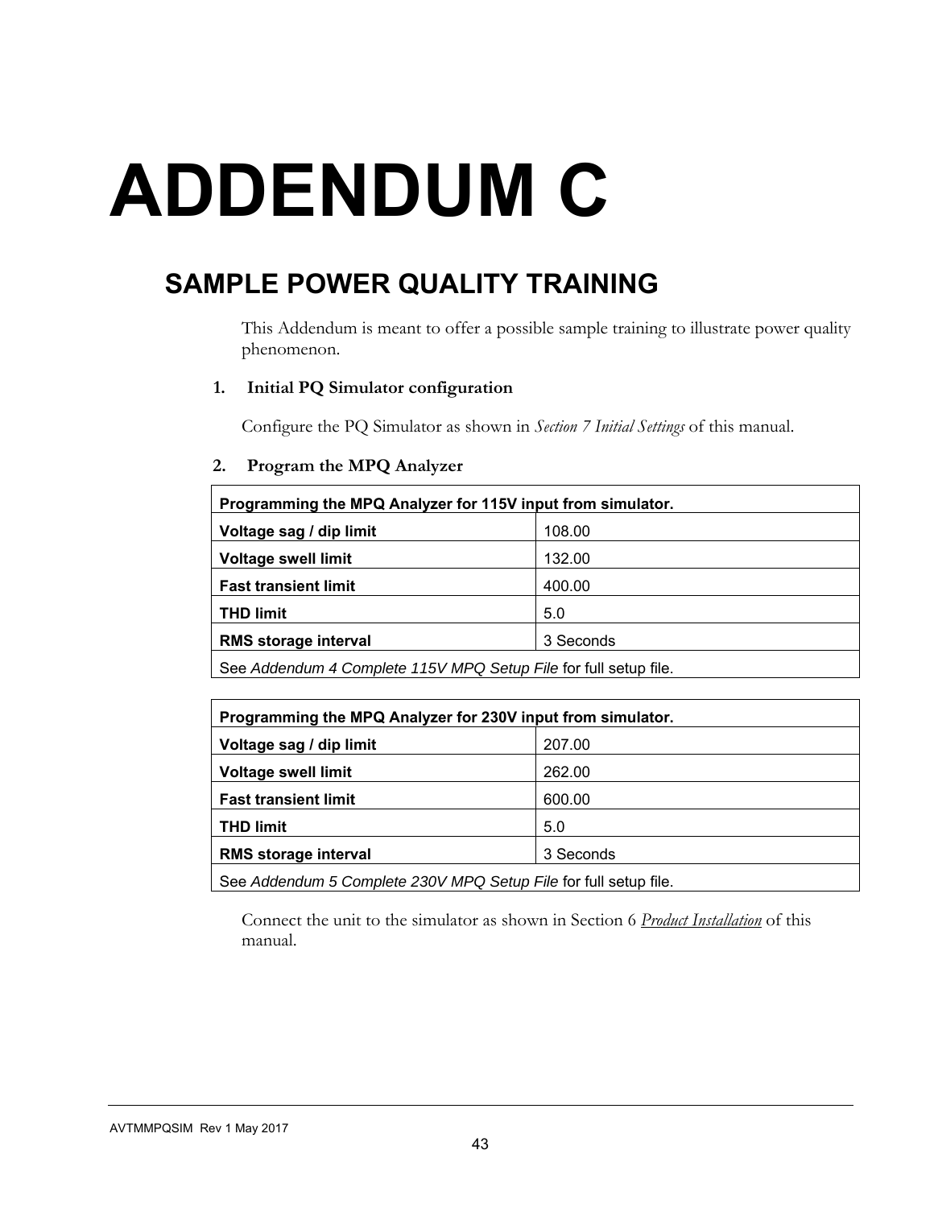# ADDENDUM C

## SAMPLE POWER QUALITY TRAINING

This Addendum is meant to offer a possible sample training to illustrate power quality phenomenon.

### 1. Initial PQ Simulator configuration

Configure the PQ Simulator as shown in *Section 7 Initial Settings* of this manual.

### 2. Program the MPQ Analyzer

| **Programming the MPQ Analyzer for 115V input from simulator.** | |
|---|---|
| **Voltage sag / dip limit** | 108.00 |
| **Voltage swell limit** | 132.00 |
| **Fast transient limit** | 400.00 |
| **THD limit** | 5.0 |
| **RMS storage interval** | 3 Seconds |
| See *Addendum 4 Complete 115V MPQ Setup File* for full setup file. | |

| **Programming the MPQ Analyzer for 230V input from simulator.** | |
|---|---|
| **Voltage sag / dip limit** | 207.00 |
| **Voltage swell limit** | 262.00 |
| **Fast transient limit** | 600.00 |
| **THD limit** | 5.0 |
| **RMS storage interval** | 3 Seconds |
| See *Addendum 5 Complete 230V MPQ Setup File* for full setup file. | |

Connect the unit to the simulator as shown in Section 6 *Product Installation* of this manual.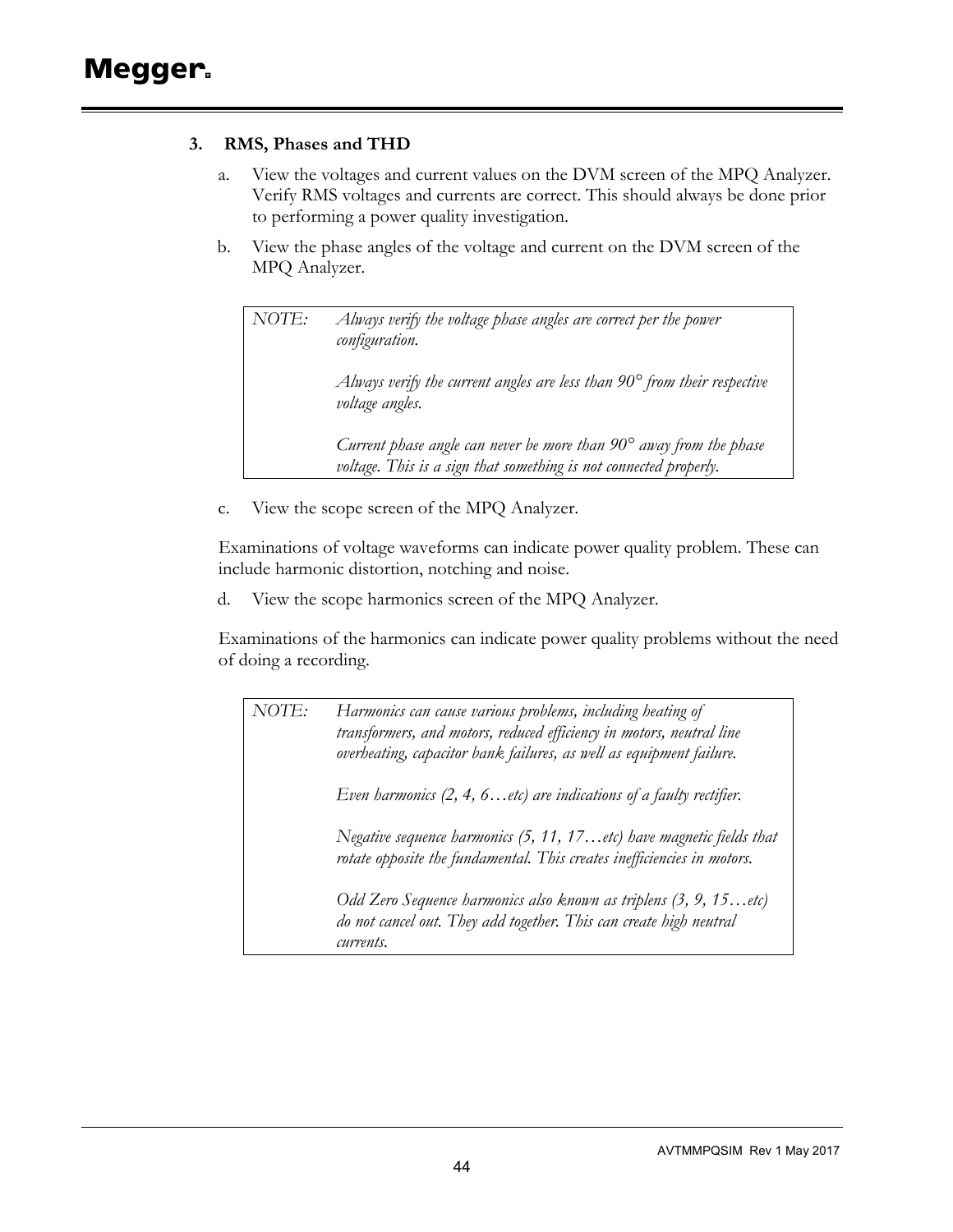### 3. RMS, Phases and THD

a. View the voltages and current values on the DVM screen of the MPQ Analyzer. Verify RMS voltages and currents are correct. This should always be done prior to performing a power quality investigation.

b. View the phase angles of the voltage and current on the DVM screen of the MPQ Analyzer.

| NOTE: | *Always verify the voltage phase angles are correct per the power configuration.*<br><br>*Always verify the current angles are less than 90° from their respective voltage angles.*<br><br>*Current phase angle can never be more than 90° away from the phase voltage. This is a sign that something is not connected properly.* |
|---|---|

c. View the scope screen of the MPQ Analyzer.

Examinations of voltage waveforms can indicate power quality problem. These can include harmonic distortion, notching and noise.

d. View the scope harmonics screen of the MPQ Analyzer.

Examinations of the harmonics can indicate power quality problems without the need of doing a recording.

| NOTE: | *Harmonics can cause various problems, including heating of transformers, and motors, reduced efficiency in motors, neutral line overheating, capacitor bank failures, as well as equipment failure.*<br><br>*Even harmonics (2, 4, 6…etc) are indications of a faulty rectifier.*<br><br>*Negative sequence harmonics (5, 11, 17…etc) have magnetic fields that rotate opposite the fundamental. This creates inefficiencies in motors.*<br><br>*Odd Zero Sequence harmonics also known as triplens (3, 9, 15…etc) do not cancel out. They add together. This can create high neutral currents.* |
|---|---|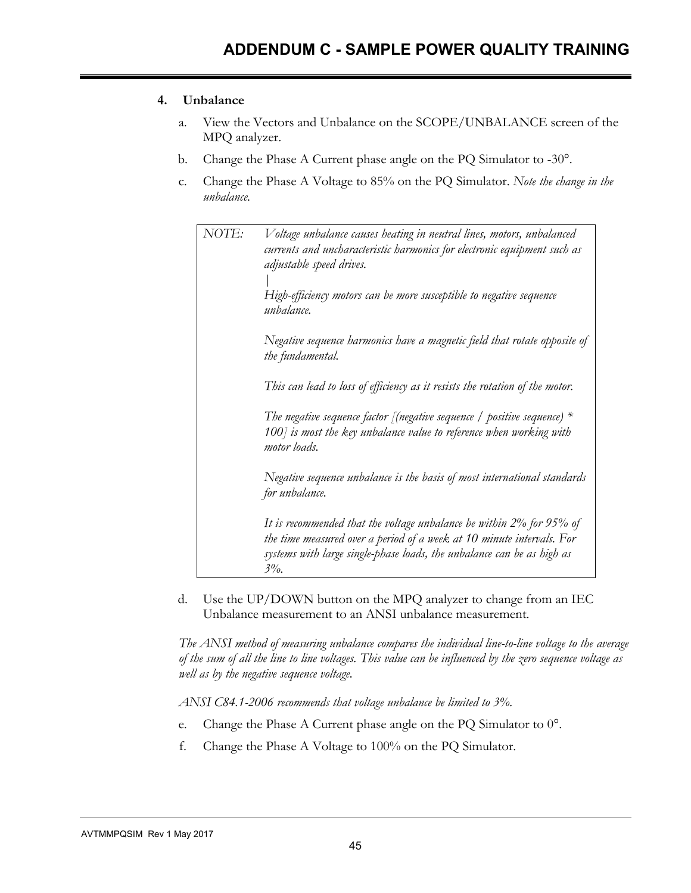### 4. Unbalance

a. View the Vectors and Unbalance on the SCOPE/UNBALANCE screen of the MPQ analyzer.

b. Change the Phase A Current phase angle on the PQ Simulator to -30°.

c. Change the Phase A Voltage to 85% on the PQ Simulator. *Note the change in the unbalance.*

> *NOTE:* *Voltage unbalance causes heating in neutral lines, motors, unbalanced currents and uncharacteristic harmonics for electronic equipment such as adjustable speed drives.*
>
> *High-efficiency motors can be more susceptible to negative sequence unbalance.*
>
> *Negative sequence harmonics have a magnetic field that rotate opposite of the fundamental.*
>
> *This can lead to loss of efficiency as it resists the rotation of the motor.*
>
> *The negative sequence factor [(negative sequence / positive sequence) * 100] is most the key unbalance value to reference when working with motor loads.*
>
> *Negative sequence unbalance is the basis of most international standards for unbalance.*
>
> *It is recommended that the voltage unbalance be within 2% for 95% of the time measured over a period of a week at 10 minute intervals. For systems with large single-phase loads, the unbalance can be as high as 3%.*

d. Use the UP/DOWN button on the MPQ analyzer to change from an IEC Unbalance measurement to an ANSI unbalance measurement.

*The ANSI method of measuring unbalance compares the individual line-to-line voltage to the average of the sum of all the line to line voltages. This value can be influenced by the zero sequence voltage as well as by the negative sequence voltage.*

*ANSI C84.1-2006 recommends that voltage unbalance be limited to 3%.*

e. Change the Phase A Current phase angle on the PQ Simulator to 0°.

f. Change the Phase A Voltage to 100% on the PQ Simulator.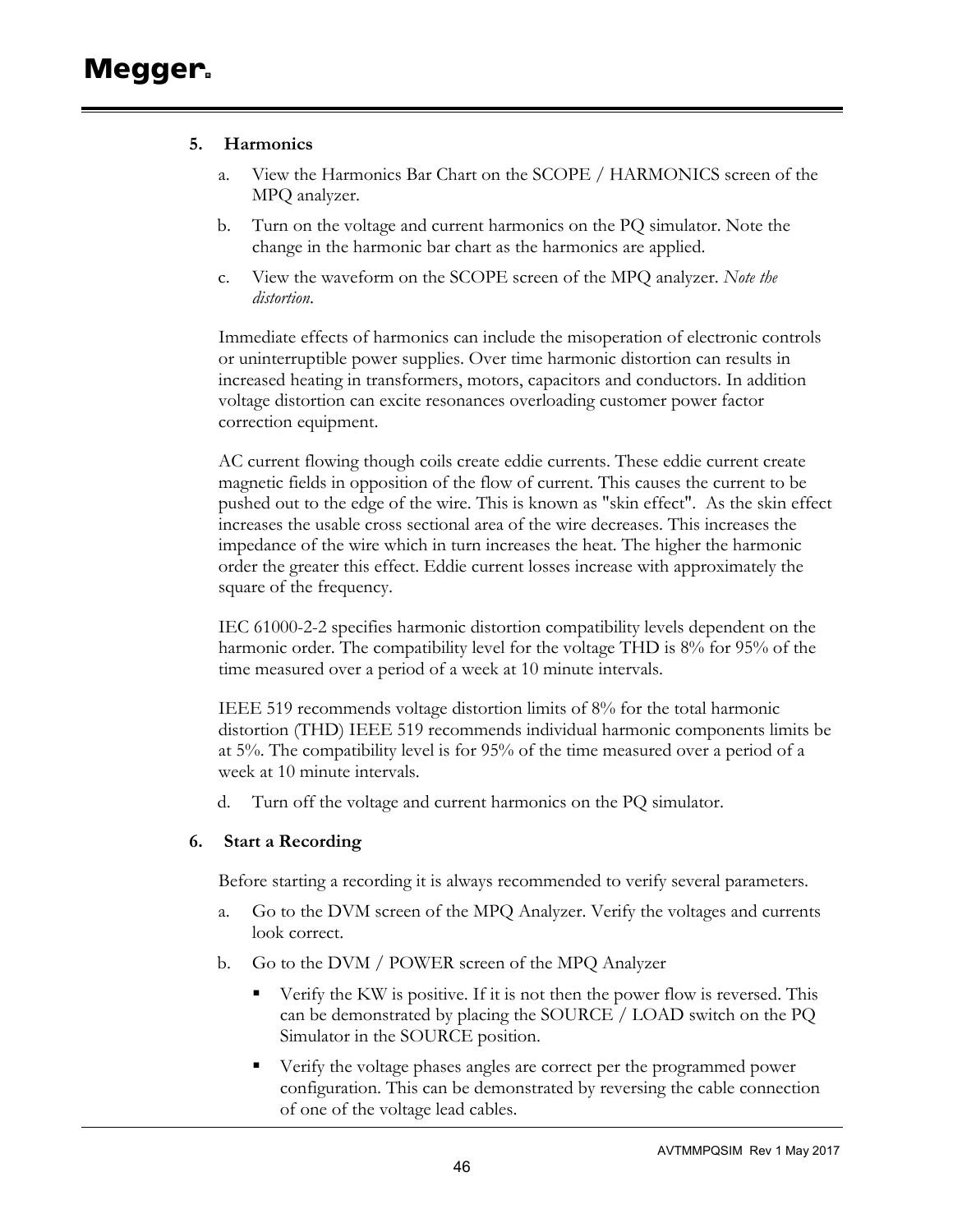### 5. Harmonics

a. View the Harmonics Bar Chart on the SCOPE / HARMONICS screen of the MPQ analyzer.

b. Turn on the voltage and current harmonics on the PQ simulator. Note the change in the harmonic bar chart as the harmonics are applied.

c. View the waveform on the SCOPE screen of the MPQ analyzer. *Note the distortion.*

Immediate effects of harmonics can include the misoperation of electronic controls or uninterruptible power supplies. Over time harmonic distortion can results in increased heating in transformers, motors, capacitors and conductors. In addition voltage distortion can excite resonances overloading customer power factor correction equipment.

AC current flowing though coils create eddie currents. These eddie current create magnetic fields in opposition of the flow of current. This causes the current to be pushed out to the edge of the wire. This is known as "skin effect". As the skin effect increases the usable cross sectional area of the wire decreases. This increases the impedance of the wire which in turn increases the heat. The higher the harmonic order the greater this effect. Eddie current losses increase with approximately the square of the frequency.

IEC 61000-2-2 specifies harmonic distortion compatibility levels dependent on the harmonic order. The compatibility level for the voltage THD is 8% for 95% of the time measured over a period of a week at 10 minute intervals.

IEEE 519 recommends voltage distortion limits of 8% for the total harmonic distortion (THD) IEEE 519 recommends individual harmonic components limits be at 5%. The compatibility level is for 95% of the time measured over a period of a week at 10 minute intervals.

d. Turn off the voltage and current harmonics on the PQ simulator.

### 6. Start a Recording

Before starting a recording it is always recommended to verify several parameters.

a. Go to the DVM screen of the MPQ Analyzer. Verify the voltages and currents look correct.

b. Go to the DVM / POWER screen of the MPQ Analyzer

- Verify the KW is positive. If it is not then the power flow is reversed. This can be demonstrated by placing the SOURCE / LOAD switch on the PQ Simulator in the SOURCE position.
- Verify the voltage phases angles are correct per the programmed power configuration. This can be demonstrated by reversing the cable connection of one of the voltage lead cables.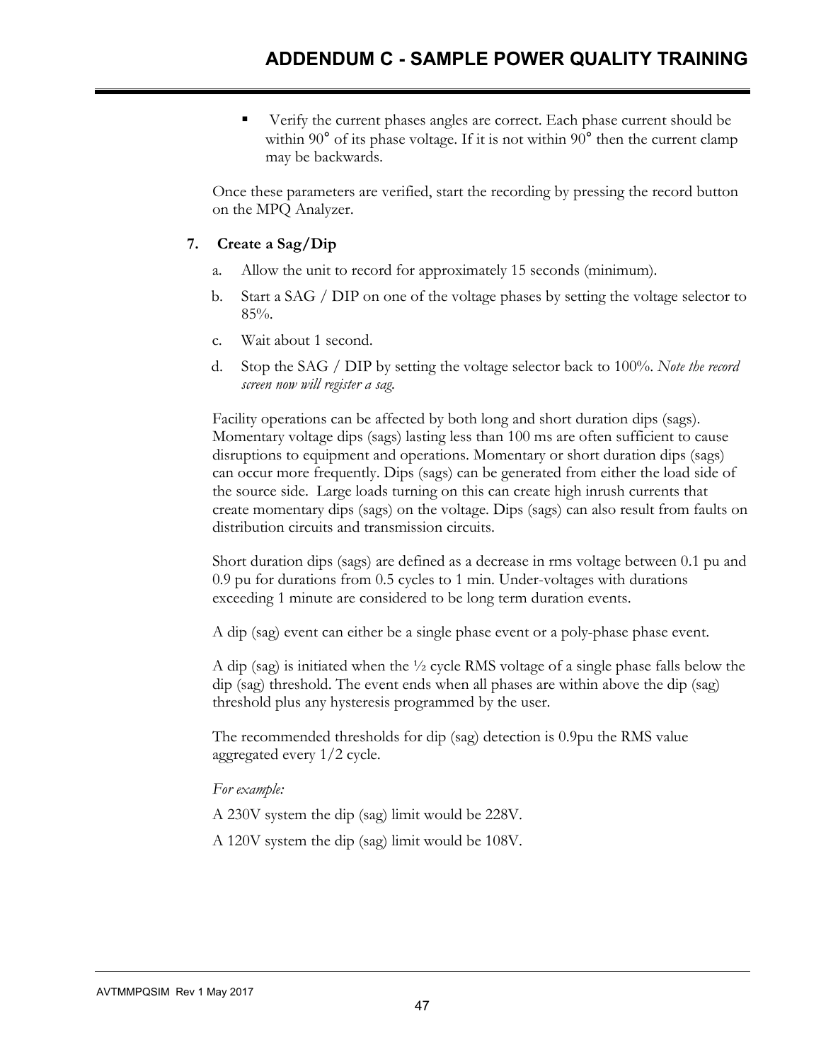- Verify the current phases angles are correct. Each phase current should be within 90° of its phase voltage. If it is not within 90° then the current clamp may be backwards.

Once these parameters are verified, start the recording by pressing the record button on the MPQ Analyzer.

**7. Create a Sag/Dip**

a. Allow the unit to record for approximately 15 seconds (minimum).

b. Start a SAG / DIP on one of the voltage phases by setting the voltage selector to 85%.

c. Wait about 1 second.

d. Stop the SAG / DIP by setting the voltage selector back to 100%. *Note the record screen now will register a sag.*

Facility operations can be affected by both long and short duration dips (sags). Momentary voltage dips (sags) lasting less than 100 ms are often sufficient to cause disruptions to equipment and operations. Momentary or short duration dips (sags) can occur more frequently. Dips (sags) can be generated from either the load side of the source side. Large loads turning on this can create high inrush currents that create momentary dips (sags) on the voltage. Dips (sags) can also result from faults on distribution circuits and transmission circuits.

Short duration dips (sags) are defined as a decrease in rms voltage between 0.1 pu and 0.9 pu for durations from 0.5 cycles to 1 min. Under-voltages with durations exceeding 1 minute are considered to be long term duration events.

A dip (sag) event can either be a single phase event or a poly-phase phase event.

A dip (sag) is initiated when the ½ cycle RMS voltage of a single phase falls below the dip (sag) threshold. The event ends when all phases are within above the dip (sag) threshold plus any hysteresis programmed by the user.

The recommended thresholds for dip (sag) detection is 0.9pu the RMS value aggregated every 1/2 cycle.

*For example:*

A 230V system the dip (sag) limit would be 228V.

A 120V system the dip (sag) limit would be 108V.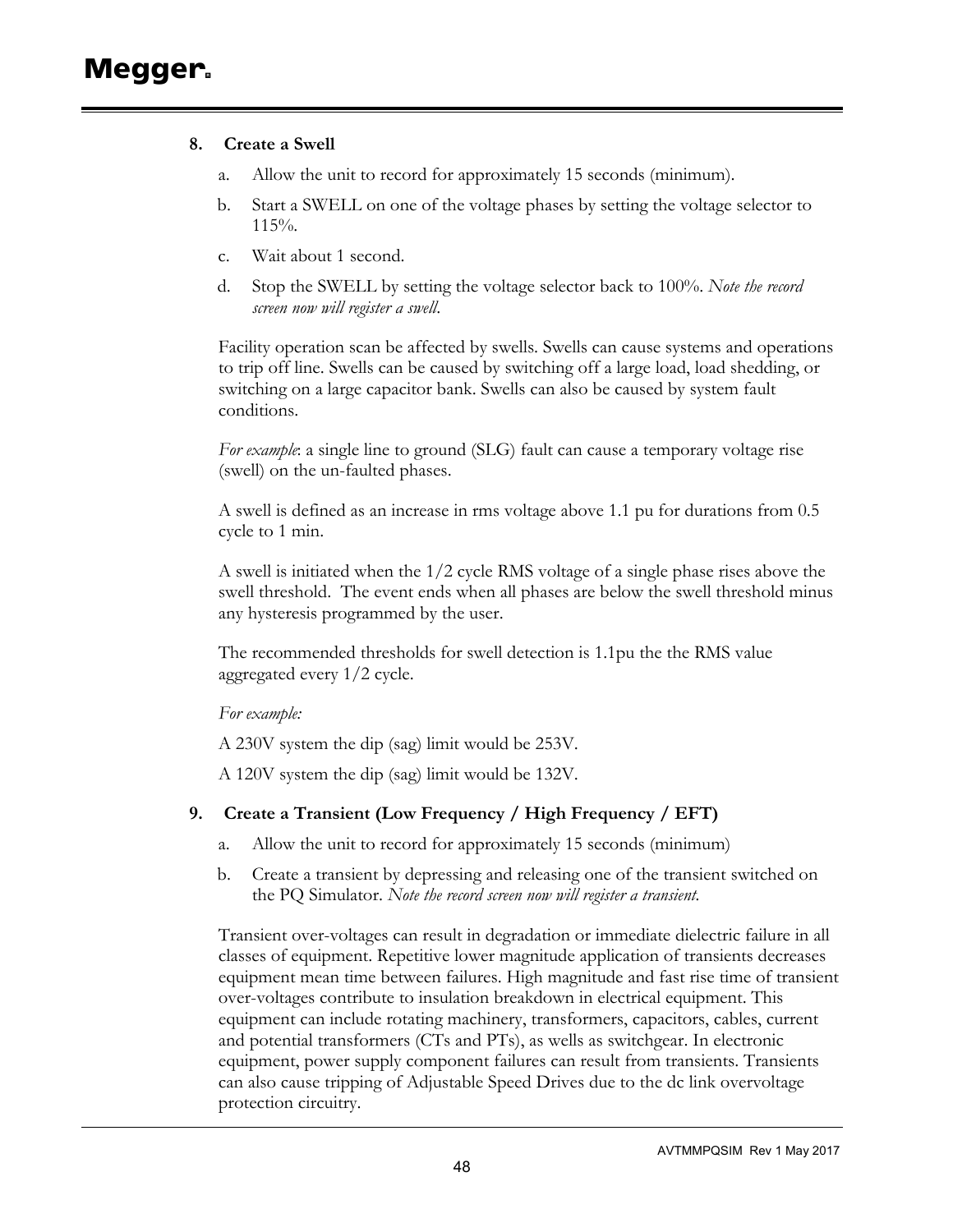## 8. Create a Swell

a. Allow the unit to record for approximately 15 seconds (minimum).

b. Start a SWELL on one of the voltage phases by setting the voltage selector to 115%.

c. Wait about 1 second.

d. Stop the SWELL by setting the voltage selector back to 100%. *Note the record screen now will register a swell.*

Facility operation scan be affected by swells. Swells can cause systems and operations to trip off line. Swells can be caused by switching off a large load, load shedding, or switching on a large capacitor bank. Swells can also be caused by system fault conditions.

*For example*: a single line to ground (SLG) fault can cause a temporary voltage rise (swell) on the un-faulted phases.

A swell is defined as an increase in rms voltage above 1.1 pu for durations from 0.5 cycle to 1 min.

A swell is initiated when the 1/2 cycle RMS voltage of a single phase rises above the swell threshold. The event ends when all phases are below the swell threshold minus any hysteresis programmed by the user.

The recommended thresholds for swell detection is 1.1pu the the RMS value aggregated every 1/2 cycle.

*For example:*

A 230V system the dip (sag) limit would be 253V.

A 120V system the dip (sag) limit would be 132V.

## 9. Create a Transient (Low Frequency / High Frequency / EFT)

a. Allow the unit to record for approximately 15 seconds (minimum)

b. Create a transient by depressing and releasing one of the transient switched on the PQ Simulator. *Note the record screen now will register a transient.*

Transient over-voltages can result in degradation or immediate dielectric failure in all classes of equipment. Repetitive lower magnitude application of transients decreases equipment mean time between failures. High magnitude and fast rise time of transient over-voltages contribute to insulation breakdown in electrical equipment. This equipment can include rotating machinery, transformers, capacitors, cables, current and potential transformers (CTs and PTs), as wells as switchgear. In electronic equipment, power supply component failures can result from transients. Transients can also cause tripping of Adjustable Speed Drives due to the dc link overvoltage protection circuitry.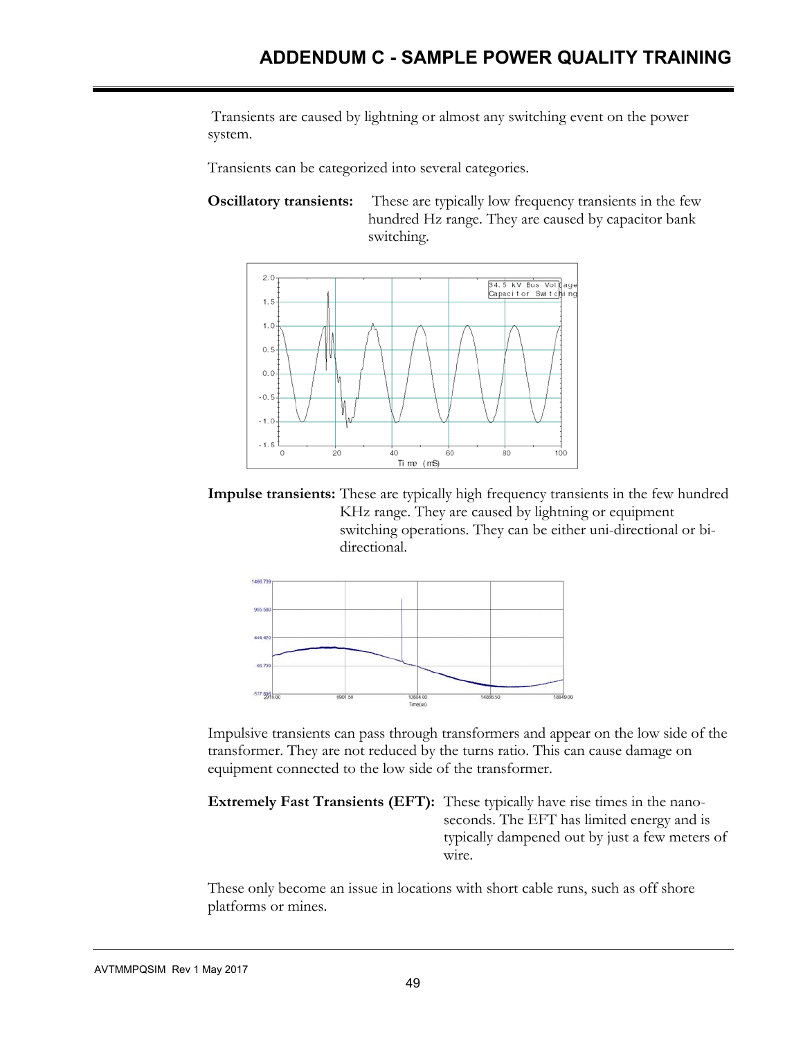Transients are caused by lightning or almost any switching event on the power system.

Transients can be categorized into several categories.

**Oscillatory transients:** These are typically low frequency transients in the few hundred Hz range. They are caused by capacitor bank switching.

**Impulse transients:** These are typically high frequency transients in the few hundred KHz range. They are caused by lightning or equipment switching operations. They can be either uni-directional or bi-directional.

Impulsive transients can pass through transformers and appear on the low side of the transformer. They are not reduced by the turns ratio. This can cause damage on equipment connected to the low side of the transformer.

**Extremely Fast Transients (EFT):** These typically have rise times in the nano-seconds. The EFT has limited energy and is typically dampened out by just a few meters of wire.

These only become an issue in locations with short cable runs, such as off shore platforms or mines.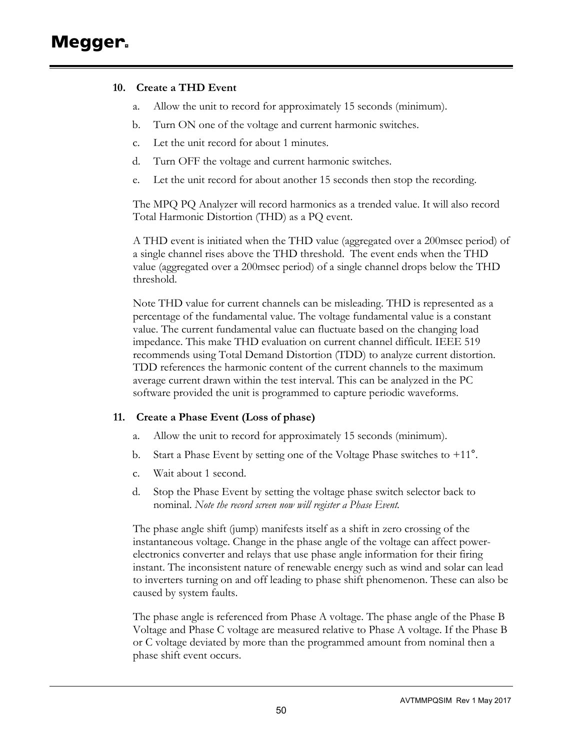### 10. Create a THD Event

a. Allow the unit to record for approximately 15 seconds (minimum).

b. Turn ON one of the voltage and current harmonic switches.

c. Let the unit record for about 1 minutes.

d. Turn OFF the voltage and current harmonic switches.

e. Let the unit record for about another 15 seconds then stop the recording.

The MPQ PQ Analyzer will record harmonics as a trended value. It will also record Total Harmonic Distortion (THD) as a PQ event.

A THD event is initiated when the THD value (aggregated over a 200msec period) of a single channel rises above the THD threshold. The event ends when the THD value (aggregated over a 200msec period) of a single channel drops below the THD threshold.

Note THD value for current channels can be misleading. THD is represented as a percentage of the fundamental value. The voltage fundamental value is a constant value. The current fundamental value can fluctuate based on the changing load impedance. This make THD evaluation on current channel difficult. IEEE 519 recommends using Total Demand Distortion (TDD) to analyze current distortion. TDD references the harmonic content of the current channels to the maximum average current drawn within the test interval. This can be analyzed in the PC software provided the unit is programmed to capture periodic waveforms.

### 11. Create a Phase Event (Loss of phase)

a. Allow the unit to record for approximately 15 seconds (minimum).

b. Start a Phase Event by setting one of the Voltage Phase switches to +11°.

c. Wait about 1 second.

d. Stop the Phase Event by setting the voltage phase switch selector back to nominal. *Note the record screen now will register a Phase Event.*

The phase angle shift (jump) manifests itself as a shift in zero crossing of the instantaneous voltage. Change in the phase angle of the voltage can affect power-electronics converter and relays that use phase angle information for their firing instant. The inconsistent nature of renewable energy such as wind and solar can lead to inverters turning on and off leading to phase shift phenomenon. These can also be caused by system faults.

The phase angle is referenced from Phase A voltage. The phase angle of the Phase B Voltage and Phase C voltage are measured relative to Phase A voltage. If the Phase B or C voltage deviated by more than the programmed amount from nominal then a phase shift event occurs.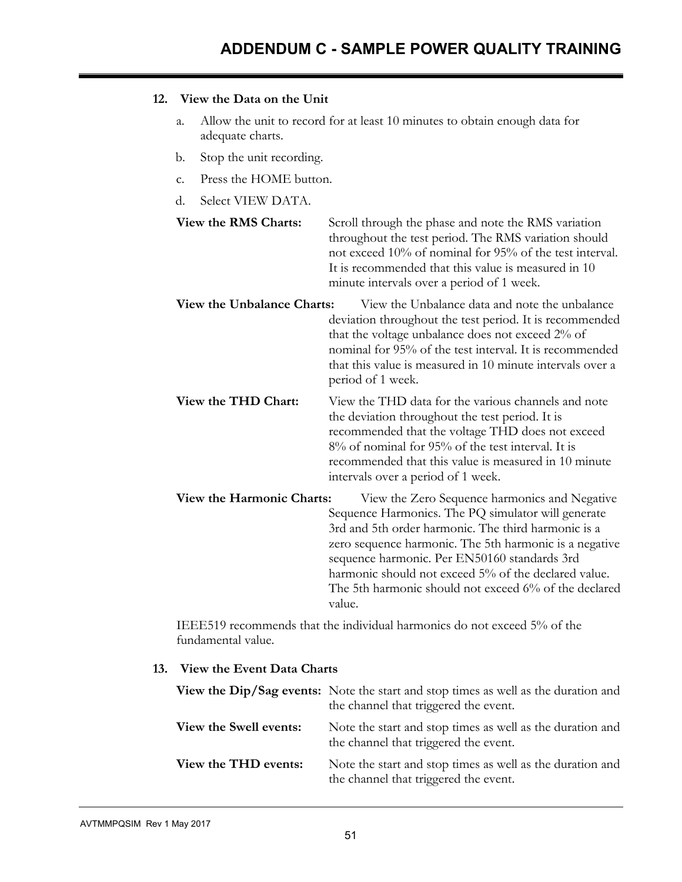## 12. View the Data on the Unit

a. Allow the unit to record for at least 10 minutes to obtain enough data for adequate charts.

b. Stop the unit recording.

c. Press the HOME button.

d. Select VIEW DATA.

**View the RMS Charts:** Scroll through the phase and note the RMS variation throughout the test period. The RMS variation should not exceed 10% of nominal for 95% of the test interval. It is recommended that this value is measured in 10 minute intervals over a period of 1 week.

**View the Unbalance Charts:** View the Unbalance data and note the unbalance deviation throughout the test period. It is recommended that the voltage unbalance does not exceed 2% of nominal for 95% of the test interval. It is recommended that this value is measured in 10 minute intervals over a period of 1 week.

**View the THD Chart:** View the THD data for the various channels and note the deviation throughout the test period. It is recommended that the voltage THD does not exceed 8% of nominal for 95% of the test interval. It is recommended that this value is measured in 10 minute intervals over a period of 1 week.

**View the Harmonic Charts:** View the Zero Sequence harmonics and Negative Sequence Harmonics. The PQ simulator will generate 3rd and 5th order harmonic. The third harmonic is a zero sequence harmonic. The 5th harmonic is a negative sequence harmonic. Per EN50160 standards 3rd harmonic should not exceed 5% of the declared value. The 5th harmonic should not exceed 6% of the declared value.

IEEE519 recommends that the individual harmonics do not exceed 5% of the fundamental value.

## 13. View the Event Data Charts

**View the Dip/Sag events:** Note the start and stop times as well as the duration and the channel that triggered the event.

**View the Swell events:** Note the start and stop times as well as the duration and the channel that triggered the event.

**View the THD events:** Note the start and stop times as well as the duration and the channel that triggered the event.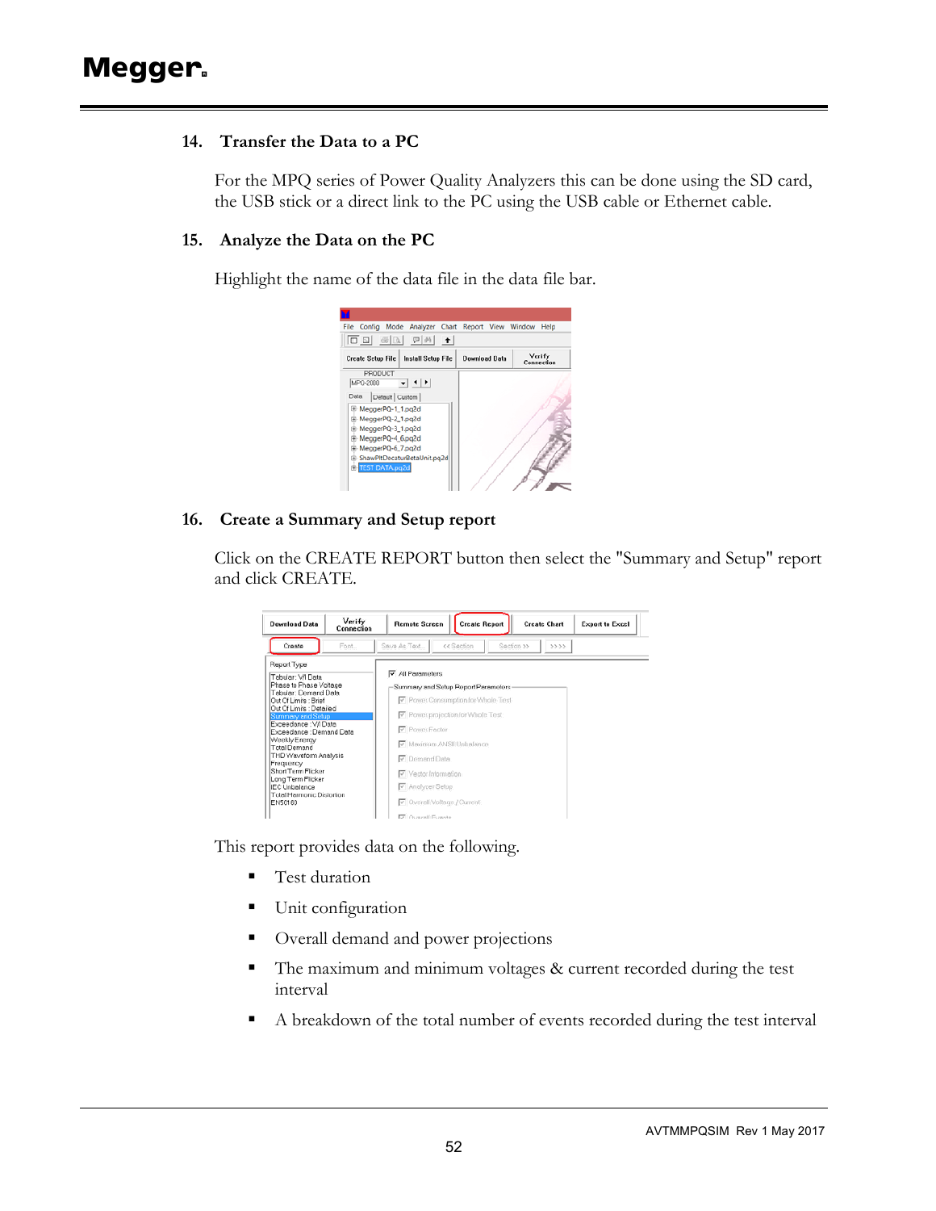## 14. Transfer the Data to a PC

For the MPQ series of Power Quality Analyzers this can be done using the SD card, the USB stick or a direct link to the PC using the USB cable or Ethernet cable.

## 15. Analyze the Data on the PC

Highlight the name of the data file in the data file bar.

## 16. Create a Summary and Setup report

Click on the CREATE REPORT button then select the "Summary and Setup" report and click CREATE.

This report provides data on the following.

- Test duration
- Unit configuration
- Overall demand and power projections
- The maximum and minimum voltages & current recorded during the test interval
- A breakdown of the total number of events recorded during the test interval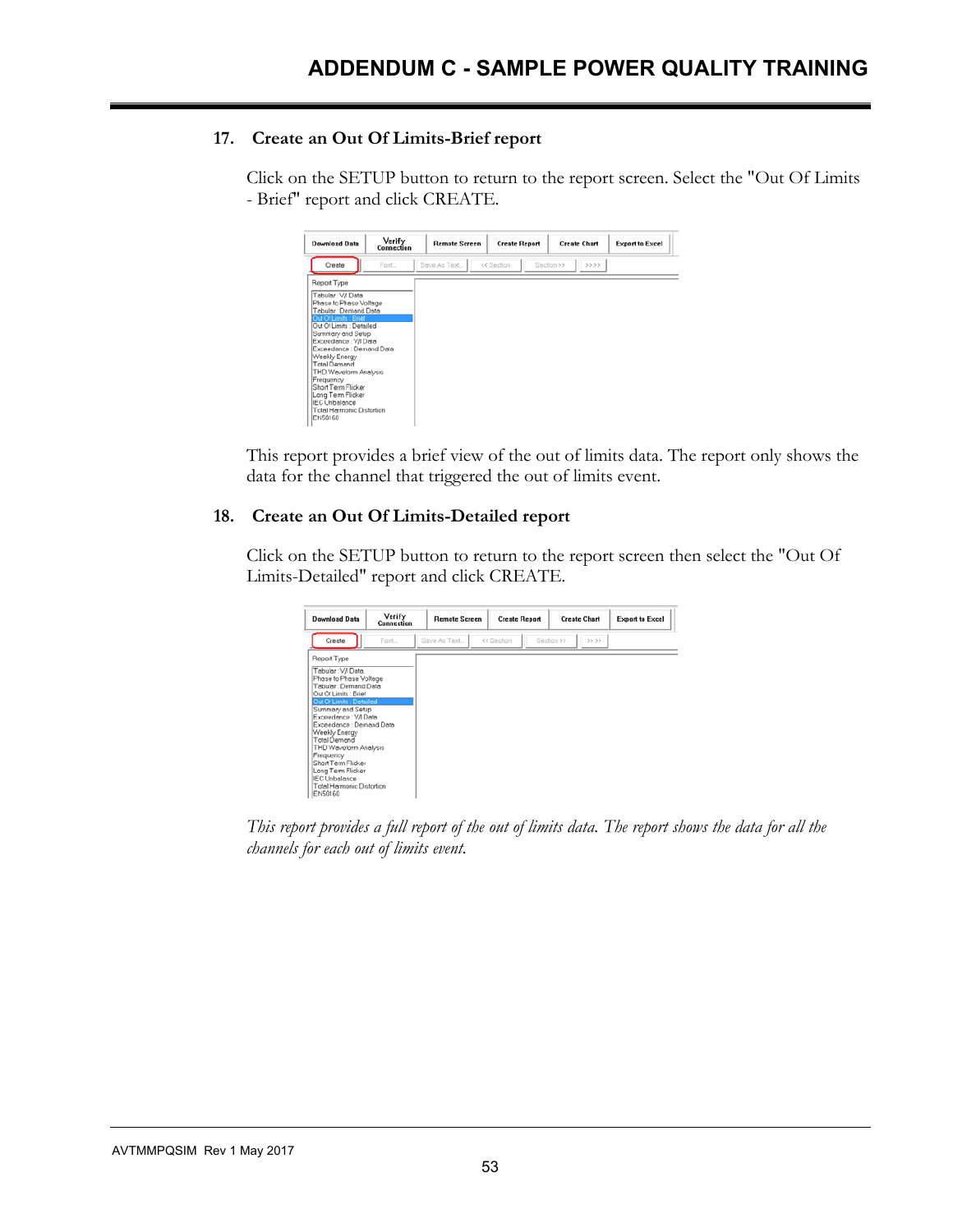### 17. Create an Out Of Limits-Brief report

Click on the SETUP button to return to the report screen. Select the "Out Of Limits - Brief" report and click CREATE.

This report provides a brief view of the out of limits data. The report only shows the data for the channel that triggered the out of limits event.

### 18. Create an Out Of Limits-Detailed report

Click on the SETUP button to return to the report screen then select the "Out Of Limits-Detailed" report and click CREATE.

*This report provides a full report of the out of limits data. The report shows the data for all the channels for each out of limits event.*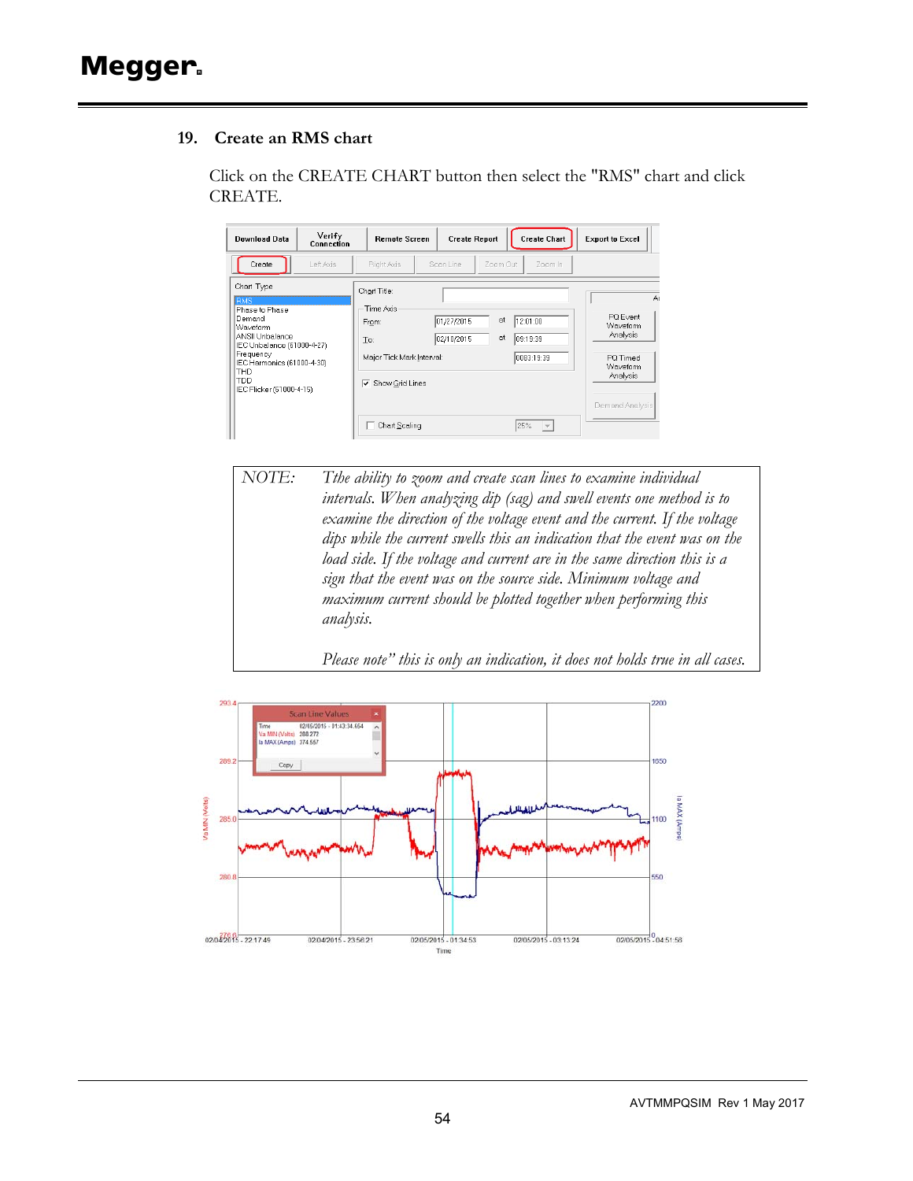## 19. Create an RMS chart

Click on the CREATE CHART button then select the "RMS" chart and click CREATE.

| NOTE: | *The ability to zoom and create scan lines to examine individual intervals. When analyzing dip (sag) and swell events one method is to examine the direction of the voltage event and the current. If the voltage dips while the current swells this an indication that the event was on the load side. If the voltage and current are in the same direction this is a sign that the event was on the source side. Minimum voltage and maximum current should be plotted together when performing this analysis.*<br><br>*Please note" this is only an indication, it does not holds true in all cases.* |
|---|---|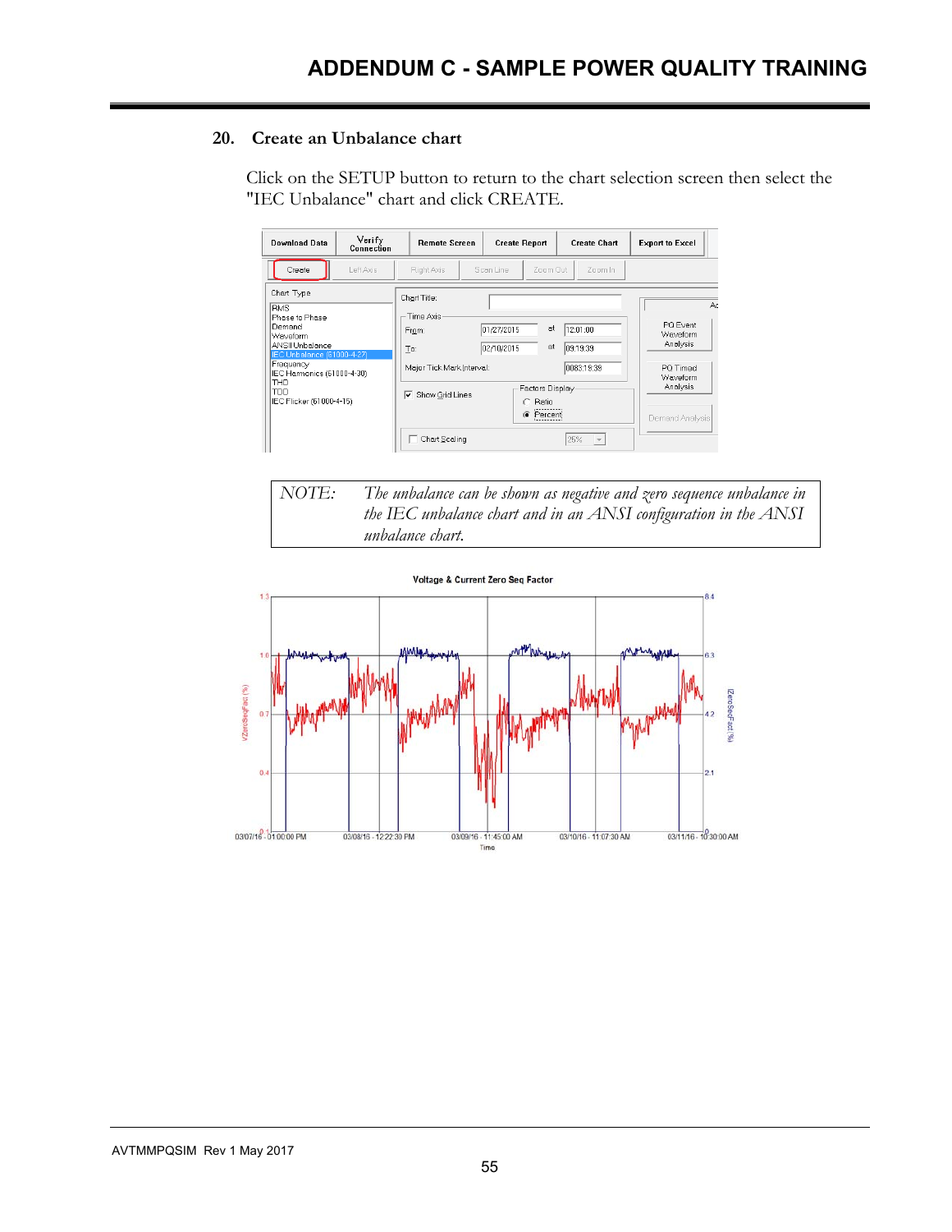## 20. Create an Unbalance chart

Click on the SETUP button to return to the chart selection screen then select the "IEC Unbalance" chart and click CREATE.

| NOTE: | *The unbalance can be shown as negative and zero sequence unbalance in the IEC unbalance chart and in an ANSI configuration in the ANSI unbalance chart.* |
|---|---|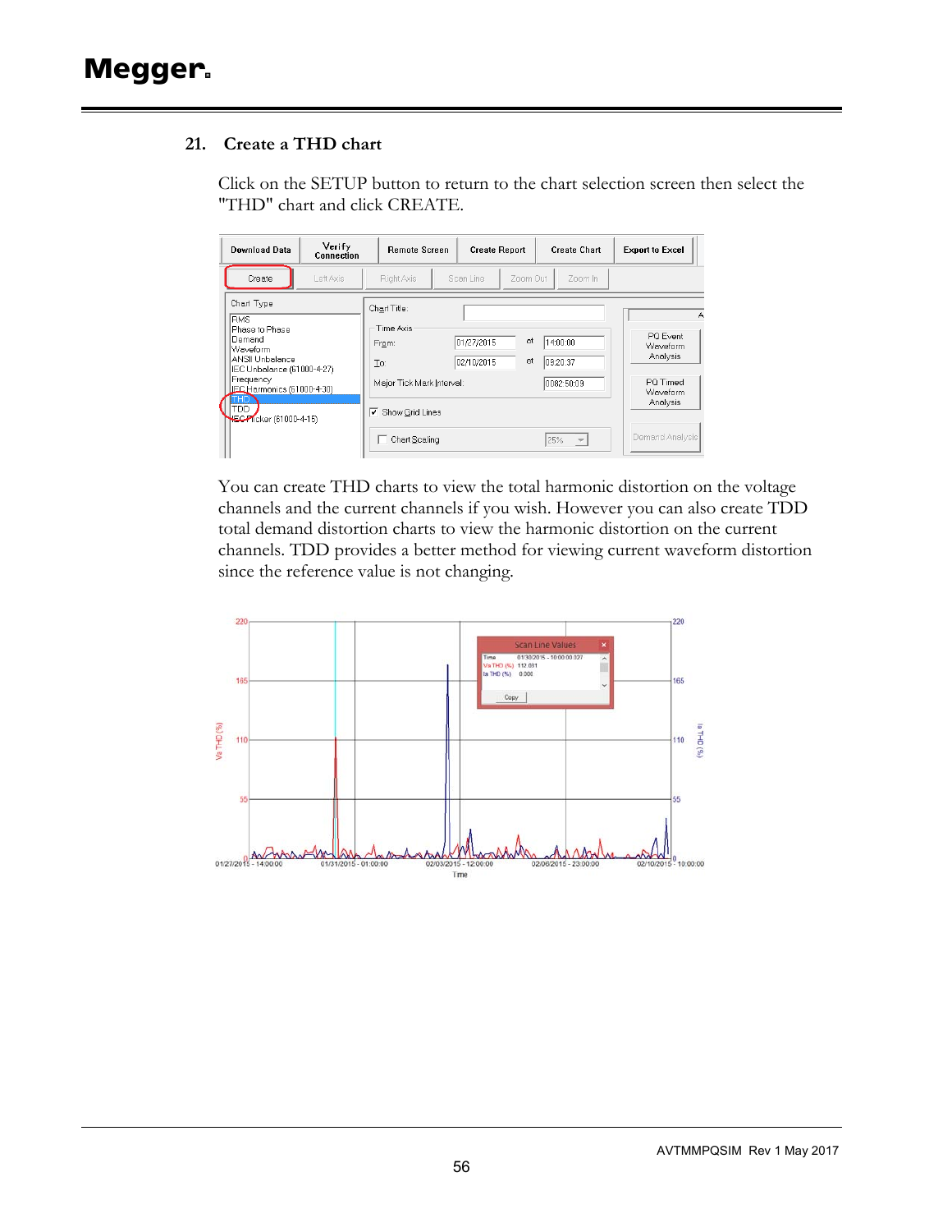## 21. Create a THD chart

Click on the SETUP button to return to the chart selection screen then select the "THD" chart and click CREATE.

You can create THD charts to view the total harmonic distortion on the voltage channels and the current channels if you wish. However you can also create TDD total demand distortion charts to view the harmonic distortion on the current channels. TDD provides a better method for viewing current waveform distortion since the reference value is not changing.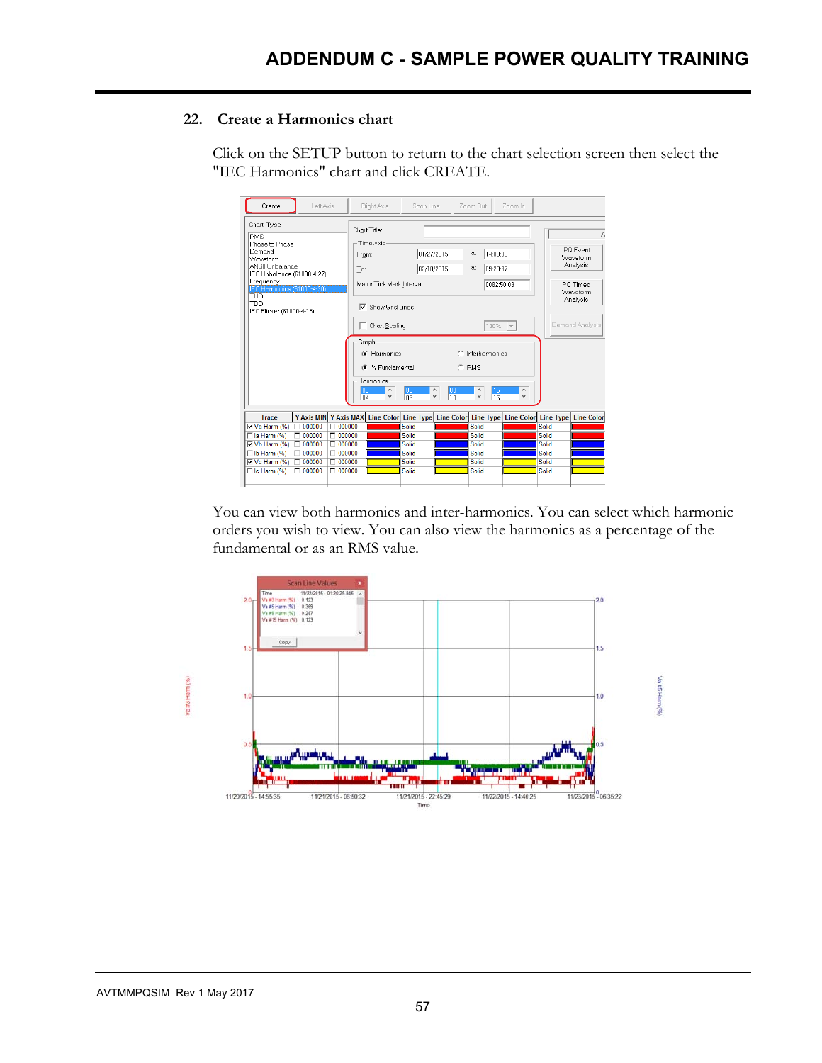## 22. Create a Harmonics chart

Click on the SETUP button to return to the chart selection screen then select the "IEC Harmonics" chart and click CREATE.

You can view both harmonics and inter-harmonics. You can select which harmonic orders you wish to view. You can also view the harmonics as a percentage of the fundamental or as an RMS value.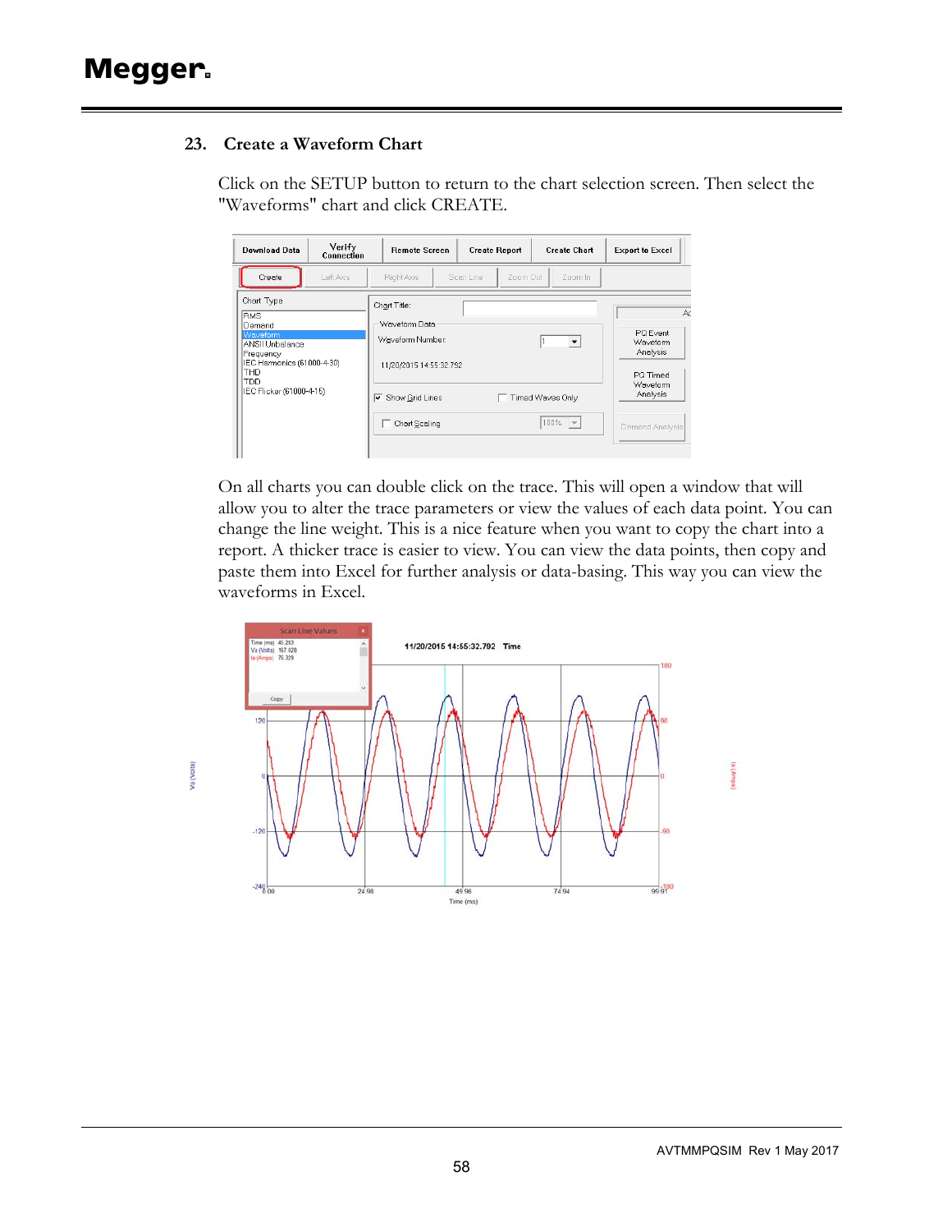## 23. Create a Waveform Chart

Click on the SETUP button to return to the chart selection screen. Then select the "Waveforms" chart and click CREATE.

On all charts you can double click on the trace. This will open a window that will allow you to alter the trace parameters or view the values of each data point. You can change the line weight. This is a nice feature when you want to copy the chart into a report. A thicker trace is easier to view. You can view the data points, then copy and paste them into Excel for further analysis or data-basing. This way you can view the waveforms in Excel.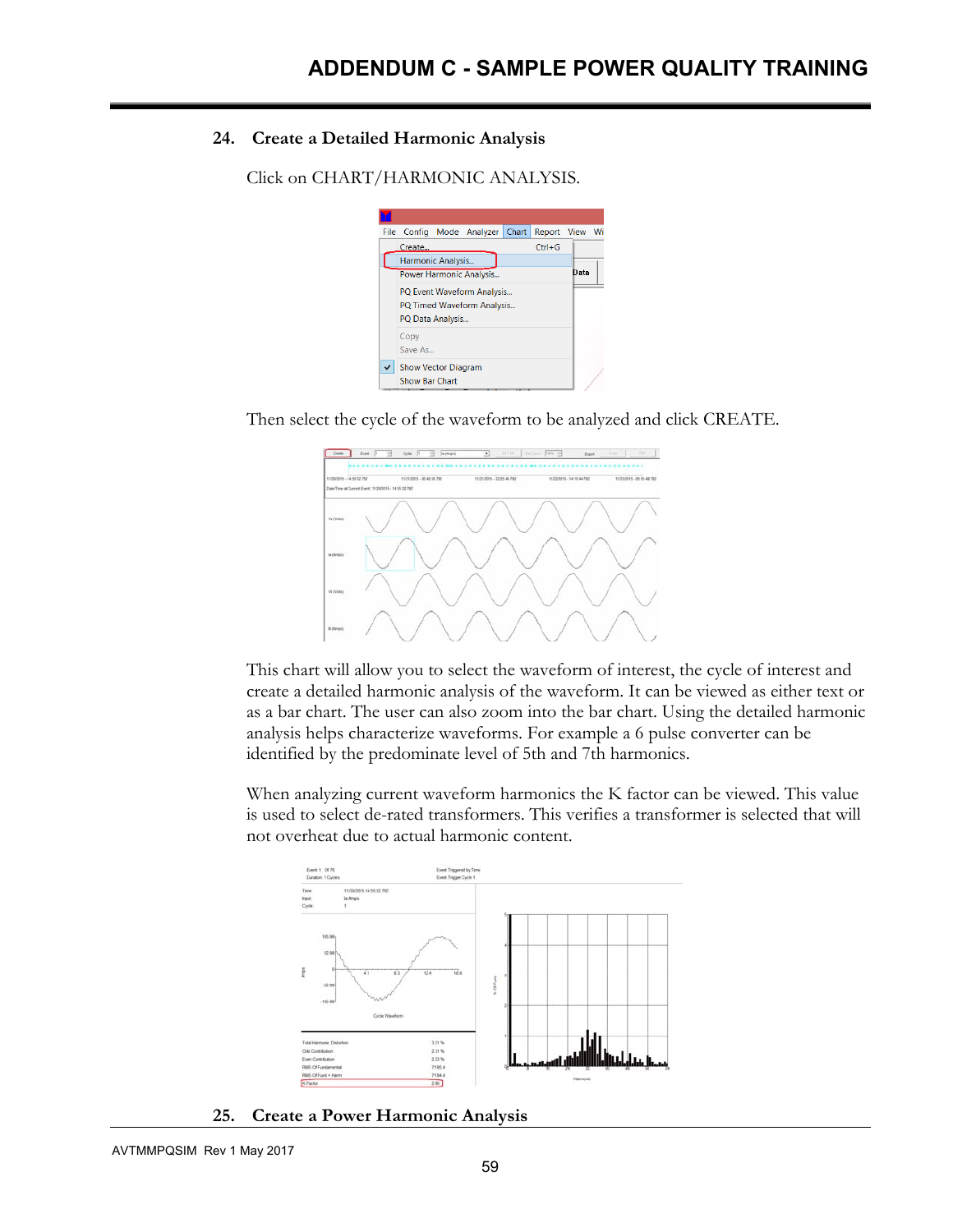### 24. Create a Detailed Harmonic Analysis

Click on CHART/HARMONIC ANALYSIS.

Then select the cycle of the waveform to be analyzed and click CREATE.

This chart will allow you to select the waveform of interest, the cycle of interest and create a detailed harmonic analysis of the waveform. It can be viewed as either text or as a bar chart. The user can also zoom into the bar chart. Using the detailed harmonic analysis helps characterize waveforms. For example a 6 pulse converter can be identified by the predominate level of 5th and 7th harmonics.

When analyzing current waveform harmonics the K factor can be viewed. This value is used to select de-rated transformers. This verifies a transformer is selected that will not overheat due to actual harmonic content.

### 25. Create a Power Harmonic Analysis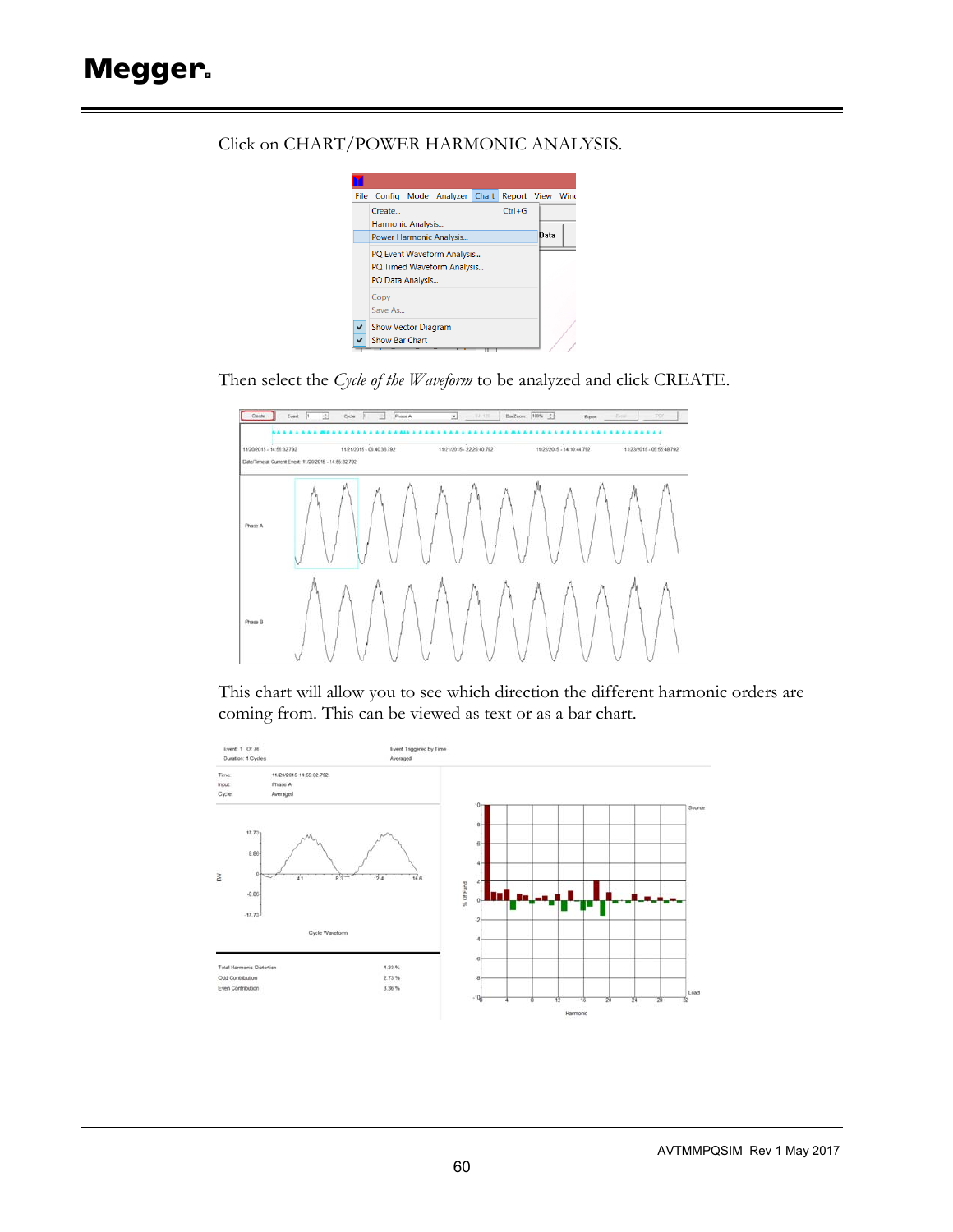Click on CHART/POWER HARMONIC ANALYSIS.

Then select the *Cycle of the Waveform* to be analyzed and click CREATE.

This chart will allow you to see which direction the different harmonic orders are coming from. This can be viewed as text or as a bar chart.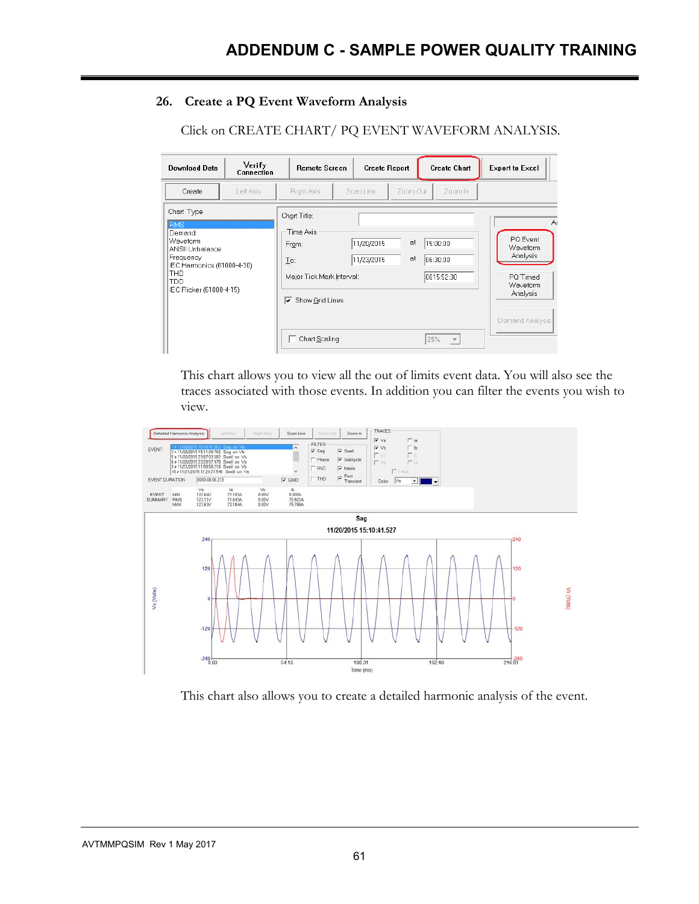## 26. Create a PQ Event Waveform Analysis

Click on CREATE CHART/ PQ EVENT WAVEFORM ANALYSIS.

This chart allows you to view all the out of limits event data. You will also see the traces associated with those events. In addition you can filter the events you wish to view.

This chart also allows you to create a detailed harmonic analysis of the event.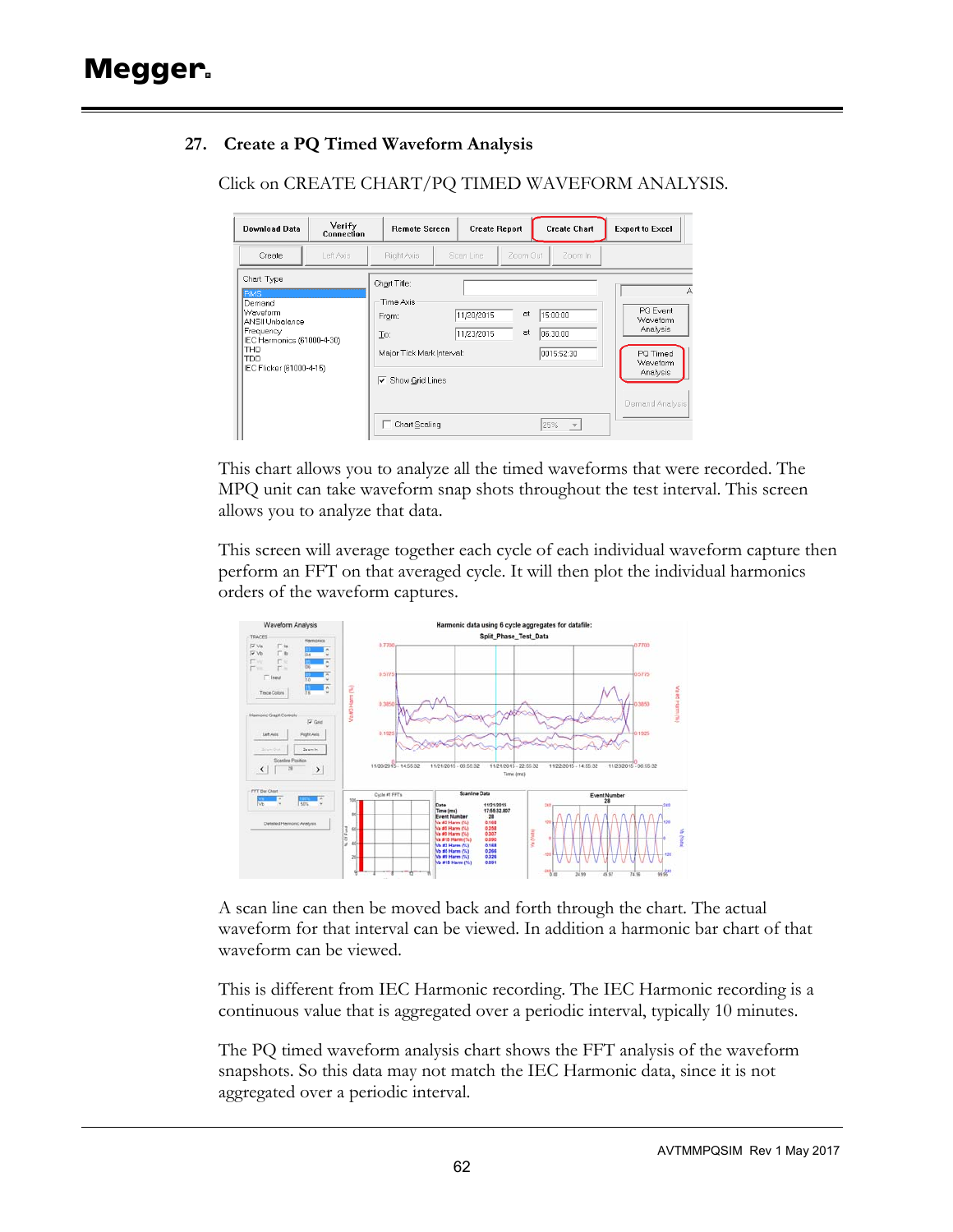## 27. Create a PQ Timed Waveform Analysis

Click on CREATE CHART/PQ TIMED WAVEFORM ANALYSIS.

This chart allows you to analyze all the timed waveforms that were recorded. The MPQ unit can take waveform snap shots throughout the test interval. This screen allows you to analyze that data.

This screen will average together each cycle of each individual waveform capture then perform an FFT on that averaged cycle. It will then plot the individual harmonics orders of the waveform captures.

A scan line can then be moved back and forth through the chart. The actual waveform for that interval can be viewed. In addition a harmonic bar chart of that waveform can be viewed.

This is different from IEC Harmonic recording. The IEC Harmonic recording is a continuous value that is aggregated over a periodic interval, typically 10 minutes.

The PQ timed waveform analysis chart shows the FFT analysis of the waveform snapshots. So this data may not match the IEC Harmonic data, since it is not aggregated over a periodic interval.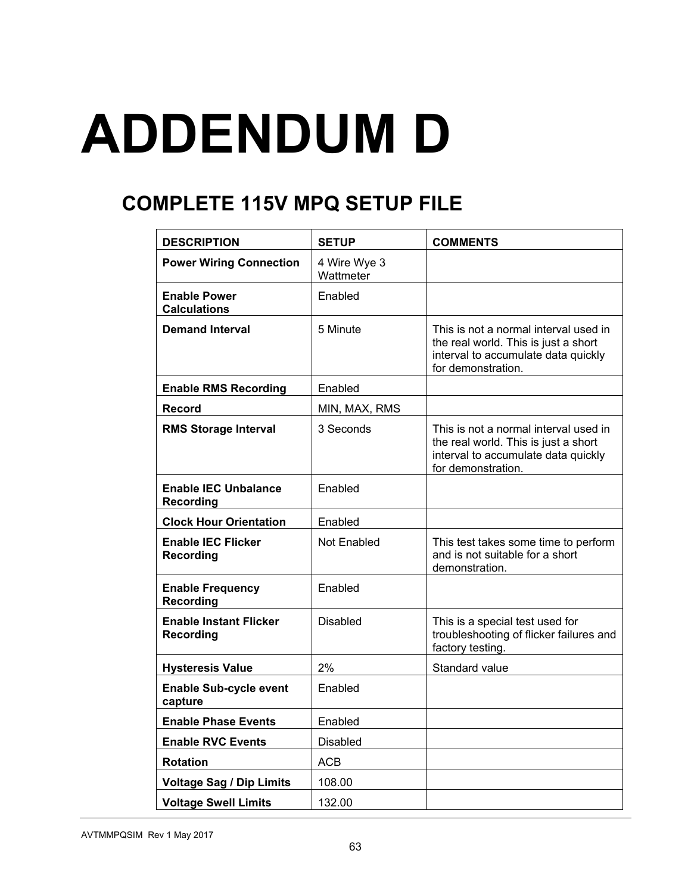# ADDENDUM D

## COMPLETE 115V MPQ SETUP FILE

| DESCRIPTION | SETUP | COMMENTS |
|---|---|---|
| **Power Wiring Connection** | 4 Wire Wye 3 Wattmeter | |
| **Enable Power Calculations** | Enabled | |
| **Demand Interval** | 5 Minute | This is not a normal interval used in the real world. This is just a short interval to accumulate data quickly for demonstration. |
| **Enable RMS Recording** | Enabled | |
| **Record** | MIN, MAX, RMS | |
| **RMS Storage Interval** | 3 Seconds | This is not a normal interval used in the real world. This is just a short interval to accumulate data quickly for demonstration. |
| **Enable IEC Unbalance Recording** | Enabled | |
| **Clock Hour Orientation** | Enabled | |
| **Enable IEC Flicker Recording** | Not Enabled | This test takes some time to perform and is not suitable for a short demonstration. |
| **Enable Frequency Recording** | Enabled | |
| **Enable Instant Flicker Recording** | Disabled | This is a special test used for troubleshooting of flicker failures and factory testing. |
| **Hysteresis Value** | 2% | Standard value |
| **Enable Sub-cycle event capture** | Enabled | |
| **Enable Phase Events** | Enabled | |
| **Enable RVC Events** | Disabled | |
| **Rotation** | ACB | |
| **Voltage Sag / Dip Limits** | 108.00 | |
| **Voltage Swell Limits** | 132.00 | |

AVTMMPQSIM Rev 1 May 2017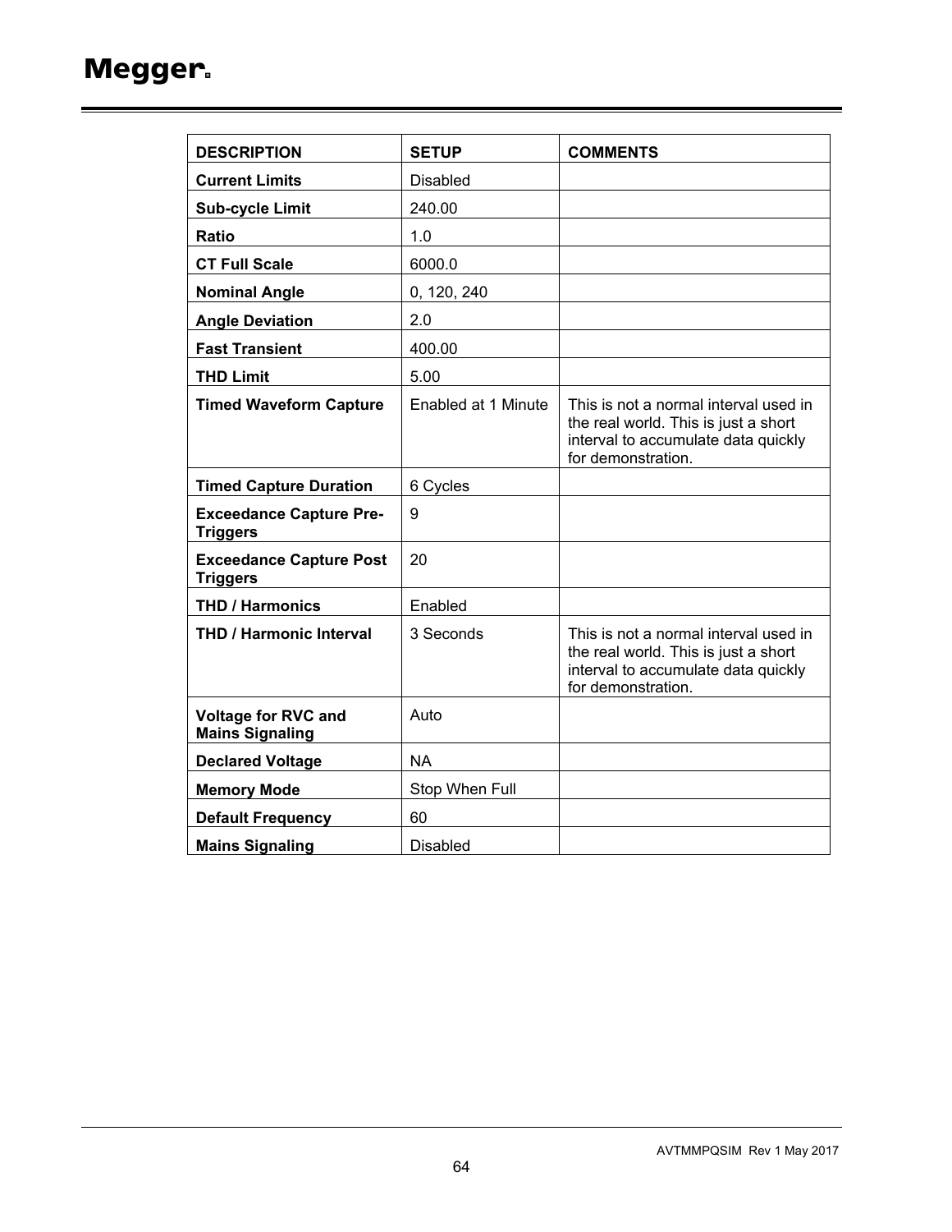| DESCRIPTION | SETUP | COMMENTS |
| --- | --- | --- |
| **Current Limits** | Disabled | |
| **Sub-cycle Limit** | 240.00 | |
| **Ratio** | 1.0 | |
| **CT Full Scale** | 6000.0 | |
| **Nominal Angle** | 0, 120, 240 | |
| **Angle Deviation** | 2.0 | |
| **Fast Transient** | 400.00 | |
| **THD Limit** | 5.00 | |
| **Timed Waveform Capture** | Enabled at 1 Minute | This is not a normal interval used in the real world. This is just a short interval to accumulate data quickly for demonstration. |
| **Timed Capture Duration** | 6 Cycles | |
| **Exceedance Capture Pre-Triggers** | 9 | |
| **Exceedance Capture Post Triggers** | 20 | |
| **THD / Harmonics** | Enabled | |
| **THD / Harmonic Interval** | 3 Seconds | This is not a normal interval used in the real world. This is just a short interval to accumulate data quickly for demonstration. |
| **Voltage for RVC and Mains Signaling** | Auto | |
| **Declared Voltage** | NA | |
| **Memory Mode** | Stop When Full | |
| **Default Frequency** | 60 | |
| **Mains Signaling** | Disabled | |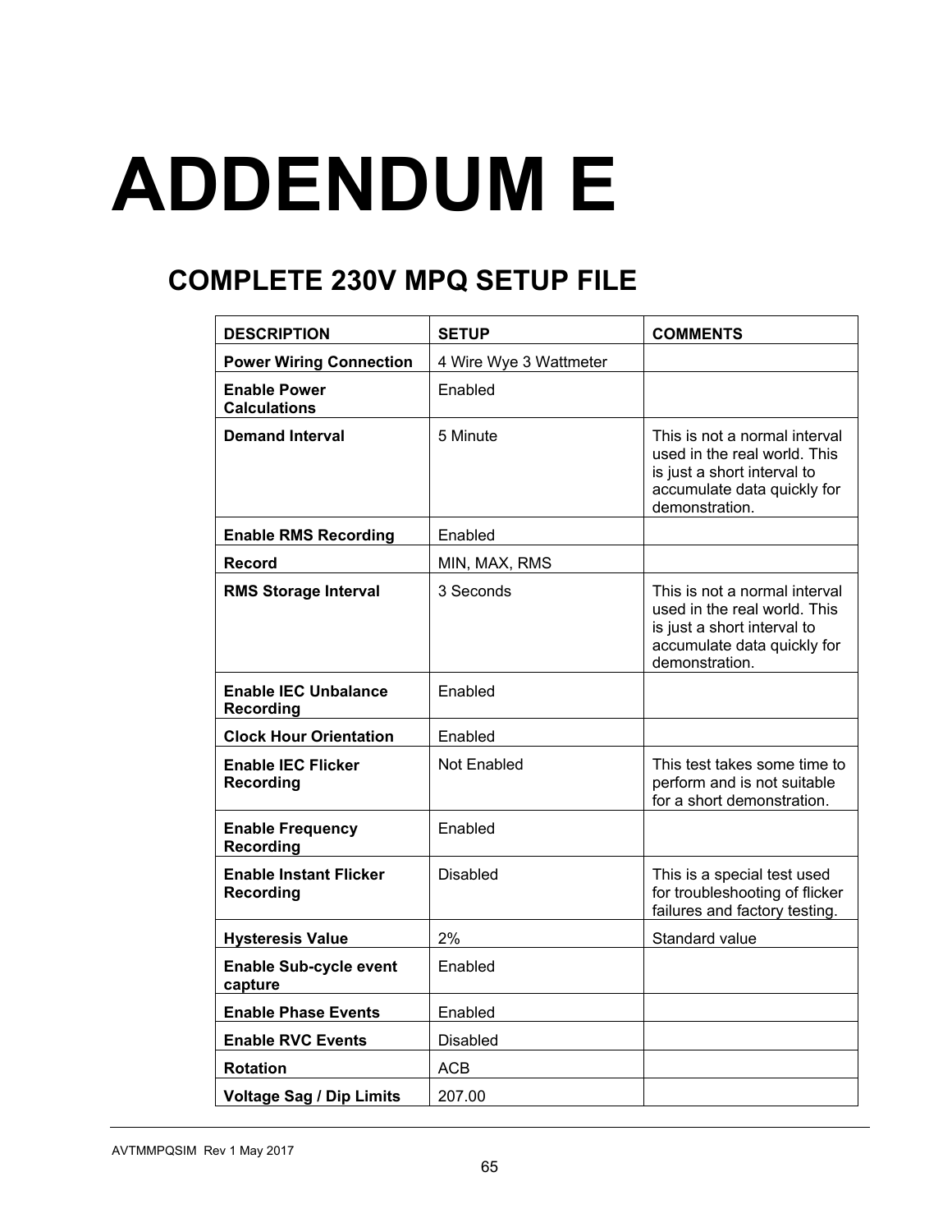# ADDENDUM E

## COMPLETE 230V MPQ SETUP FILE

| DESCRIPTION | SETUP | COMMENTS |
|---|---|---|
| **Power Wiring Connection** | 4 Wire Wye 3 Wattmeter | |
| **Enable Power Calculations** | Enabled | |
| **Demand Interval** | 5 Minute | This is not a normal interval used in the real world. This is just a short interval to accumulate data quickly for demonstration. |
| **Enable RMS Recording** | Enabled | |
| **Record** | MIN, MAX, RMS | |
| **RMS Storage Interval** | 3 Seconds | This is not a normal interval used in the real world. This is just a short interval to accumulate data quickly for demonstration. |
| **Enable IEC Unbalance Recording** | Enabled | |
| **Clock Hour Orientation** | Enabled | |
| **Enable IEC Flicker Recording** | Not Enabled | This test takes some time to perform and is not suitable for a short demonstration. |
| **Enable Frequency Recording** | Enabled | |
| **Enable Instant Flicker Recording** | Disabled | This is a special test used for troubleshooting of flicker failures and factory testing. |
| **Hysteresis Value** | 2% | Standard value |
| **Enable Sub-cycle event capture** | Enabled | |
| **Enable Phase Events** | Enabled | |
| **Enable RVC Events** | Disabled | |
| **Rotation** | ACB | |
| **Voltage Sag / Dip Limits** | 207.00 | |

AVTMMPQSIM Rev 1 May 2017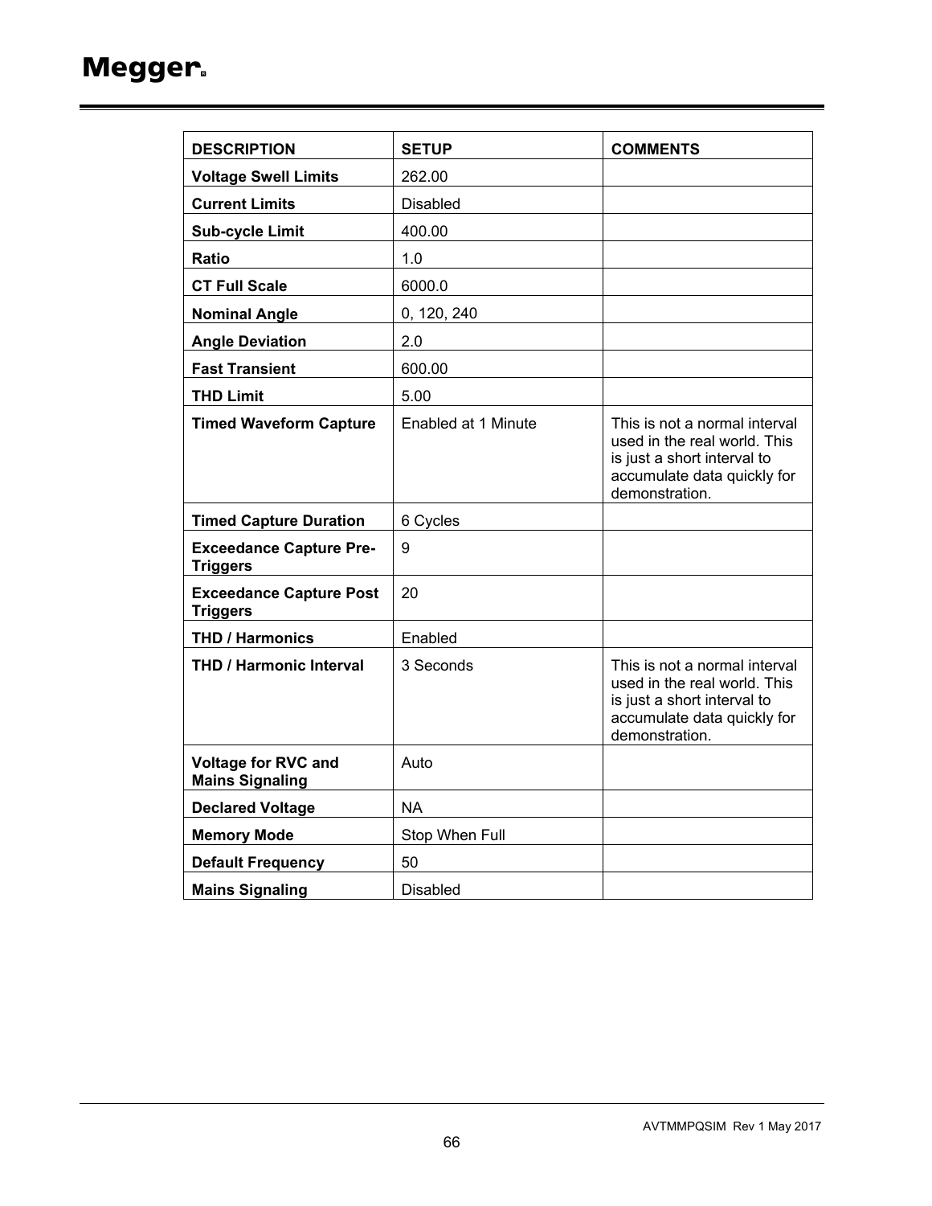| DESCRIPTION | SETUP | COMMENTS |
|---|---|---|
| **Voltage Swell Limits** | 262.00 | |
| **Current Limits** | Disabled | |
| **Sub-cycle Limit** | 400.00 | |
| **Ratio** | 1.0 | |
| **CT Full Scale** | 6000.0 | |
| **Nominal Angle** | 0, 120, 240 | |
| **Angle Deviation** | 2.0 | |
| **Fast Transient** | 600.00 | |
| **THD Limit** | 5.00 | |
| **Timed Waveform Capture** | Enabled at 1 Minute | This is not a normal interval used in the real world. This is just a short interval to accumulate data quickly for demonstration. |
| **Timed Capture Duration** | 6 Cycles | |
| **Exceedance Capture Pre-Triggers** | 9 | |
| **Exceedance Capture Post Triggers** | 20 | |
| **THD / Harmonics** | Enabled | |
| **THD / Harmonic Interval** | 3 Seconds | This is not a normal interval used in the real world. This is just a short interval to accumulate data quickly for demonstration. |
| **Voltage for RVC and Mains Signaling** | Auto | |
| **Declared Voltage** | NA | |
| **Memory Mode** | Stop When Full | |
| **Default Frequency** | 50 | |
| **Mains Signaling** | Disabled | |